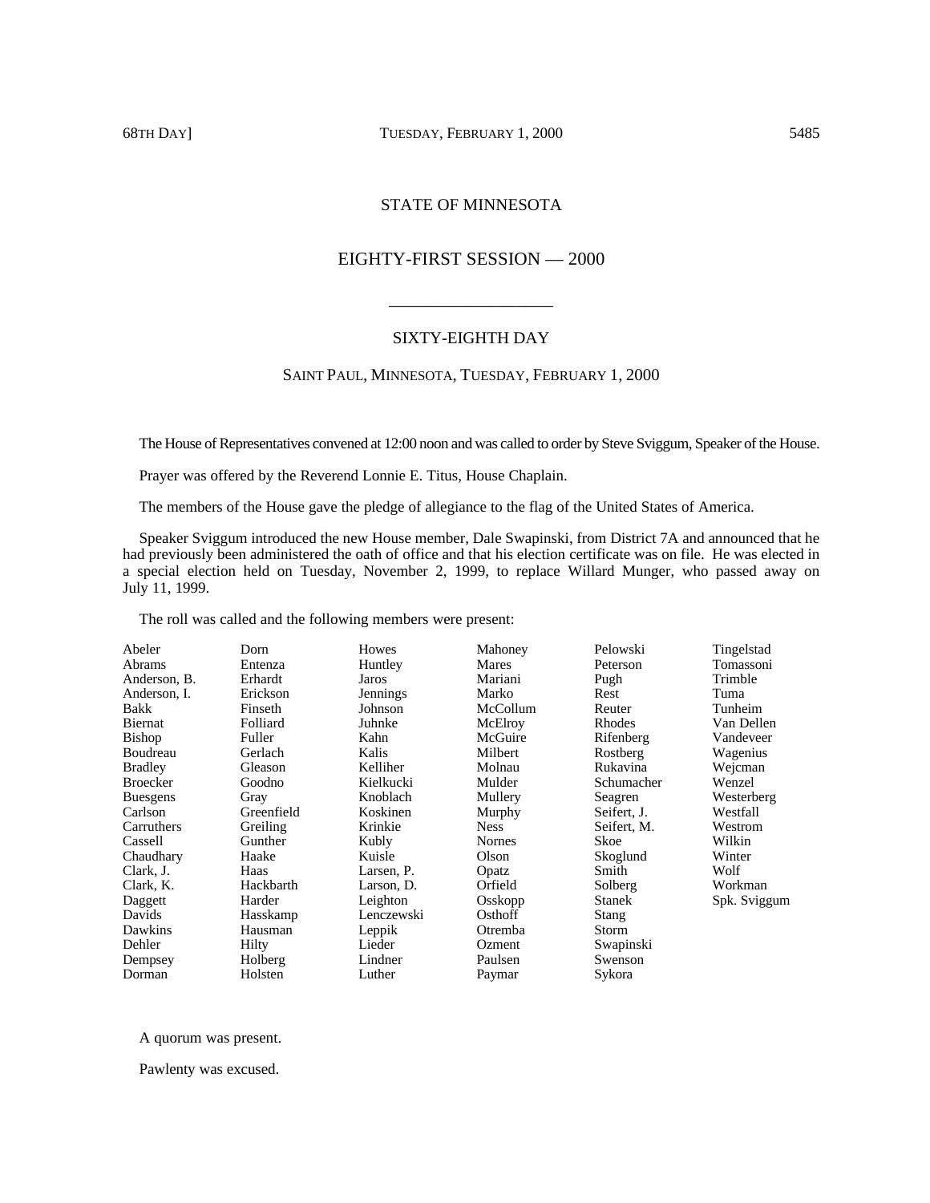# STATE OF MINNESOTA

## EIGHTY-FIRST SESSION — 2000

---

## SIXTY-EIGHTH DAY

### SAINT PAUL, MINNESOTA, TUESDAY, FEBRUARY 1, 2000

The House of Representatives convened at 12:00 noon and was called to order by Steve Sviggum, Speaker of the House.

Prayer was offered by the Reverend Lonnie E. Titus, House Chaplain.

The members of the House gave the pledge of allegiance to the flag of the United States of America.

Speaker Sviggum introduced the new House member, Dale Swapinski, from District 7A and announced that he had previously been administered the oath of office and that his election certificate was on file. He was elected in a special election held on Tuesday, November 2, 1999, to replace Willard Munger, who passed away on July 11, 1999.

The roll was called and the following members were present:

| | | | | | |
|---|---|---|---|---|---|
| Abeler | Dorn | Howes | Mahoney | Pelowski | Tingelstad |
| Abrams | Entenza | Huntley | Mares | Peterson | Tomassoni |
| Anderson, B. | Erhardt | Jaros | Mariani | Pugh | Trimble |
| Anderson, I. | Erickson | Jennings | Marko | Rest | Tuma |
| Bakk | Finseth | Johnson | McCollum | Reuter | Tunheim |
| Biernat | Folliard | Juhnke | McElroy | Rhodes | Van Dellen |
| Bishop | Fuller | Kahn | McGuire | Rifenberg | Vandeveer |
| Boudreau | Gerlach | Kalis | Milbert | Rostberg | Wagenius |
| Bradley | Gleason | Kelliher | Molnau | Rukavina | Wejcman |
| Broecker | Goodno | Kielkucki | Mulder | Schumacher | Wenzel |
| Buesgens | Gray | Knoblach | Mullery | Seagren | Westerberg |
| Carlson | Greenfield | Koskinen | Murphy | Seifert, J. | Westfall |
| Carruthers | Greiling | Krinkie | Ness | Seifert, M. | Westrom |
| Cassell | Gunther | Kubly | Nornes | Skoe | Wilkin |
| Chaudhary | Haake | Kuisle | Olson | Skoglund | Winter |
| Clark, J. | Haas | Larsen, P. | Opatz | Smith | Wolf |
| Clark, K. | Hackbarth | Larson, D. | Orfield | Solberg | Workman |
| Daggett | Harder | Leighton | Osskopp | Stanek | Spk. Sviggum |
| Davids | Hasskamp | Lenczewski | Osthoff | Stang | |
| Dawkins | Hausman | Leppik | Otremba | Storm | |
| Dehler | Hilty | Lieder | Ozment | Swapinski | |
| Dempsey | Holberg | Lindner | Paulsen | Swenson | |
| Dorman | Holsten | Luther | Paymar | Sykora | |

A quorum was present.

Pawlenty was excused.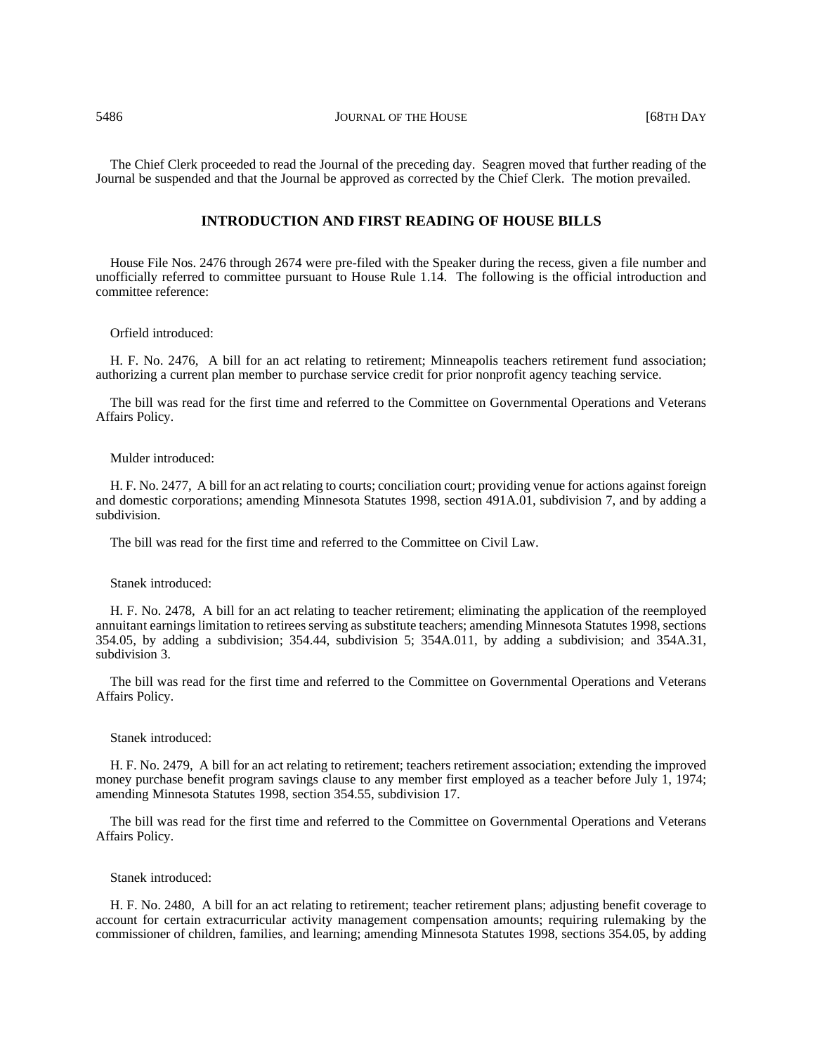The Chief Clerk proceeded to read the Journal of the preceding day. Seagren moved that further reading of the Journal be suspended and that the Journal be approved as corrected by the Chief Clerk. The motion prevailed.

## INTRODUCTION AND FIRST READING OF HOUSE BILLS

House File Nos. 2476 through 2674 were pre-filed with the Speaker during the recess, given a file number and unofficially referred to committee pursuant to House Rule 1.14. The following is the official introduction and committee reference:

Orfield introduced:

H. F. No. 2476, A bill for an act relating to retirement; Minneapolis teachers retirement fund association; authorizing a current plan member to purchase service credit for prior nonprofit agency teaching service.

The bill was read for the first time and referred to the Committee on Governmental Operations and Veterans Affairs Policy.

Mulder introduced:

H. F. No. 2477, A bill for an act relating to courts; conciliation court; providing venue for actions against foreign and domestic corporations; amending Minnesota Statutes 1998, section 491A.01, subdivision 7, and by adding a subdivision.

The bill was read for the first time and referred to the Committee on Civil Law.

Stanek introduced:

H. F. No. 2478, A bill for an act relating to teacher retirement; eliminating the application of the reemployed annuitant earnings limitation to retirees serving as substitute teachers; amending Minnesota Statutes 1998, sections 354.05, by adding a subdivision; 354.44, subdivision 5; 354A.011, by adding a subdivision; and 354A.31, subdivision 3.

The bill was read for the first time and referred to the Committee on Governmental Operations and Veterans Affairs Policy.

Stanek introduced:

H. F. No. 2479, A bill for an act relating to retirement; teachers retirement association; extending the improved money purchase benefit program savings clause to any member first employed as a teacher before July 1, 1974; amending Minnesota Statutes 1998, section 354.55, subdivision 17.

The bill was read for the first time and referred to the Committee on Governmental Operations and Veterans Affairs Policy.

Stanek introduced:

H. F. No. 2480, A bill for an act relating to retirement; teacher retirement plans; adjusting benefit coverage to account for certain extracurricular activity management compensation amounts; requiring rulemaking by the commissioner of children, families, and learning; amending Minnesota Statutes 1998, sections 354.05, by adding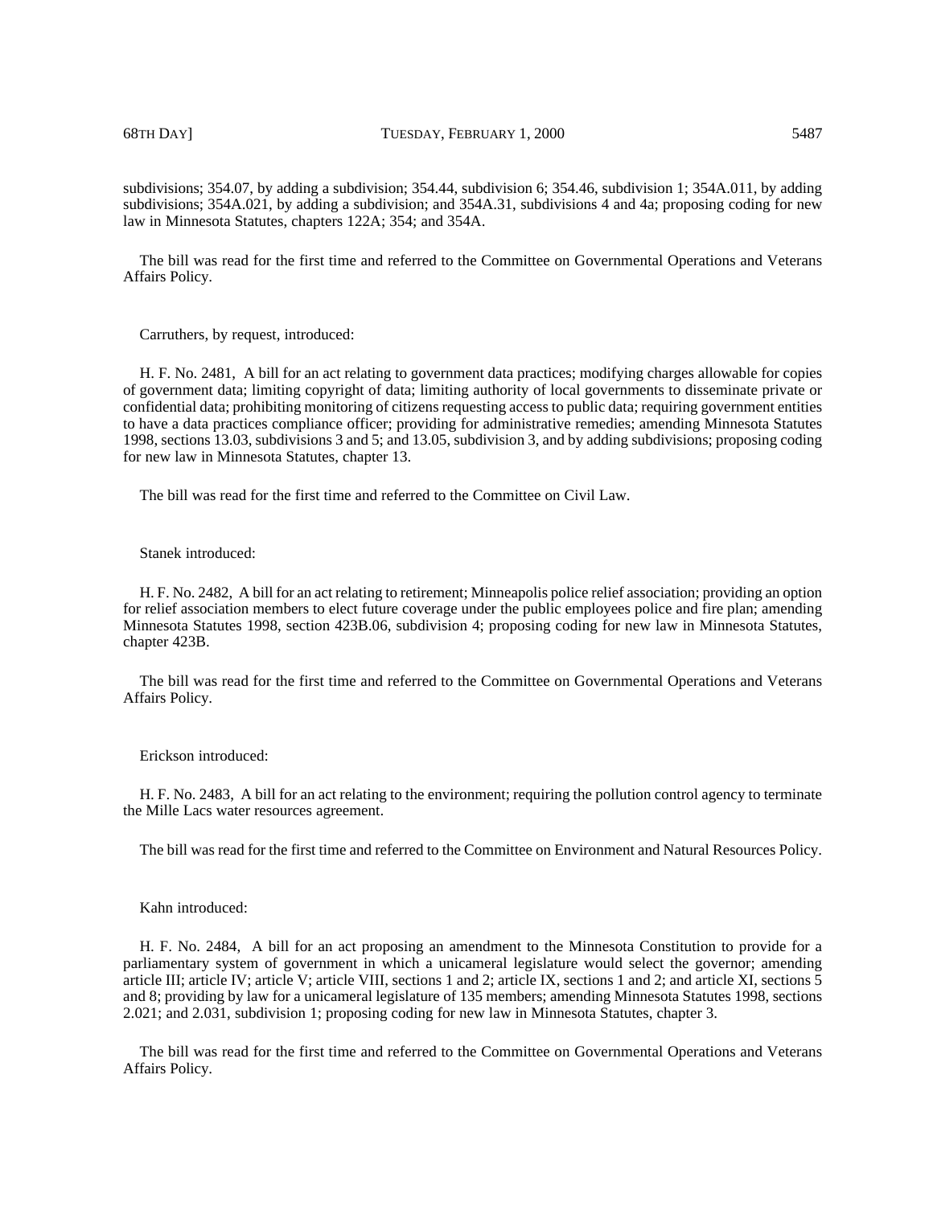subdivisions; 354.07, by adding a subdivision; 354.44, subdivision 6; 354.46, subdivision 1; 354A.011, by adding subdivisions; 354A.021, by adding a subdivision; and 354A.31, subdivisions 4 and 4a; proposing coding for new law in Minnesota Statutes, chapters 122A; 354; and 354A.

The bill was read for the first time and referred to the Committee on Governmental Operations and Veterans Affairs Policy.

Carruthers, by request, introduced:

H. F. No. 2481, A bill for an act relating to government data practices; modifying charges allowable for copies of government data; limiting copyright of data; limiting authority of local governments to disseminate private or confidential data; prohibiting monitoring of citizens requesting access to public data; requiring government entities to have a data practices compliance officer; providing for administrative remedies; amending Minnesota Statutes 1998, sections 13.03, subdivisions 3 and 5; and 13.05, subdivision 3, and by adding subdivisions; proposing coding for new law in Minnesota Statutes, chapter 13.

The bill was read for the first time and referred to the Committee on Civil Law.

Stanek introduced:

H. F. No. 2482, A bill for an act relating to retirement; Minneapolis police relief association; providing an option for relief association members to elect future coverage under the public employees police and fire plan; amending Minnesota Statutes 1998, section 423B.06, subdivision 4; proposing coding for new law in Minnesota Statutes, chapter 423B.

The bill was read for the first time and referred to the Committee on Governmental Operations and Veterans Affairs Policy.

Erickson introduced:

H. F. No. 2483, A bill for an act relating to the environment; requiring the pollution control agency to terminate the Mille Lacs water resources agreement.

The bill was read for the first time and referred to the Committee on Environment and Natural Resources Policy.

Kahn introduced:

H. F. No. 2484, A bill for an act proposing an amendment to the Minnesota Constitution to provide for a parliamentary system of government in which a unicameral legislature would select the governor; amending article III; article IV; article V; article VIII, sections 1 and 2; article IX, sections 1 and 2; and article XI, sections 5 and 8; providing by law for a unicameral legislature of 135 members; amending Minnesota Statutes 1998, sections 2.021; and 2.031, subdivision 1; proposing coding for new law in Minnesota Statutes, chapter 3.

The bill was read for the first time and referred to the Committee on Governmental Operations and Veterans Affairs Policy.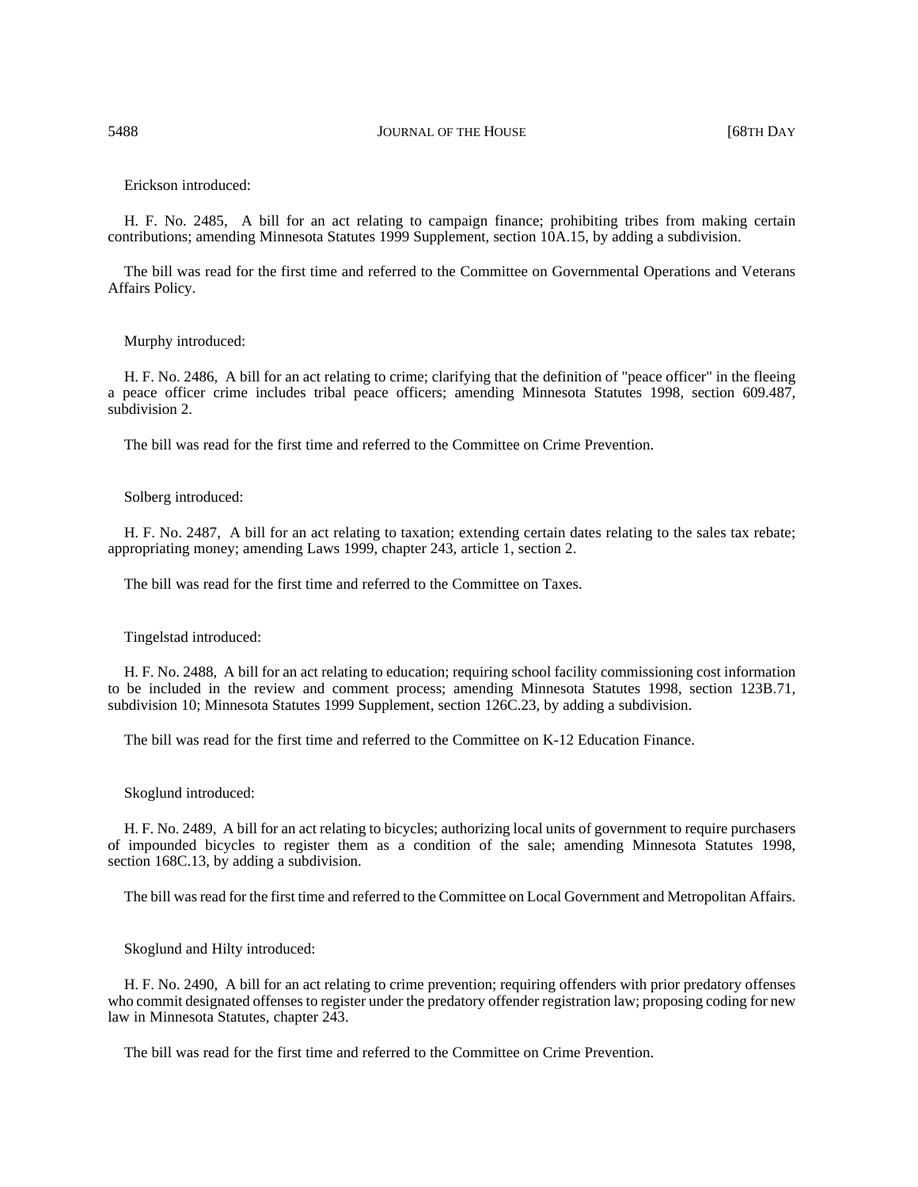Erickson introduced:

H. F. No. 2485, A bill for an act relating to campaign finance; prohibiting tribes from making certain contributions; amending Minnesota Statutes 1999 Supplement, section 10A.15, by adding a subdivision.

The bill was read for the first time and referred to the Committee on Governmental Operations and Veterans Affairs Policy.

Murphy introduced:

H. F. No. 2486, A bill for an act relating to crime; clarifying that the definition of "peace officer" in the fleeing a peace officer crime includes tribal peace officers; amending Minnesota Statutes 1998, section 609.487, subdivision 2.

The bill was read for the first time and referred to the Committee on Crime Prevention.

Solberg introduced:

H. F. No. 2487, A bill for an act relating to taxation; extending certain dates relating to the sales tax rebate; appropriating money; amending Laws 1999, chapter 243, article 1, section 2.

The bill was read for the first time and referred to the Committee on Taxes.

Tingelstad introduced:

H. F. No. 2488, A bill for an act relating to education; requiring school facility commissioning cost information to be included in the review and comment process; amending Minnesota Statutes 1998, section 123B.71, subdivision 10; Minnesota Statutes 1999 Supplement, section 126C.23, by adding a subdivision.

The bill was read for the first time and referred to the Committee on K-12 Education Finance.

Skoglund introduced:

H. F. No. 2489, A bill for an act relating to bicycles; authorizing local units of government to require purchasers of impounded bicycles to register them as a condition of the sale; amending Minnesota Statutes 1998, section 168C.13, by adding a subdivision.

The bill was read for the first time and referred to the Committee on Local Government and Metropolitan Affairs.

Skoglund and Hilty introduced:

H. F. No. 2490, A bill for an act relating to crime prevention; requiring offenders with prior predatory offenses who commit designated offenses to register under the predatory offender registration law; proposing coding for new law in Minnesota Statutes, chapter 243.

The bill was read for the first time and referred to the Committee on Crime Prevention.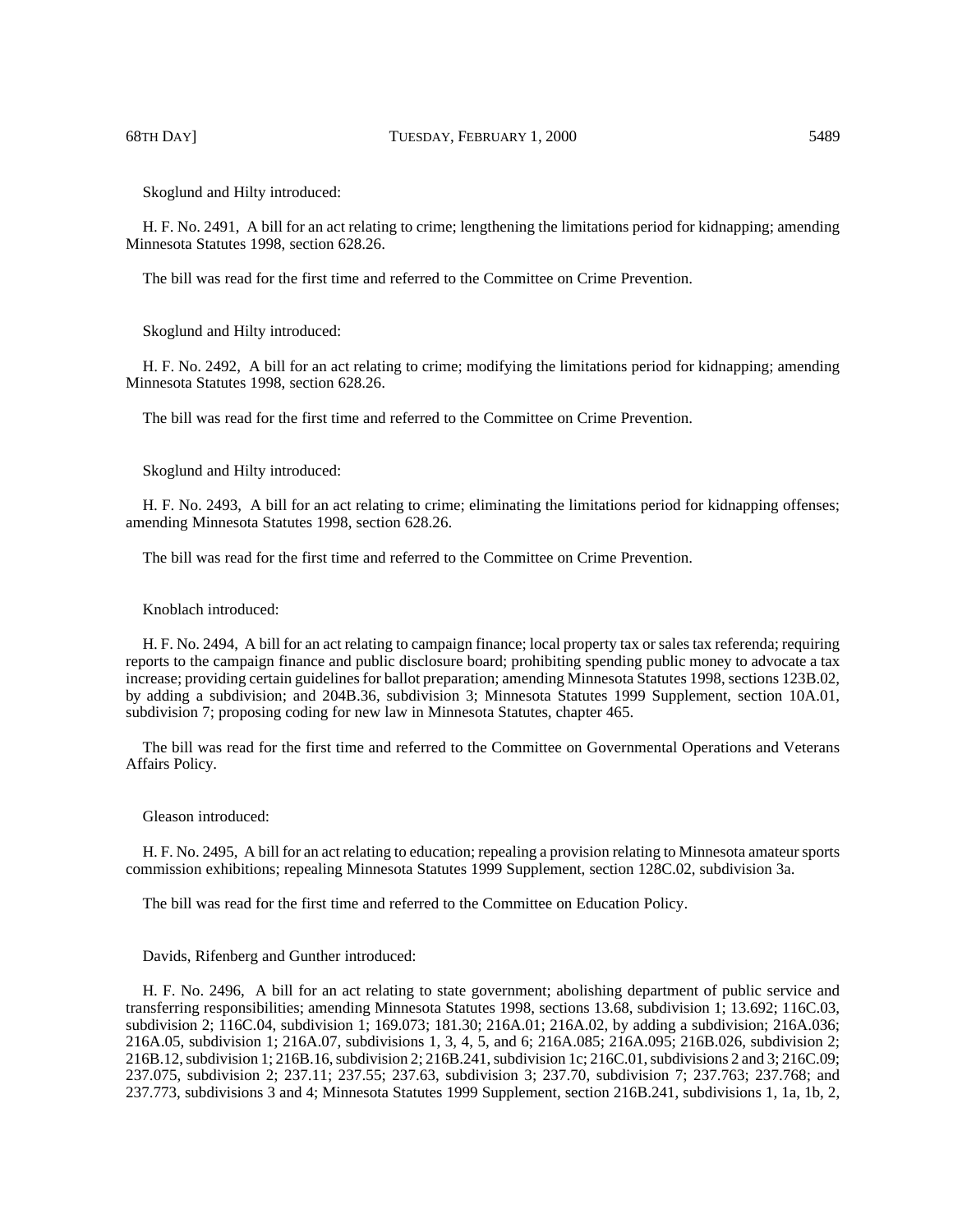Skoglund and Hilty introduced:

H. F. No. 2491, A bill for an act relating to crime; lengthening the limitations period for kidnapping; amending Minnesota Statutes 1998, section 628.26.

The bill was read for the first time and referred to the Committee on Crime Prevention.

Skoglund and Hilty introduced:

H. F. No. 2492, A bill for an act relating to crime; modifying the limitations period for kidnapping; amending Minnesota Statutes 1998, section 628.26.

The bill was read for the first time and referred to the Committee on Crime Prevention.

Skoglund and Hilty introduced:

H. F. No. 2493, A bill for an act relating to crime; eliminating the limitations period for kidnapping offenses; amending Minnesota Statutes 1998, section 628.26.

The bill was read for the first time and referred to the Committee on Crime Prevention.

Knoblach introduced:

H. F. No. 2494, A bill for an act relating to campaign finance; local property tax or sales tax referenda; requiring reports to the campaign finance and public disclosure board; prohibiting spending public money to advocate a tax increase; providing certain guidelines for ballot preparation; amending Minnesota Statutes 1998, sections 123B.02, by adding a subdivision; and 204B.36, subdivision 3; Minnesota Statutes 1999 Supplement, section 10A.01, subdivision 7; proposing coding for new law in Minnesota Statutes, chapter 465.

The bill was read for the first time and referred to the Committee on Governmental Operations and Veterans Affairs Policy.

Gleason introduced:

H. F. No. 2495, A bill for an act relating to education; repealing a provision relating to Minnesota amateur sports commission exhibitions; repealing Minnesota Statutes 1999 Supplement, section 128C.02, subdivision 3a.

The bill was read for the first time and referred to the Committee on Education Policy.

Davids, Rifenberg and Gunther introduced:

H. F. No. 2496, A bill for an act relating to state government; abolishing department of public service and transferring responsibilities; amending Minnesota Statutes 1998, sections 13.68, subdivision 1; 13.692; 116C.03, subdivision 2; 116C.04, subdivision 1; 169.073; 181.30; 216A.01; 216A.02, by adding a subdivision; 216A.036; 216A.05, subdivision 1; 216A.07, subdivisions 1, 3, 4, 5, and 6; 216A.085; 216A.095; 216B.026, subdivision 2; 216B.12, subdivision 1; 216B.16, subdivision 2; 216B.241, subdivision 1c; 216C.01, subdivisions 2 and 3; 216C.09; 237.075, subdivision 2; 237.11; 237.55; 237.63, subdivision 3; 237.70, subdivision 7; 237.763; 237.768; and 237.773, subdivisions 3 and 4; Minnesota Statutes 1999 Supplement, section 216B.241, subdivisions 1, 1a, 1b, 2,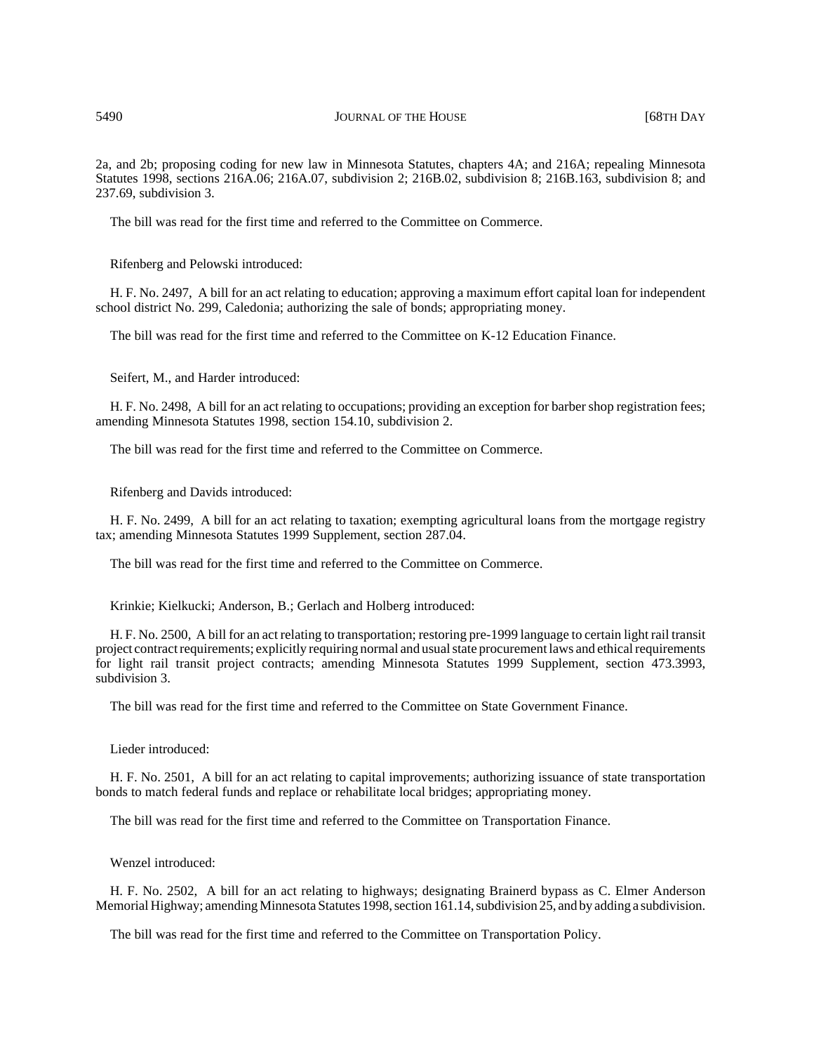2a, and 2b; proposing coding for new law in Minnesota Statutes, chapters 4A; and 216A; repealing Minnesota Statutes 1998, sections 216A.06; 216A.07, subdivision 2; 216B.02, subdivision 8; 216B.163, subdivision 8; and 237.69, subdivision 3.

The bill was read for the first time and referred to the Committee on Commerce.

Rifenberg and Pelowski introduced:

H. F. No. 2497, A bill for an act relating to education; approving a maximum effort capital loan for independent school district No. 299, Caledonia; authorizing the sale of bonds; appropriating money.

The bill was read for the first time and referred to the Committee on K-12 Education Finance.

Seifert, M., and Harder introduced:

H. F. No. 2498, A bill for an act relating to occupations; providing an exception for barber shop registration fees; amending Minnesota Statutes 1998, section 154.10, subdivision 2.

The bill was read for the first time and referred to the Committee on Commerce.

Rifenberg and Davids introduced:

H. F. No. 2499, A bill for an act relating to taxation; exempting agricultural loans from the mortgage registry tax; amending Minnesota Statutes 1999 Supplement, section 287.04.

The bill was read for the first time and referred to the Committee on Commerce.

Krinkie; Kielkucki; Anderson, B.; Gerlach and Holberg introduced:

H. F. No. 2500, A bill for an act relating to transportation; restoring pre-1999 language to certain light rail transit project contract requirements; explicitly requiring normal and usual state procurement laws and ethical requirements for light rail transit project contracts; amending Minnesota Statutes 1999 Supplement, section 473.3993, subdivision 3.

The bill was read for the first time and referred to the Committee on State Government Finance.

Lieder introduced:

H. F. No. 2501, A bill for an act relating to capital improvements; authorizing issuance of state transportation bonds to match federal funds and replace or rehabilitate local bridges; appropriating money.

The bill was read for the first time and referred to the Committee on Transportation Finance.

Wenzel introduced:

H. F. No. 2502, A bill for an act relating to highways; designating Brainerd bypass as C. Elmer Anderson Memorial Highway; amending Minnesota Statutes 1998, section 161.14, subdivision 25, and by adding a subdivision.

The bill was read for the first time and referred to the Committee on Transportation Policy.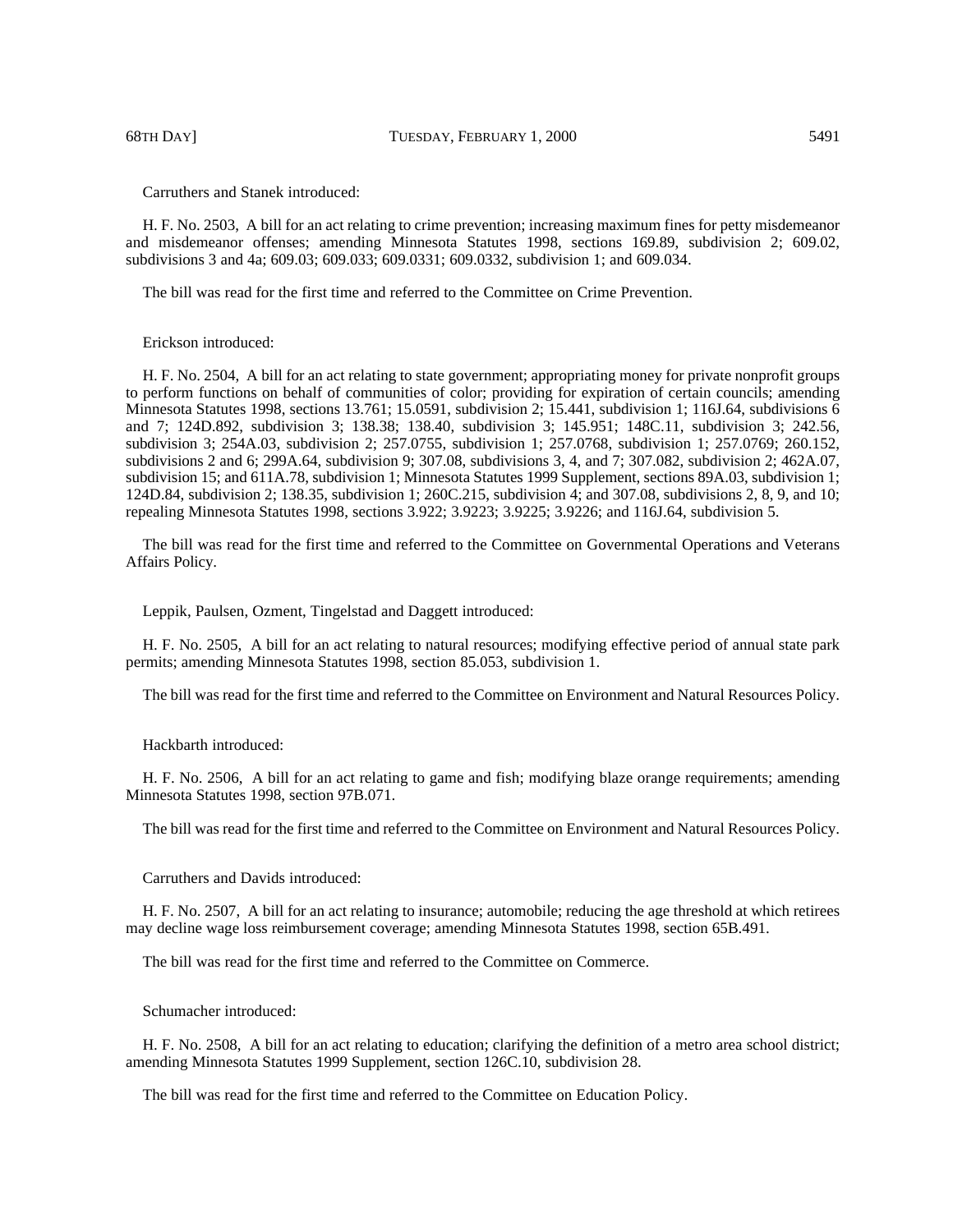Carruthers and Stanek introduced:

H. F. No. 2503, A bill for an act relating to crime prevention; increasing maximum fines for petty misdemeanor and misdemeanor offenses; amending Minnesota Statutes 1998, sections 169.89, subdivision 2; 609.02, subdivisions 3 and 4a; 609.03; 609.033; 609.0331; 609.0332, subdivision 1; and 609.034.

The bill was read for the first time and referred to the Committee on Crime Prevention.

Erickson introduced:

H. F. No. 2504, A bill for an act relating to state government; appropriating money for private nonprofit groups to perform functions on behalf of communities of color; providing for expiration of certain councils; amending Minnesota Statutes 1998, sections 13.761; 15.0591, subdivision 2; 15.441, subdivision 1; 116J.64, subdivisions 6 and 7; 124D.892, subdivision 3; 138.38; 138.40, subdivision 3; 145.951; 148C.11, subdivision 3; 242.56, subdivision 3; 254A.03, subdivision 2; 257.0755, subdivision 1; 257.0768, subdivision 1; 257.0769; 260.152, subdivisions 2 and 6; 299A.64, subdivision 9; 307.08, subdivisions 3, 4, and 7; 307.082, subdivision 2; 462A.07, subdivision 15; and 611A.78, subdivision 1; Minnesota Statutes 1999 Supplement, sections 89A.03, subdivision 1; 124D.84, subdivision 2; 138.35, subdivision 1; 260C.215, subdivision 4; and 307.08, subdivisions 2, 8, 9, and 10; repealing Minnesota Statutes 1998, sections 3.922; 3.9223; 3.9225; 3.9226; and 116J.64, subdivision 5.

The bill was read for the first time and referred to the Committee on Governmental Operations and Veterans Affairs Policy.

Leppik, Paulsen, Ozment, Tingelstad and Daggett introduced:

H. F. No. 2505, A bill for an act relating to natural resources; modifying effective period of annual state park permits; amending Minnesota Statutes 1998, section 85.053, subdivision 1.

The bill was read for the first time and referred to the Committee on Environment and Natural Resources Policy.

Hackbarth introduced:

H. F. No. 2506, A bill for an act relating to game and fish; modifying blaze orange requirements; amending Minnesota Statutes 1998, section 97B.071.

The bill was read for the first time and referred to the Committee on Environment and Natural Resources Policy.

Carruthers and Davids introduced:

H. F. No. 2507, A bill for an act relating to insurance; automobile; reducing the age threshold at which retirees may decline wage loss reimbursement coverage; amending Minnesota Statutes 1998, section 65B.491.

The bill was read for the first time and referred to the Committee on Commerce.

Schumacher introduced:

H. F. No. 2508, A bill for an act relating to education; clarifying the definition of a metro area school district; amending Minnesota Statutes 1999 Supplement, section 126C.10, subdivision 28.

The bill was read for the first time and referred to the Committee on Education Policy.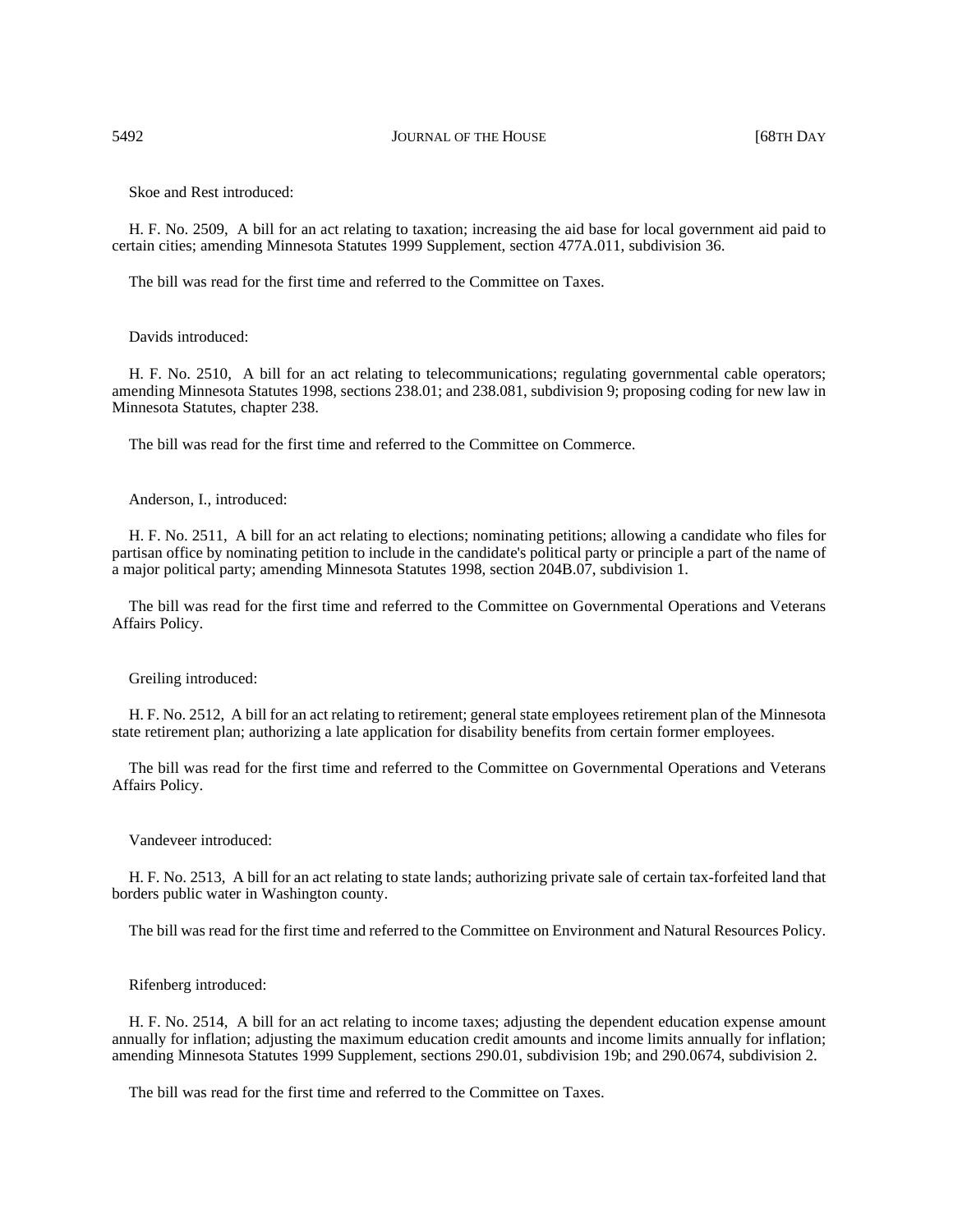Skoe and Rest introduced:

H. F. No. 2509, A bill for an act relating to taxation; increasing the aid base for local government aid paid to certain cities; amending Minnesota Statutes 1999 Supplement, section 477A.011, subdivision 36.

The bill was read for the first time and referred to the Committee on Taxes.

Davids introduced:

H. F. No. 2510, A bill for an act relating to telecommunications; regulating governmental cable operators; amending Minnesota Statutes 1998, sections 238.01; and 238.081, subdivision 9; proposing coding for new law in Minnesota Statutes, chapter 238.

The bill was read for the first time and referred to the Committee on Commerce.

Anderson, I., introduced:

H. F. No. 2511, A bill for an act relating to elections; nominating petitions; allowing a candidate who files for partisan office by nominating petition to include in the candidate's political party or principle a part of the name of a major political party; amending Minnesota Statutes 1998, section 204B.07, subdivision 1.

The bill was read for the first time and referred to the Committee on Governmental Operations and Veterans Affairs Policy.

Greiling introduced:

H. F. No. 2512, A bill for an act relating to retirement; general state employees retirement plan of the Minnesota state retirement plan; authorizing a late application for disability benefits from certain former employees.

The bill was read for the first time and referred to the Committee on Governmental Operations and Veterans Affairs Policy.

Vandeveer introduced:

H. F. No. 2513, A bill for an act relating to state lands; authorizing private sale of certain tax-forfeited land that borders public water in Washington county.

The bill was read for the first time and referred to the Committee on Environment and Natural Resources Policy.

Rifenberg introduced:

H. F. No. 2514, A bill for an act relating to income taxes; adjusting the dependent education expense amount annually for inflation; adjusting the maximum education credit amounts and income limits annually for inflation; amending Minnesota Statutes 1999 Supplement, sections 290.01, subdivision 19b; and 290.0674, subdivision 2.

The bill was read for the first time and referred to the Committee on Taxes.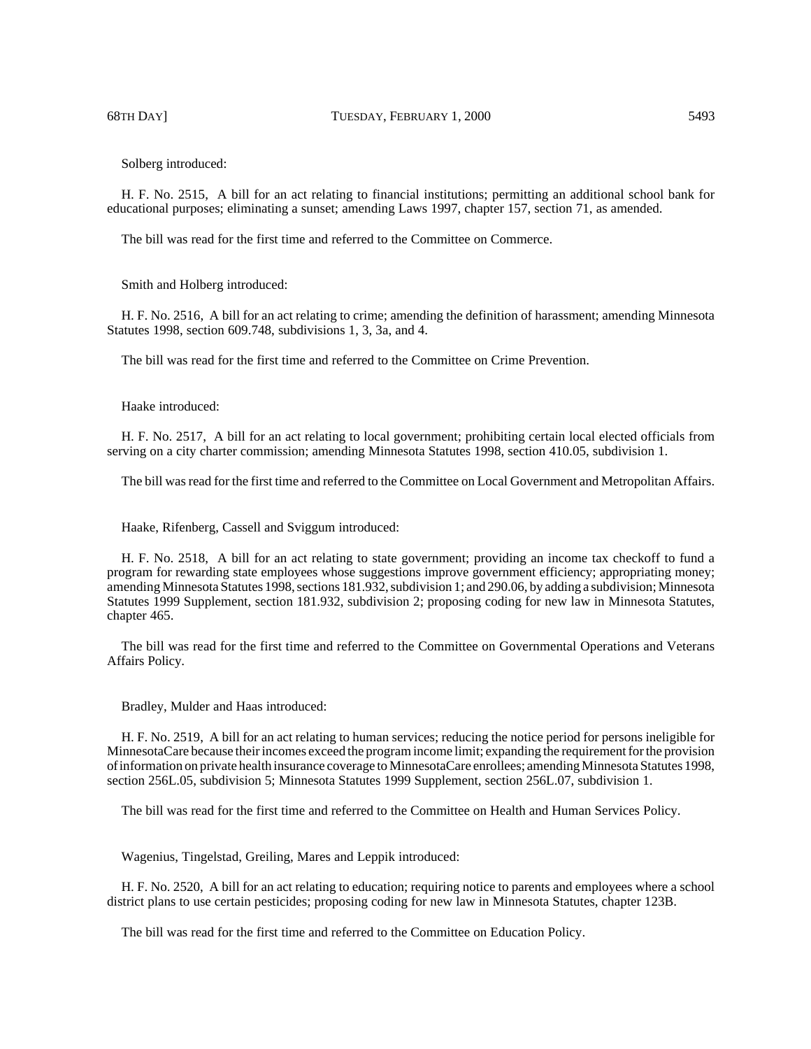Solberg introduced:

H. F. No. 2515, A bill for an act relating to financial institutions; permitting an additional school bank for educational purposes; eliminating a sunset; amending Laws 1997, chapter 157, section 71, as amended.

The bill was read for the first time and referred to the Committee on Commerce.

Smith and Holberg introduced:

H. F. No. 2516, A bill for an act relating to crime; amending the definition of harassment; amending Minnesota Statutes 1998, section 609.748, subdivisions 1, 3, 3a, and 4.

The bill was read for the first time and referred to the Committee on Crime Prevention.

Haake introduced:

H. F. No. 2517, A bill for an act relating to local government; prohibiting certain local elected officials from serving on a city charter commission; amending Minnesota Statutes 1998, section 410.05, subdivision 1.

The bill was read for the first time and referred to the Committee on Local Government and Metropolitan Affairs.

Haake, Rifenberg, Cassell and Sviggum introduced:

H. F. No. 2518, A bill for an act relating to state government; providing an income tax checkoff to fund a program for rewarding state employees whose suggestions improve government efficiency; appropriating money; amending Minnesota Statutes 1998, sections 181.932, subdivision 1; and 290.06, by adding a subdivision; Minnesota Statutes 1999 Supplement, section 181.932, subdivision 2; proposing coding for new law in Minnesota Statutes, chapter 465.

The bill was read for the first time and referred to the Committee on Governmental Operations and Veterans Affairs Policy.

Bradley, Mulder and Haas introduced:

H. F. No. 2519, A bill for an act relating to human services; reducing the notice period for persons ineligible for MinnesotaCare because their incomes exceed the program income limit; expanding the requirement for the provision of information on private health insurance coverage to MinnesotaCare enrollees; amending Minnesota Statutes 1998, section 256L.05, subdivision 5; Minnesota Statutes 1999 Supplement, section 256L.07, subdivision 1.

The bill was read for the first time and referred to the Committee on Health and Human Services Policy.

Wagenius, Tingelstad, Greiling, Mares and Leppik introduced:

H. F. No. 2520, A bill for an act relating to education; requiring notice to parents and employees where a school district plans to use certain pesticides; proposing coding for new law in Minnesota Statutes, chapter 123B.

The bill was read for the first time and referred to the Committee on Education Policy.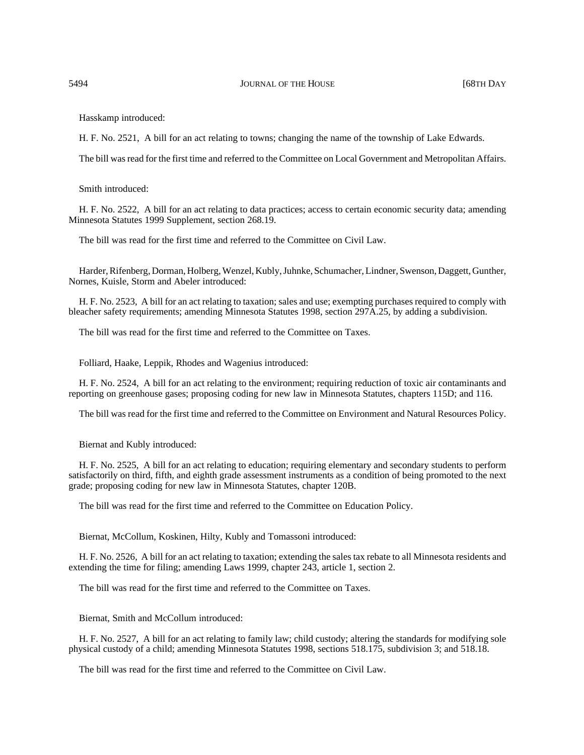Hasskamp introduced:

H. F. No. 2521, A bill for an act relating to towns; changing the name of the township of Lake Edwards.

The bill was read for the first time and referred to the Committee on Local Government and Metropolitan Affairs.

Smith introduced:

H. F. No. 2522, A bill for an act relating to data practices; access to certain economic security data; amending Minnesota Statutes 1999 Supplement, section 268.19.

The bill was read for the first time and referred to the Committee on Civil Law.

Harder, Rifenberg, Dorman, Holberg, Wenzel, Kubly, Juhnke, Schumacher, Lindner, Swenson, Daggett, Gunther, Nornes, Kuisle, Storm and Abeler introduced:

H. F. No. 2523, A bill for an act relating to taxation; sales and use; exempting purchases required to comply with bleacher safety requirements; amending Minnesota Statutes 1998, section 297A.25, by adding a subdivision.

The bill was read for the first time and referred to the Committee on Taxes.

Folliard, Haake, Leppik, Rhodes and Wagenius introduced:

H. F. No. 2524, A bill for an act relating to the environment; requiring reduction of toxic air contaminants and reporting on greenhouse gases; proposing coding for new law in Minnesota Statutes, chapters 115D; and 116.

The bill was read for the first time and referred to the Committee on Environment and Natural Resources Policy.

Biernat and Kubly introduced:

H. F. No. 2525, A bill for an act relating to education; requiring elementary and secondary students to perform satisfactorily on third, fifth, and eighth grade assessment instruments as a condition of being promoted to the next grade; proposing coding for new law in Minnesota Statutes, chapter 120B.

The bill was read for the first time and referred to the Committee on Education Policy.

Biernat, McCollum, Koskinen, Hilty, Kubly and Tomassoni introduced:

H. F. No. 2526, A bill for an act relating to taxation; extending the sales tax rebate to all Minnesota residents and extending the time for filing; amending Laws 1999, chapter 243, article 1, section 2.

The bill was read for the first time and referred to the Committee on Taxes.

Biernat, Smith and McCollum introduced:

H. F. No. 2527, A bill for an act relating to family law; child custody; altering the standards for modifying sole physical custody of a child; amending Minnesota Statutes 1998, sections 518.175, subdivision 3; and 518.18.

The bill was read for the first time and referred to the Committee on Civil Law.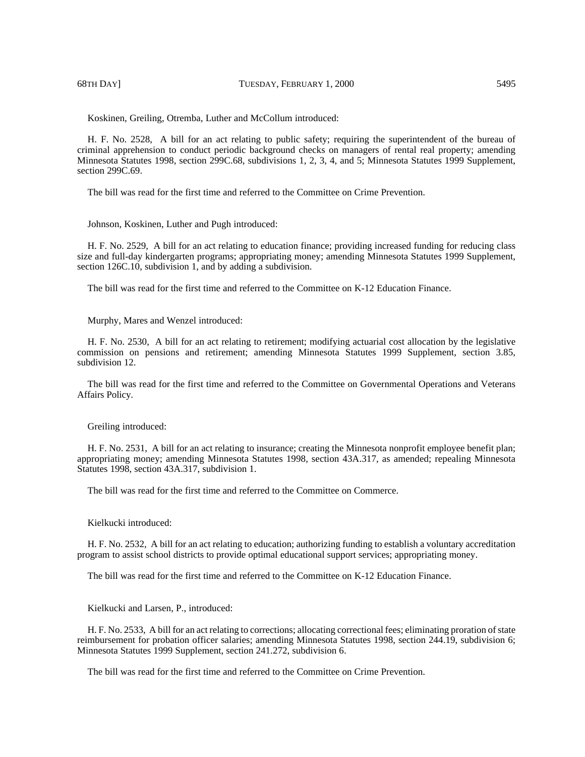Koskinen, Greiling, Otremba, Luther and McCollum introduced:

H. F. No. 2528, A bill for an act relating to public safety; requiring the superintendent of the bureau of criminal apprehension to conduct periodic background checks on managers of rental real property; amending Minnesota Statutes 1998, section 299C.68, subdivisions 1, 2, 3, 4, and 5; Minnesota Statutes 1999 Supplement, section 299C.69.

The bill was read for the first time and referred to the Committee on Crime Prevention.

Johnson, Koskinen, Luther and Pugh introduced:

H. F. No. 2529, A bill for an act relating to education finance; providing increased funding for reducing class size and full-day kindergarten programs; appropriating money; amending Minnesota Statutes 1999 Supplement, section 126C.10, subdivision 1, and by adding a subdivision.

The bill was read for the first time and referred to the Committee on K-12 Education Finance.

Murphy, Mares and Wenzel introduced:

H. F. No. 2530, A bill for an act relating to retirement; modifying actuarial cost allocation by the legislative commission on pensions and retirement; amending Minnesota Statutes 1999 Supplement, section 3.85, subdivision 12.

The bill was read for the first time and referred to the Committee on Governmental Operations and Veterans Affairs Policy.

Greiling introduced:

H. F. No. 2531, A bill for an act relating to insurance; creating the Minnesota nonprofit employee benefit plan; appropriating money; amending Minnesota Statutes 1998, section 43A.317, as amended; repealing Minnesota Statutes 1998, section 43A.317, subdivision 1.

The bill was read for the first time and referred to the Committee on Commerce.

Kielkucki introduced:

H. F. No. 2532, A bill for an act relating to education; authorizing funding to establish a voluntary accreditation program to assist school districts to provide optimal educational support services; appropriating money.

The bill was read for the first time and referred to the Committee on K-12 Education Finance.

Kielkucki and Larsen, P., introduced:

H. F. No. 2533, A bill for an act relating to corrections; allocating correctional fees; eliminating proration of state reimbursement for probation officer salaries; amending Minnesota Statutes 1998, section 244.19, subdivision 6; Minnesota Statutes 1999 Supplement, section 241.272, subdivision 6.

The bill was read for the first time and referred to the Committee on Crime Prevention.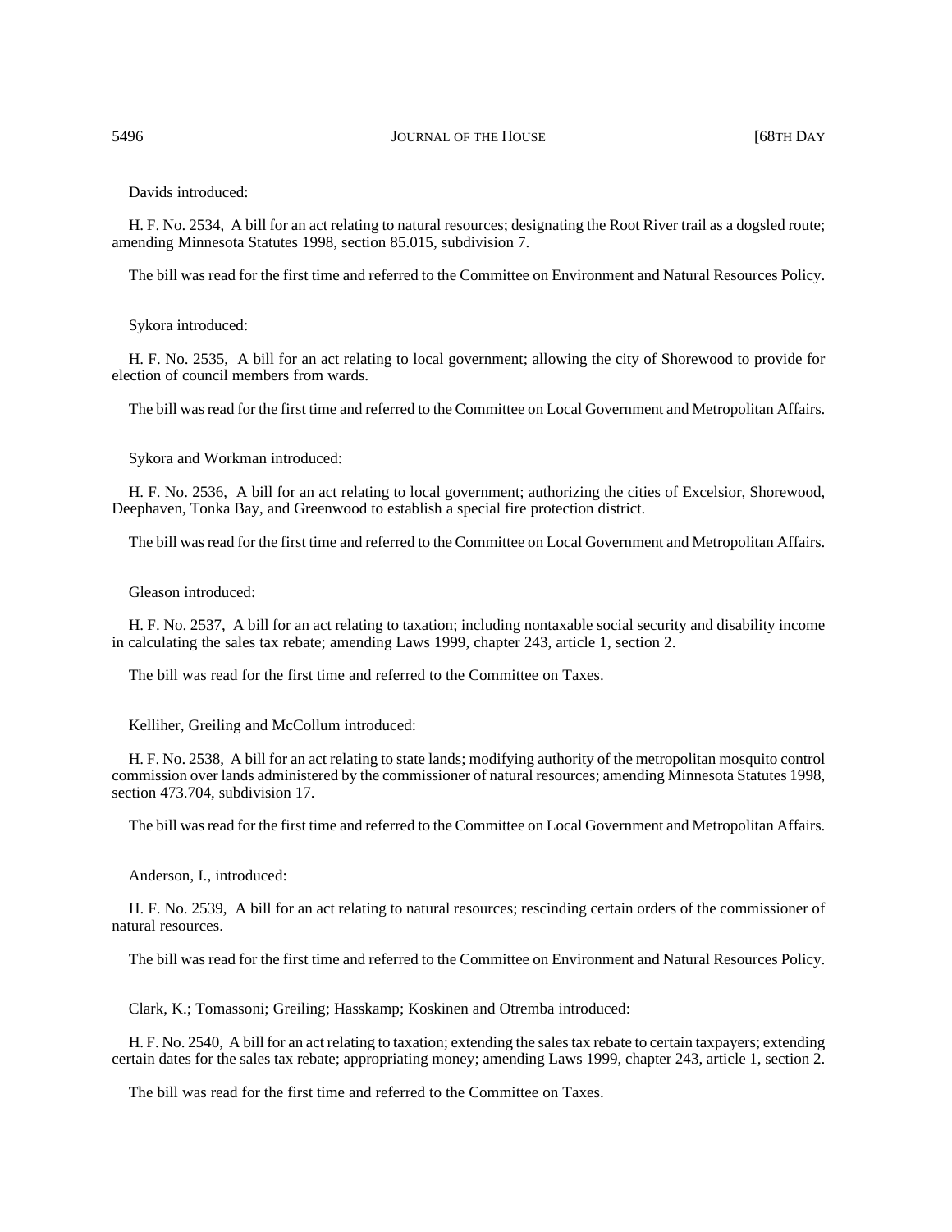Davids introduced:

H. F. No. 2534, A bill for an act relating to natural resources; designating the Root River trail as a dogsled route; amending Minnesota Statutes 1998, section 85.015, subdivision 7.

The bill was read for the first time and referred to the Committee on Environment and Natural Resources Policy.

Sykora introduced:

H. F. No. 2535, A bill for an act relating to local government; allowing the city of Shorewood to provide for election of council members from wards.

The bill was read for the first time and referred to the Committee on Local Government and Metropolitan Affairs.

Sykora and Workman introduced:

H. F. No. 2536, A bill for an act relating to local government; authorizing the cities of Excelsior, Shorewood, Deephaven, Tonka Bay, and Greenwood to establish a special fire protection district.

The bill was read for the first time and referred to the Committee on Local Government and Metropolitan Affairs.

Gleason introduced:

H. F. No. 2537, A bill for an act relating to taxation; including nontaxable social security and disability income in calculating the sales tax rebate; amending Laws 1999, chapter 243, article 1, section 2.

The bill was read for the first time and referred to the Committee on Taxes.

Kelliher, Greiling and McCollum introduced:

H. F. No. 2538, A bill for an act relating to state lands; modifying authority of the metropolitan mosquito control commission over lands administered by the commissioner of natural resources; amending Minnesota Statutes 1998, section 473.704, subdivision 17.

The bill was read for the first time and referred to the Committee on Local Government and Metropolitan Affairs.

Anderson, I., introduced:

H. F. No. 2539, A bill for an act relating to natural resources; rescinding certain orders of the commissioner of natural resources.

The bill was read for the first time and referred to the Committee on Environment and Natural Resources Policy.

Clark, K.; Tomassoni; Greiling; Hasskamp; Koskinen and Otremba introduced:

H. F. No. 2540, A bill for an act relating to taxation; extending the sales tax rebate to certain taxpayers; extending certain dates for the sales tax rebate; appropriating money; amending Laws 1999, chapter 243, article 1, section 2.

The bill was read for the first time and referred to the Committee on Taxes.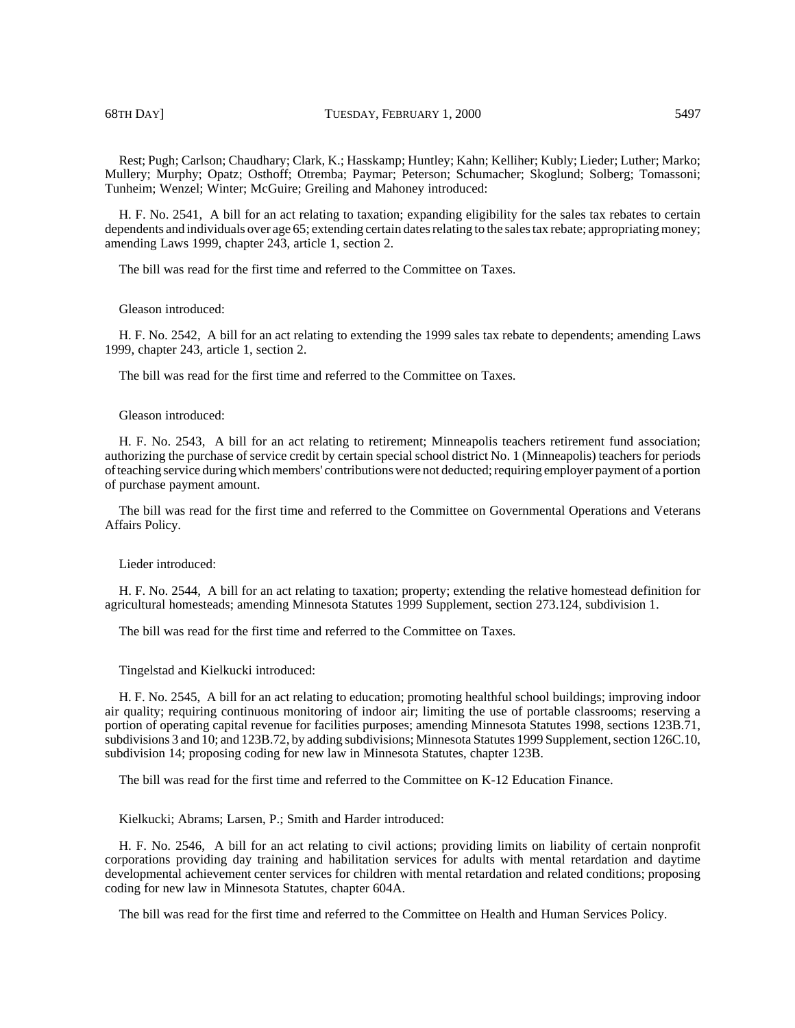Rest; Pugh; Carlson; Chaudhary; Clark, K.; Hasskamp; Huntley; Kahn; Kelliher; Kubly; Lieder; Luther; Marko; Mullery; Murphy; Opatz; Osthoff; Otremba; Paymar; Peterson; Schumacher; Skoglund; Solberg; Tomassoni; Tunheim; Wenzel; Winter; McGuire; Greiling and Mahoney introduced:

H. F. No. 2541, A bill for an act relating to taxation; expanding eligibility for the sales tax rebates to certain dependents and individuals over age 65; extending certain dates relating to the sales tax rebate; appropriating money; amending Laws 1999, chapter 243, article 1, section 2.

The bill was read for the first time and referred to the Committee on Taxes.

Gleason introduced:

H. F. No. 2542, A bill for an act relating to extending the 1999 sales tax rebate to dependents; amending Laws 1999, chapter 243, article 1, section 2.

The bill was read for the first time and referred to the Committee on Taxes.

Gleason introduced:

H. F. No. 2543, A bill for an act relating to retirement; Minneapolis teachers retirement fund association; authorizing the purchase of service credit by certain special school district No. 1 (Minneapolis) teachers for periods of teaching service during which members' contributions were not deducted; requiring employer payment of a portion of purchase payment amount.

The bill was read for the first time and referred to the Committee on Governmental Operations and Veterans Affairs Policy.

Lieder introduced:

H. F. No. 2544, A bill for an act relating to taxation; property; extending the relative homestead definition for agricultural homesteads; amending Minnesota Statutes 1999 Supplement, section 273.124, subdivision 1.

The bill was read for the first time and referred to the Committee on Taxes.

Tingelstad and Kielkucki introduced:

H. F. No. 2545, A bill for an act relating to education; promoting healthful school buildings; improving indoor air quality; requiring continuous monitoring of indoor air; limiting the use of portable classrooms; reserving a portion of operating capital revenue for facilities purposes; amending Minnesota Statutes 1998, sections 123B.71, subdivisions 3 and 10; and 123B.72, by adding subdivisions; Minnesota Statutes 1999 Supplement, section 126C.10, subdivision 14; proposing coding for new law in Minnesota Statutes, chapter 123B.

The bill was read for the first time and referred to the Committee on K-12 Education Finance.

Kielkucki; Abrams; Larsen, P.; Smith and Harder introduced:

H. F. No. 2546, A bill for an act relating to civil actions; providing limits on liability of certain nonprofit corporations providing day training and habilitation services for adults with mental retardation and daytime developmental achievement center services for children with mental retardation and related conditions; proposing coding for new law in Minnesota Statutes, chapter 604A.

The bill was read for the first time and referred to the Committee on Health and Human Services Policy.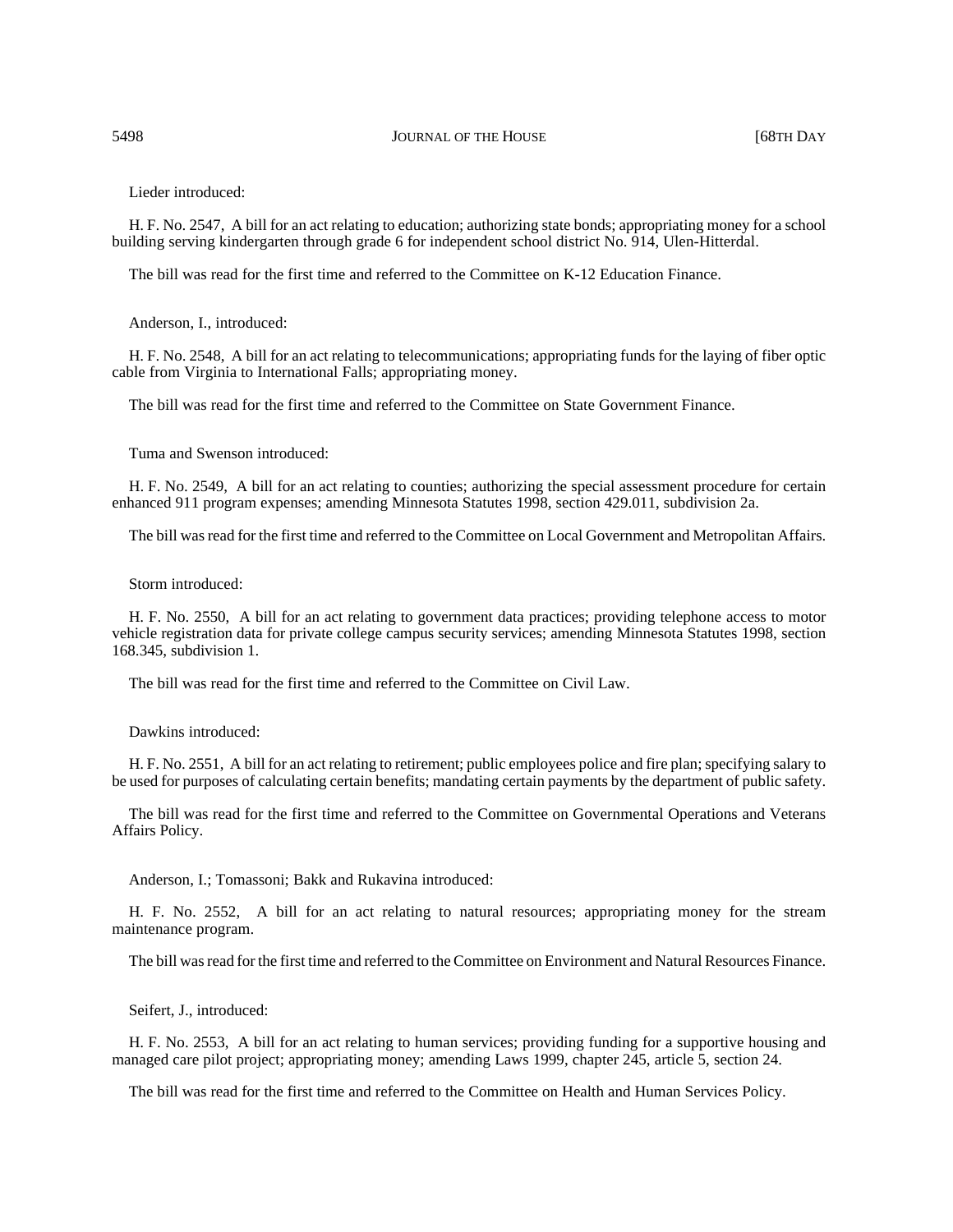Lieder introduced:

H. F. No. 2547, A bill for an act relating to education; authorizing state bonds; appropriating money for a school building serving kindergarten through grade 6 for independent school district No. 914, Ulen-Hitterdal.

The bill was read for the first time and referred to the Committee on K-12 Education Finance.

Anderson, I., introduced:

H. F. No. 2548, A bill for an act relating to telecommunications; appropriating funds for the laying of fiber optic cable from Virginia to International Falls; appropriating money.

The bill was read for the first time and referred to the Committee on State Government Finance.

Tuma and Swenson introduced:

H. F. No. 2549, A bill for an act relating to counties; authorizing the special assessment procedure for certain enhanced 911 program expenses; amending Minnesota Statutes 1998, section 429.011, subdivision 2a.

The bill was read for the first time and referred to the Committee on Local Government and Metropolitan Affairs.

Storm introduced:

H. F. No. 2550, A bill for an act relating to government data practices; providing telephone access to motor vehicle registration data for private college campus security services; amending Minnesota Statutes 1998, section 168.345, subdivision 1.

The bill was read for the first time and referred to the Committee on Civil Law.

Dawkins introduced:

H. F. No. 2551, A bill for an act relating to retirement; public employees police and fire plan; specifying salary to be used for purposes of calculating certain benefits; mandating certain payments by the department of public safety.

The bill was read for the first time and referred to the Committee on Governmental Operations and Veterans Affairs Policy.

Anderson, I.; Tomassoni; Bakk and Rukavina introduced:

H. F. No. 2552, A bill for an act relating to natural resources; appropriating money for the stream maintenance program.

The bill was read for the first time and referred to the Committee on Environment and Natural Resources Finance.

Seifert, J., introduced:

H. F. No. 2553, A bill for an act relating to human services; providing funding for a supportive housing and managed care pilot project; appropriating money; amending Laws 1999, chapter 245, article 5, section 24.

The bill was read for the first time and referred to the Committee on Health and Human Services Policy.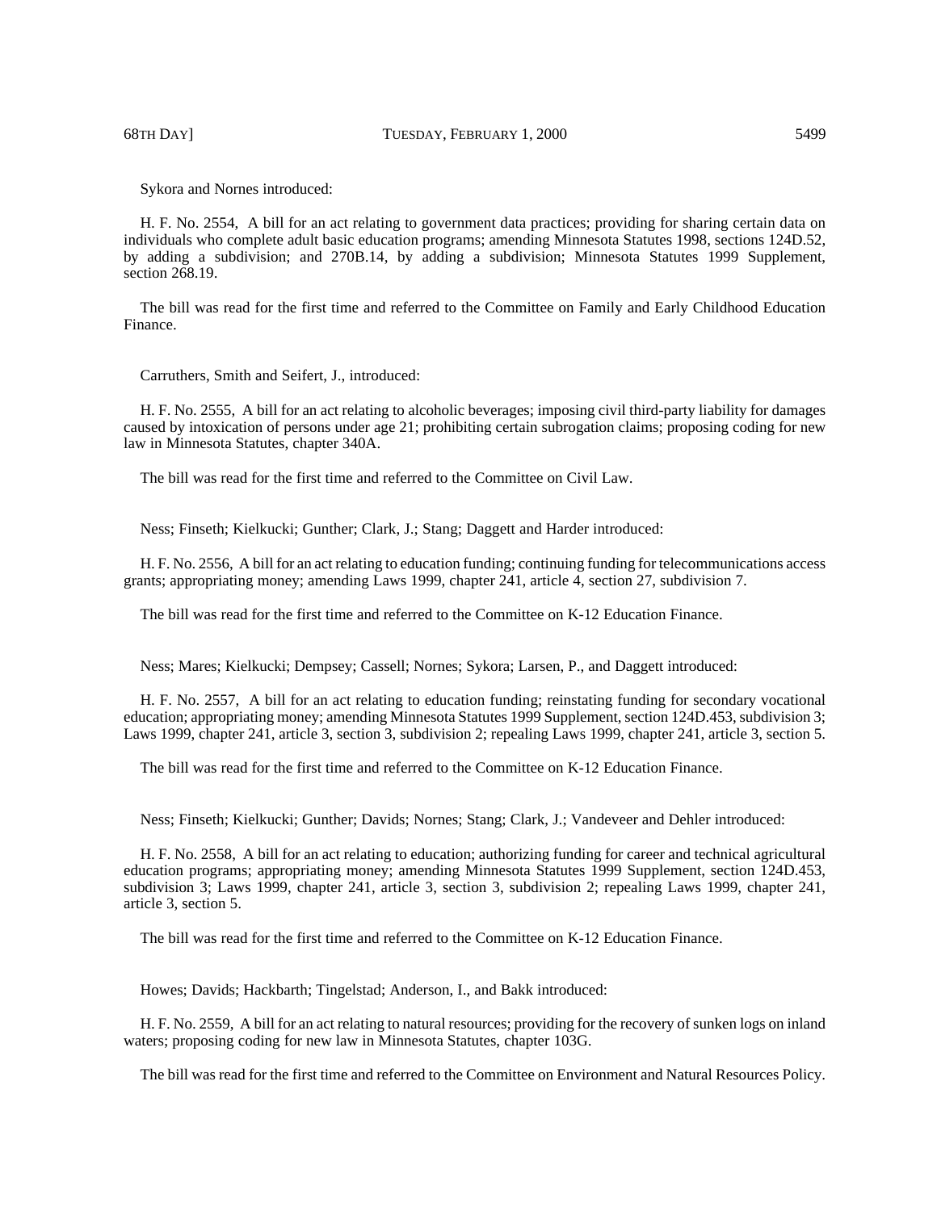Sykora and Nornes introduced:

H. F. No. 2554, A bill for an act relating to government data practices; providing for sharing certain data on individuals who complete adult basic education programs; amending Minnesota Statutes 1998, sections 124D.52, by adding a subdivision; and 270B.14, by adding a subdivision; Minnesota Statutes 1999 Supplement, section 268.19.

The bill was read for the first time and referred to the Committee on Family and Early Childhood Education Finance.

Carruthers, Smith and Seifert, J., introduced:

H. F. No. 2555, A bill for an act relating to alcoholic beverages; imposing civil third-party liability for damages caused by intoxication of persons under age 21; prohibiting certain subrogation claims; proposing coding for new law in Minnesota Statutes, chapter 340A.

The bill was read for the first time and referred to the Committee on Civil Law.

Ness; Finseth; Kielkucki; Gunther; Clark, J.; Stang; Daggett and Harder introduced:

H. F. No. 2556, A bill for an act relating to education funding; continuing funding for telecommunications access grants; appropriating money; amending Laws 1999, chapter 241, article 4, section 27, subdivision 7.

The bill was read for the first time and referred to the Committee on K-12 Education Finance.

Ness; Mares; Kielkucki; Dempsey; Cassell; Nornes; Sykora; Larsen, P., and Daggett introduced:

H. F. No. 2557, A bill for an act relating to education funding; reinstating funding for secondary vocational education; appropriating money; amending Minnesota Statutes 1999 Supplement, section 124D.453, subdivision 3; Laws 1999, chapter 241, article 3, section 3, subdivision 2; repealing Laws 1999, chapter 241, article 3, section 5.

The bill was read for the first time and referred to the Committee on K-12 Education Finance.

Ness; Finseth; Kielkucki; Gunther; Davids; Nornes; Stang; Clark, J.; Vandeveer and Dehler introduced:

H. F. No. 2558, A bill for an act relating to education; authorizing funding for career and technical agricultural education programs; appropriating money; amending Minnesota Statutes 1999 Supplement, section 124D.453, subdivision 3; Laws 1999, chapter 241, article 3, section 3, subdivision 2; repealing Laws 1999, chapter 241, article 3, section 5.

The bill was read for the first time and referred to the Committee on K-12 Education Finance.

Howes; Davids; Hackbarth; Tingelstad; Anderson, I., and Bakk introduced:

H. F. No. 2559, A bill for an act relating to natural resources; providing for the recovery of sunken logs on inland waters; proposing coding for new law in Minnesota Statutes, chapter 103G.

The bill was read for the first time and referred to the Committee on Environment and Natural Resources Policy.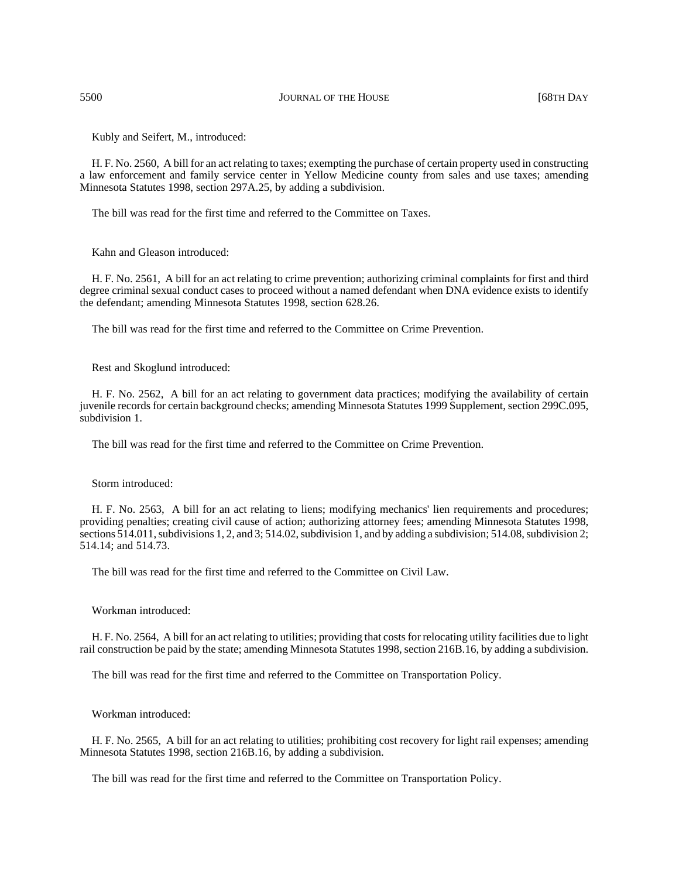Kubly and Seifert, M., introduced:

H. F. No. 2560, A bill for an act relating to taxes; exempting the purchase of certain property used in constructing a law enforcement and family service center in Yellow Medicine county from sales and use taxes; amending Minnesota Statutes 1998, section 297A.25, by adding a subdivision.

The bill was read for the first time and referred to the Committee on Taxes.

Kahn and Gleason introduced:

H. F. No. 2561, A bill for an act relating to crime prevention; authorizing criminal complaints for first and third degree criminal sexual conduct cases to proceed without a named defendant when DNA evidence exists to identify the defendant; amending Minnesota Statutes 1998, section 628.26.

The bill was read for the first time and referred to the Committee on Crime Prevention.

Rest and Skoglund introduced:

H. F. No. 2562, A bill for an act relating to government data practices; modifying the availability of certain juvenile records for certain background checks; amending Minnesota Statutes 1999 Supplement, section 299C.095, subdivision 1.

The bill was read for the first time and referred to the Committee on Crime Prevention.

Storm introduced:

H. F. No. 2563, A bill for an act relating to liens; modifying mechanics' lien requirements and procedures; providing penalties; creating civil cause of action; authorizing attorney fees; amending Minnesota Statutes 1998, sections 514.011, subdivisions 1, 2, and 3; 514.02, subdivision 1, and by adding a subdivision; 514.08, subdivision 2; 514.14; and 514.73.

The bill was read for the first time and referred to the Committee on Civil Law.

Workman introduced:

H. F. No. 2564, A bill for an act relating to utilities; providing that costs for relocating utility facilities due to light rail construction be paid by the state; amending Minnesota Statutes 1998, section 216B.16, by adding a subdivision.

The bill was read for the first time and referred to the Committee on Transportation Policy.

Workman introduced:

H. F. No. 2565, A bill for an act relating to utilities; prohibiting cost recovery for light rail expenses; amending Minnesota Statutes 1998, section 216B.16, by adding a subdivision.

The bill was read for the first time and referred to the Committee on Transportation Policy.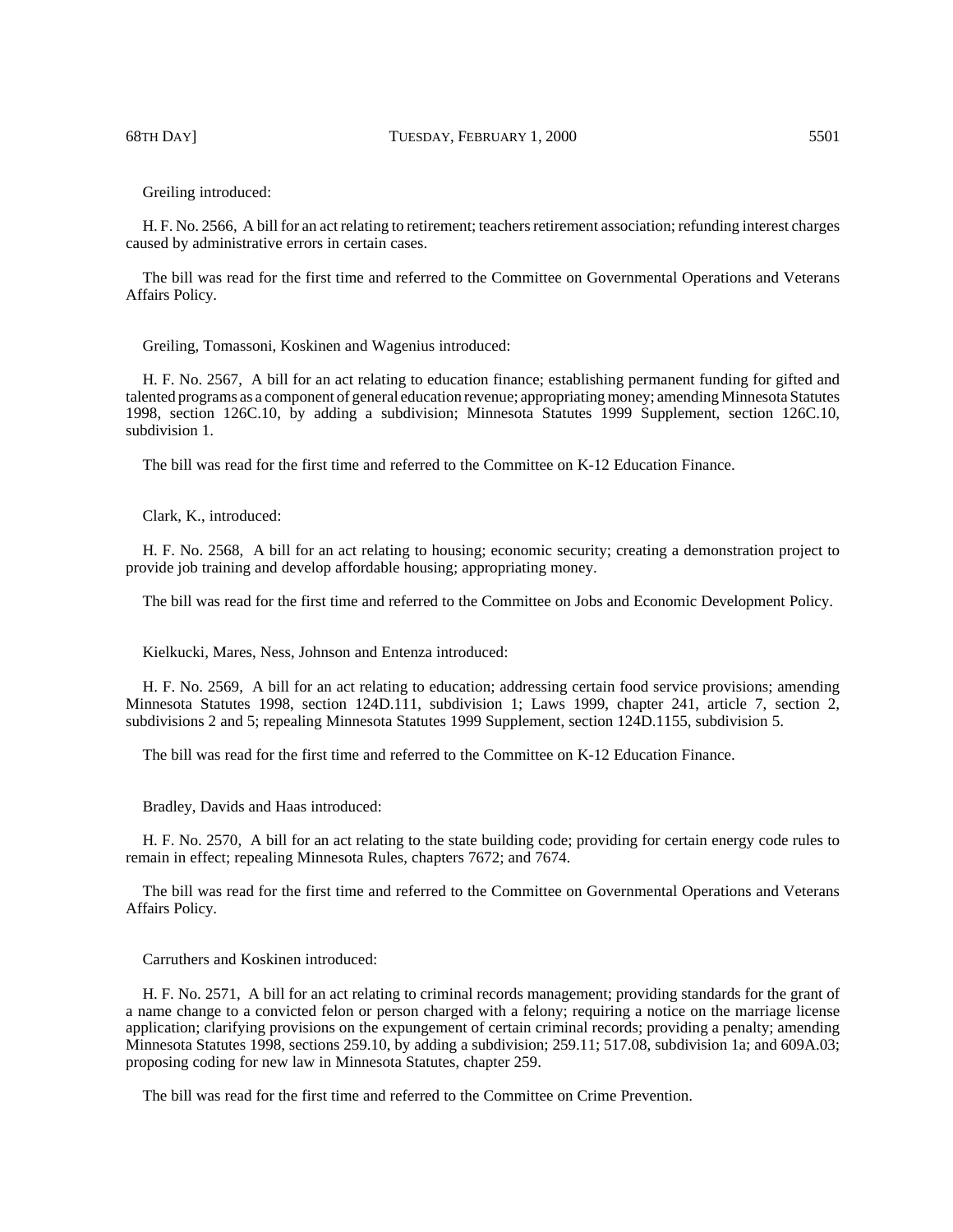Greiling introduced:

H. F. No. 2566, A bill for an act relating to retirement; teachers retirement association; refunding interest charges caused by administrative errors in certain cases.

The bill was read for the first time and referred to the Committee on Governmental Operations and Veterans Affairs Policy.

Greiling, Tomassoni, Koskinen and Wagenius introduced:

H. F. No. 2567, A bill for an act relating to education finance; establishing permanent funding for gifted and talented programs as a component of general education revenue; appropriating money; amending Minnesota Statutes 1998, section 126C.10, by adding a subdivision; Minnesota Statutes 1999 Supplement, section 126C.10, subdivision 1.

The bill was read for the first time and referred to the Committee on K-12 Education Finance.

Clark, K., introduced:

H. F. No. 2568, A bill for an act relating to housing; economic security; creating a demonstration project to provide job training and develop affordable housing; appropriating money.

The bill was read for the first time and referred to the Committee on Jobs and Economic Development Policy.

Kielkucki, Mares, Ness, Johnson and Entenza introduced:

H. F. No. 2569, A bill for an act relating to education; addressing certain food service provisions; amending Minnesota Statutes 1998, section 124D.111, subdivision 1; Laws 1999, chapter 241, article 7, section 2, subdivisions 2 and 5; repealing Minnesota Statutes 1999 Supplement, section 124D.1155, subdivision 5.

The bill was read for the first time and referred to the Committee on K-12 Education Finance.

Bradley, Davids and Haas introduced:

H. F. No. 2570, A bill for an act relating to the state building code; providing for certain energy code rules to remain in effect; repealing Minnesota Rules, chapters 7672; and 7674.

The bill was read for the first time and referred to the Committee on Governmental Operations and Veterans Affairs Policy.

Carruthers and Koskinen introduced:

H. F. No. 2571, A bill for an act relating to criminal records management; providing standards for the grant of a name change to a convicted felon or person charged with a felony; requiring a notice on the marriage license application; clarifying provisions on the expungement of certain criminal records; providing a penalty; amending Minnesota Statutes 1998, sections 259.10, by adding a subdivision; 259.11; 517.08, subdivision 1a; and 609A.03; proposing coding for new law in Minnesota Statutes, chapter 259.

The bill was read for the first time and referred to the Committee on Crime Prevention.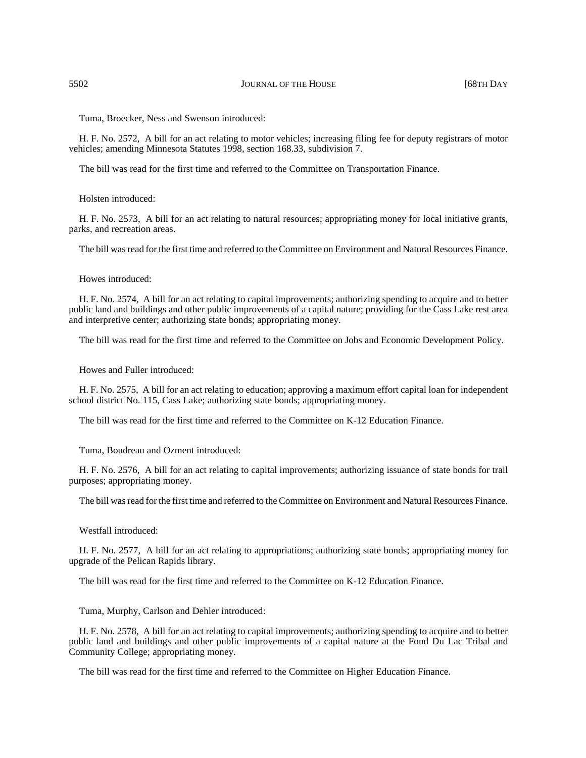Tuma, Broecker, Ness and Swenson introduced:

H. F. No. 2572, A bill for an act relating to motor vehicles; increasing filing fee for deputy registrars of motor vehicles; amending Minnesota Statutes 1998, section 168.33, subdivision 7.

The bill was read for the first time and referred to the Committee on Transportation Finance.

Holsten introduced:

H. F. No. 2573, A bill for an act relating to natural resources; appropriating money for local initiative grants, parks, and recreation areas.

The bill was read for the first time and referred to the Committee on Environment and Natural Resources Finance.

Howes introduced:

H. F. No. 2574, A bill for an act relating to capital improvements; authorizing spending to acquire and to better public land and buildings and other public improvements of a capital nature; providing for the Cass Lake rest area and interpretive center; authorizing state bonds; appropriating money.

The bill was read for the first time and referred to the Committee on Jobs and Economic Development Policy.

Howes and Fuller introduced:

H. F. No. 2575, A bill for an act relating to education; approving a maximum effort capital loan for independent school district No. 115, Cass Lake; authorizing state bonds; appropriating money.

The bill was read for the first time and referred to the Committee on K-12 Education Finance.

Tuma, Boudreau and Ozment introduced:

H. F. No. 2576, A bill for an act relating to capital improvements; authorizing issuance of state bonds for trail purposes; appropriating money.

The bill was read for the first time and referred to the Committee on Environment and Natural Resources Finance.

Westfall introduced:

H. F. No. 2577, A bill for an act relating to appropriations; authorizing state bonds; appropriating money for upgrade of the Pelican Rapids library.

The bill was read for the first time and referred to the Committee on K-12 Education Finance.

Tuma, Murphy, Carlson and Dehler introduced:

H. F. No. 2578, A bill for an act relating to capital improvements; authorizing spending to acquire and to better public land and buildings and other public improvements of a capital nature at the Fond Du Lac Tribal and Community College; appropriating money.

The bill was read for the first time and referred to the Committee on Higher Education Finance.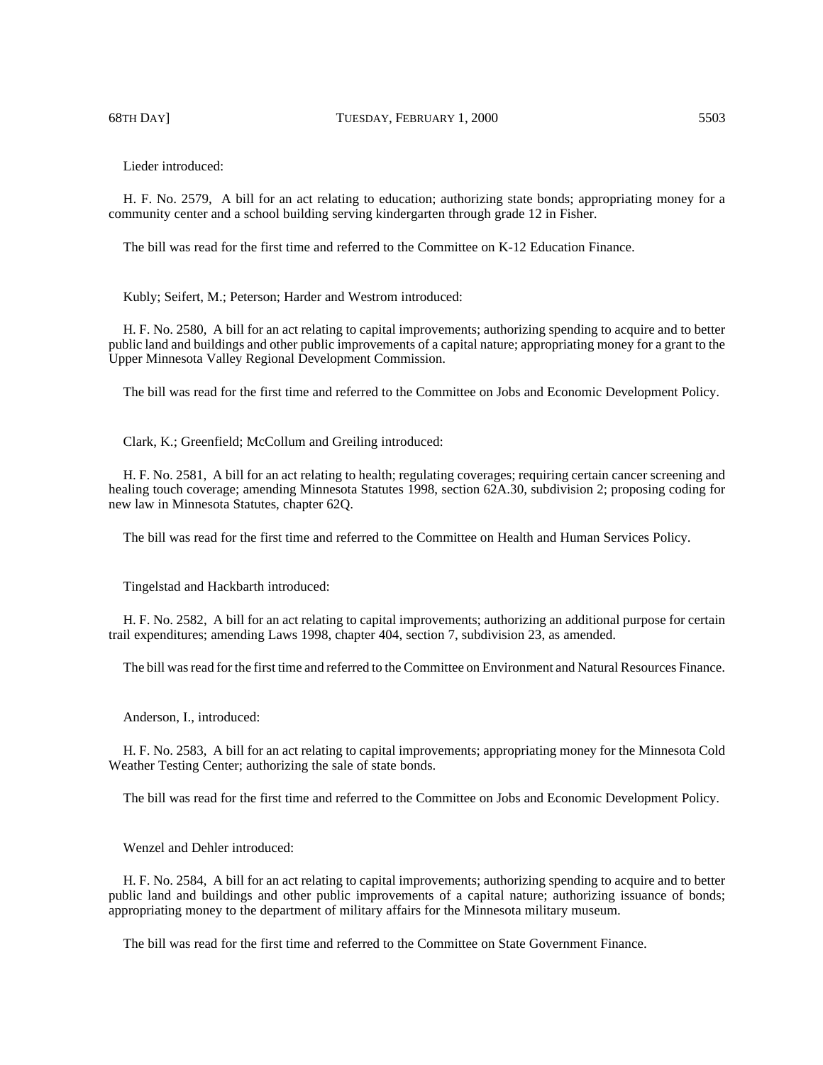Lieder introduced:

H. F. No. 2579, A bill for an act relating to education; authorizing state bonds; appropriating money for a community center and a school building serving kindergarten through grade 12 in Fisher.

The bill was read for the first time and referred to the Committee on K-12 Education Finance.

Kubly; Seifert, M.; Peterson; Harder and Westrom introduced:

H. F. No. 2580, A bill for an act relating to capital improvements; authorizing spending to acquire and to better public land and buildings and other public improvements of a capital nature; appropriating money for a grant to the Upper Minnesota Valley Regional Development Commission.

The bill was read for the first time and referred to the Committee on Jobs and Economic Development Policy.

Clark, K.; Greenfield; McCollum and Greiling introduced:

H. F. No. 2581, A bill for an act relating to health; regulating coverages; requiring certain cancer screening and healing touch coverage; amending Minnesota Statutes 1998, section 62A.30, subdivision 2; proposing coding for new law in Minnesota Statutes, chapter 62Q.

The bill was read for the first time and referred to the Committee on Health and Human Services Policy.

Tingelstad and Hackbarth introduced:

H. F. No. 2582, A bill for an act relating to capital improvements; authorizing an additional purpose for certain trail expenditures; amending Laws 1998, chapter 404, section 7, subdivision 23, as amended.

The bill was read for the first time and referred to the Committee on Environment and Natural Resources Finance.

Anderson, I., introduced:

H. F. No. 2583, A bill for an act relating to capital improvements; appropriating money for the Minnesota Cold Weather Testing Center; authorizing the sale of state bonds.

The bill was read for the first time and referred to the Committee on Jobs and Economic Development Policy.

Wenzel and Dehler introduced:

H. F. No. 2584, A bill for an act relating to capital improvements; authorizing spending to acquire and to better public land and buildings and other public improvements of a capital nature; authorizing issuance of bonds; appropriating money to the department of military affairs for the Minnesota military museum.

The bill was read for the first time and referred to the Committee on State Government Finance.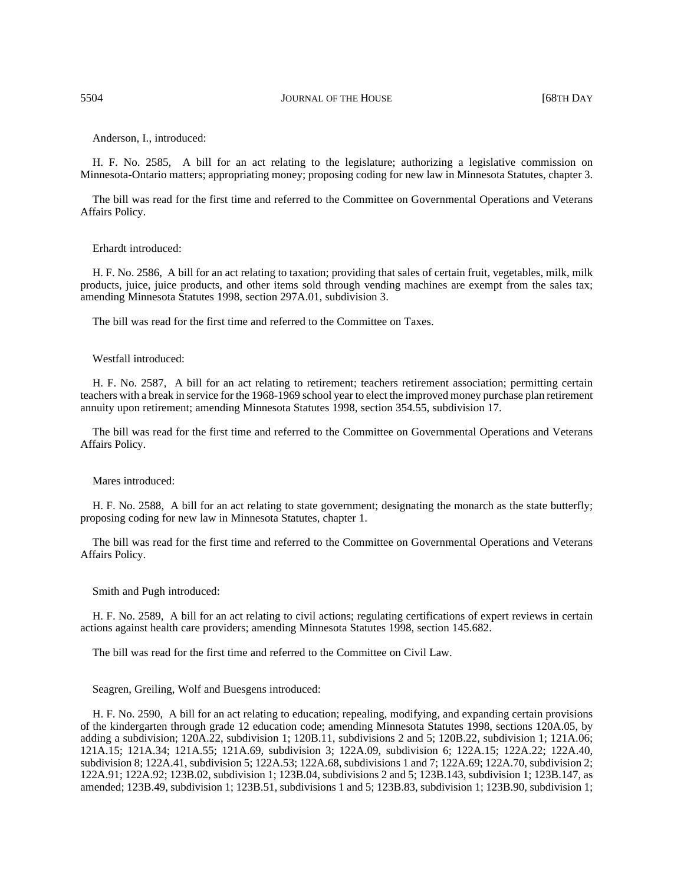Anderson, I., introduced:

H. F. No. 2585, A bill for an act relating to the legislature; authorizing a legislative commission on Minnesota-Ontario matters; appropriating money; proposing coding for new law in Minnesota Statutes, chapter 3.

The bill was read for the first time and referred to the Committee on Governmental Operations and Veterans Affairs Policy.

Erhardt introduced:

H. F. No. 2586, A bill for an act relating to taxation; providing that sales of certain fruit, vegetables, milk, milk products, juice, juice products, and other items sold through vending machines are exempt from the sales tax; amending Minnesota Statutes 1998, section 297A.01, subdivision 3.

The bill was read for the first time and referred to the Committee on Taxes.

Westfall introduced:

H. F. No. 2587, A bill for an act relating to retirement; teachers retirement association; permitting certain teachers with a break in service for the 1968-1969 school year to elect the improved money purchase plan retirement annuity upon retirement; amending Minnesota Statutes 1998, section 354.55, subdivision 17.

The bill was read for the first time and referred to the Committee on Governmental Operations and Veterans Affairs Policy.

Mares introduced:

H. F. No. 2588, A bill for an act relating to state government; designating the monarch as the state butterfly; proposing coding for new law in Minnesota Statutes, chapter 1.

The bill was read for the first time and referred to the Committee on Governmental Operations and Veterans Affairs Policy.

Smith and Pugh introduced:

H. F. No. 2589, A bill for an act relating to civil actions; regulating certifications of expert reviews in certain actions against health care providers; amending Minnesota Statutes 1998, section 145.682.

The bill was read for the first time and referred to the Committee on Civil Law.

Seagren, Greiling, Wolf and Buesgens introduced:

H. F. No. 2590, A bill for an act relating to education; repealing, modifying, and expanding certain provisions of the kindergarten through grade 12 education code; amending Minnesota Statutes 1998, sections 120A.05, by adding a subdivision; 120A.22, subdivision 1; 120B.11, subdivisions 2 and 5; 120B.22, subdivision 1; 121A.06; 121A.15; 121A.34; 121A.55; 121A.69, subdivision 3; 122A.09, subdivision 6; 122A.15; 122A.22; 122A.40, subdivision 8; 122A.41, subdivision 5; 122A.53; 122A.68, subdivisions 1 and 7; 122A.69; 122A.70, subdivision 2; 122A.91; 122A.92; 123B.02, subdivision 1; 123B.04, subdivisions 2 and 5; 123B.143, subdivision 1; 123B.147, as amended; 123B.49, subdivision 1; 123B.51, subdivisions 1 and 5; 123B.83, subdivision 1; 123B.90, subdivision 1;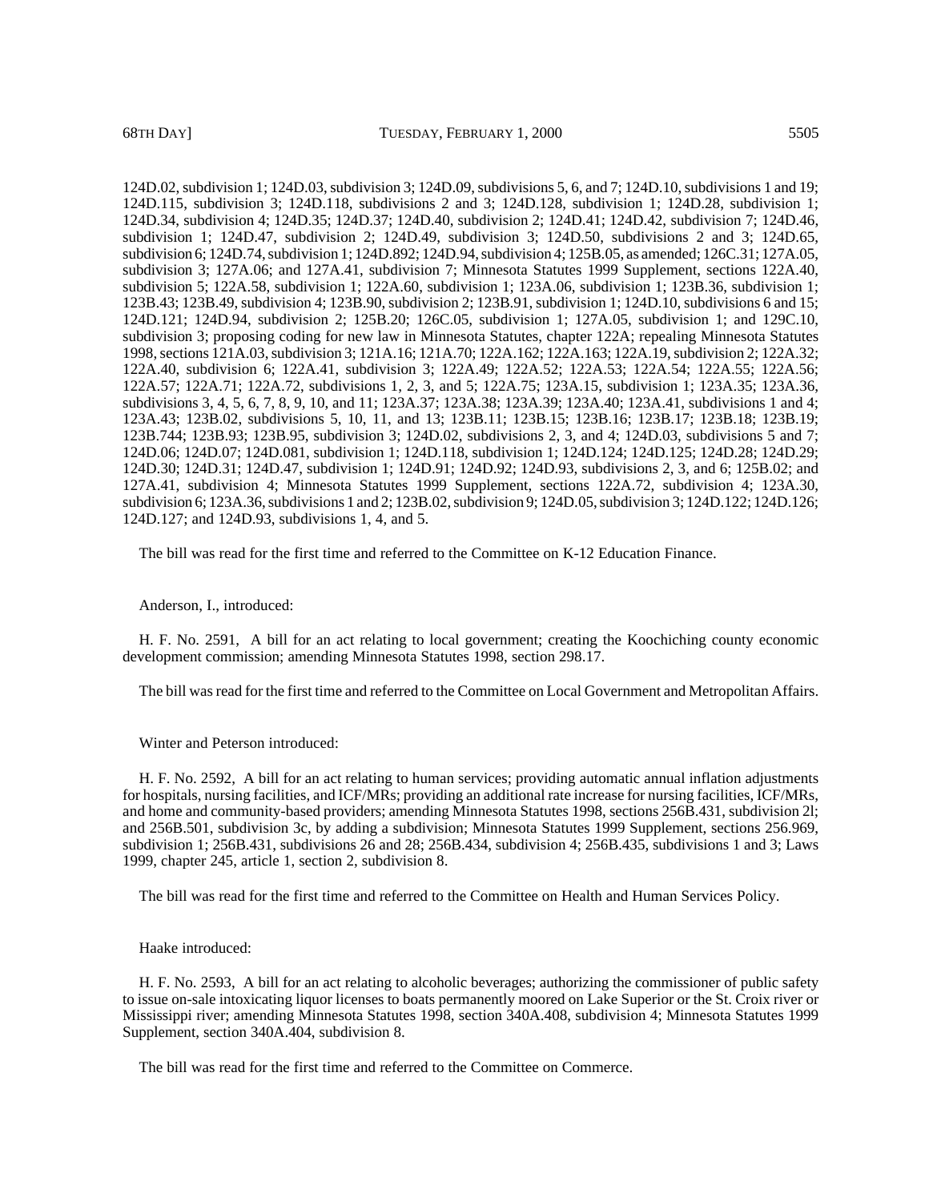124D.02, subdivision 1; 124D.03, subdivision 3; 124D.09, subdivisions 5, 6, and 7; 124D.10, subdivisions 1 and 19; 124D.115, subdivision 3; 124D.118, subdivisions 2 and 3; 124D.128, subdivision 1; 124D.28, subdivision 1; 124D.34, subdivision 4; 124D.35; 124D.37; 124D.40, subdivision 2; 124D.41; 124D.42, subdivision 7; 124D.46, subdivision 1; 124D.47, subdivision 2; 124D.49, subdivision 3; 124D.50, subdivisions 2 and 3; 124D.65, subdivision 6; 124D.74, subdivision 1; 124D.892; 124D.94, subdivision 4; 125B.05, as amended; 126C.31; 127A.05, subdivision 3; 127A.06; and 127A.41, subdivision 7; Minnesota Statutes 1999 Supplement, sections 122A.40, subdivision 5; 122A.58, subdivision 1; 122A.60, subdivision 1; 123A.06, subdivision 1; 123B.36, subdivision 1; 123B.43; 123B.49, subdivision 4; 123B.90, subdivision 2; 123B.91, subdivision 1; 124D.10, subdivisions 6 and 15; 124D.121; 124D.94, subdivision 2; 125B.20; 126C.05, subdivision 1; 127A.05, subdivision 1; and 129C.10, subdivision 3; proposing coding for new law in Minnesota Statutes, chapter 122A; repealing Minnesota Statutes 1998, sections 121A.03, subdivision 3; 121A.16; 121A.70; 122A.162; 122A.163; 122A.19, subdivision 2; 122A.32; 122A.40, subdivision 6; 122A.41, subdivision 3; 122A.49; 122A.52; 122A.53; 122A.54; 122A.55; 122A.56; 122A.57; 122A.71; 122A.72, subdivisions 1, 2, 3, and 5; 122A.75; 123A.15, subdivision 1; 123A.35; 123A.36, subdivisions 3, 4, 5, 6, 7, 8, 9, 10, and 11; 123A.37; 123A.38; 123A.39; 123A.40; 123A.41, subdivisions 1 and 4; 123A.43; 123B.02, subdivisions 5, 10, 11, and 13; 123B.11; 123B.15; 123B.16; 123B.17; 123B.18; 123B.19; 123B.744; 123B.93; 123B.95, subdivision 3; 124D.02, subdivisions 2, 3, and 4; 124D.03, subdivisions 5 and 7; 124D.06; 124D.07; 124D.081, subdivision 1; 124D.118, subdivision 1; 124D.124; 124D.125; 124D.28; 124D.29; 124D.30; 124D.31; 124D.47, subdivision 1; 124D.91; 124D.92; 124D.93, subdivisions 2, 3, and 6; 125B.02; and 127A.41, subdivision 4; Minnesota Statutes 1999 Supplement, sections 122A.72, subdivision 4; 123A.30, subdivision 6; 123A.36, subdivisions 1 and 2; 123B.02, subdivision 9; 124D.05, subdivision 3; 124D.122; 124D.126; 124D.127; and 124D.93, subdivisions 1, 4, and 5.

The bill was read for the first time and referred to the Committee on K-12 Education Finance.

Anderson, I., introduced:

H. F. No. 2591, A bill for an act relating to local government; creating the Koochiching county economic development commission; amending Minnesota Statutes 1998, section 298.17.

The bill was read for the first time and referred to the Committee on Local Government and Metropolitan Affairs.

Winter and Peterson introduced:

H. F. No. 2592, A bill for an act relating to human services; providing automatic annual inflation adjustments for hospitals, nursing facilities, and ICF/MRs; providing an additional rate increase for nursing facilities, ICF/MRs, and home and community-based providers; amending Minnesota Statutes 1998, sections 256B.431, subdivision 2l; and 256B.501, subdivision 3c, by adding a subdivision; Minnesota Statutes 1999 Supplement, sections 256.969, subdivision 1; 256B.431, subdivisions 26 and 28; 256B.434, subdivision 4; 256B.435, subdivisions 1 and 3; Laws 1999, chapter 245, article 1, section 2, subdivision 8.

The bill was read for the first time and referred to the Committee on Health and Human Services Policy.

Haake introduced:

H. F. No. 2593, A bill for an act relating to alcoholic beverages; authorizing the commissioner of public safety to issue on-sale intoxicating liquor licenses to boats permanently moored on Lake Superior or the St. Croix river or Mississippi river; amending Minnesota Statutes 1998, section 340A.408, subdivision 4; Minnesota Statutes 1999 Supplement, section 340A.404, subdivision 8.

The bill was read for the first time and referred to the Committee on Commerce.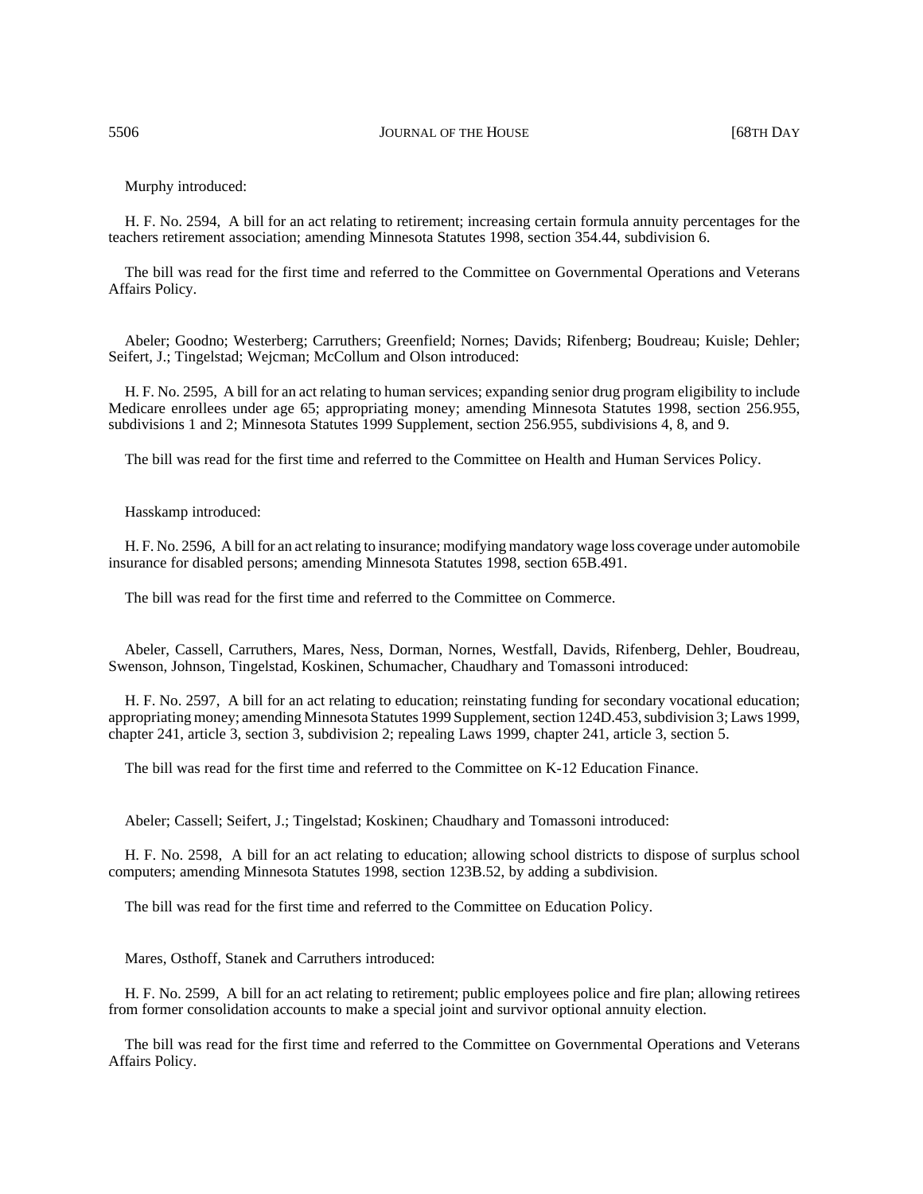Murphy introduced:

H. F. No. 2594, A bill for an act relating to retirement; increasing certain formula annuity percentages for the teachers retirement association; amending Minnesota Statutes 1998, section 354.44, subdivision 6.

The bill was read for the first time and referred to the Committee on Governmental Operations and Veterans Affairs Policy.

Abeler; Goodno; Westerberg; Carruthers; Greenfield; Nornes; Davids; Rifenberg; Boudreau; Kuisle; Dehler; Seifert, J.; Tingelstad; Wejcman; McCollum and Olson introduced:

H. F. No. 2595, A bill for an act relating to human services; expanding senior drug program eligibility to include Medicare enrollees under age 65; appropriating money; amending Minnesota Statutes 1998, section 256.955, subdivisions 1 and 2; Minnesota Statutes 1999 Supplement, section 256.955, subdivisions 4, 8, and 9.

The bill was read for the first time and referred to the Committee on Health and Human Services Policy.

Hasskamp introduced:

H. F. No. 2596, A bill for an act relating to insurance; modifying mandatory wage loss coverage under automobile insurance for disabled persons; amending Minnesota Statutes 1998, section 65B.491.

The bill was read for the first time and referred to the Committee on Commerce.

Abeler, Cassell, Carruthers, Mares, Ness, Dorman, Nornes, Westfall, Davids, Rifenberg, Dehler, Boudreau, Swenson, Johnson, Tingelstad, Koskinen, Schumacher, Chaudhary and Tomassoni introduced:

H. F. No. 2597, A bill for an act relating to education; reinstating funding for secondary vocational education; appropriating money; amending Minnesota Statutes 1999 Supplement, section 124D.453, subdivision 3; Laws 1999, chapter 241, article 3, section 3, subdivision 2; repealing Laws 1999, chapter 241, article 3, section 5.

The bill was read for the first time and referred to the Committee on K-12 Education Finance.

Abeler; Cassell; Seifert, J.; Tingelstad; Koskinen; Chaudhary and Tomassoni introduced:

H. F. No. 2598, A bill for an act relating to education; allowing school districts to dispose of surplus school computers; amending Minnesota Statutes 1998, section 123B.52, by adding a subdivision.

The bill was read for the first time and referred to the Committee on Education Policy.

Mares, Osthoff, Stanek and Carruthers introduced:

H. F. No. 2599, A bill for an act relating to retirement; public employees police and fire plan; allowing retirees from former consolidation accounts to make a special joint and survivor optional annuity election.

The bill was read for the first time and referred to the Committee on Governmental Operations and Veterans Affairs Policy.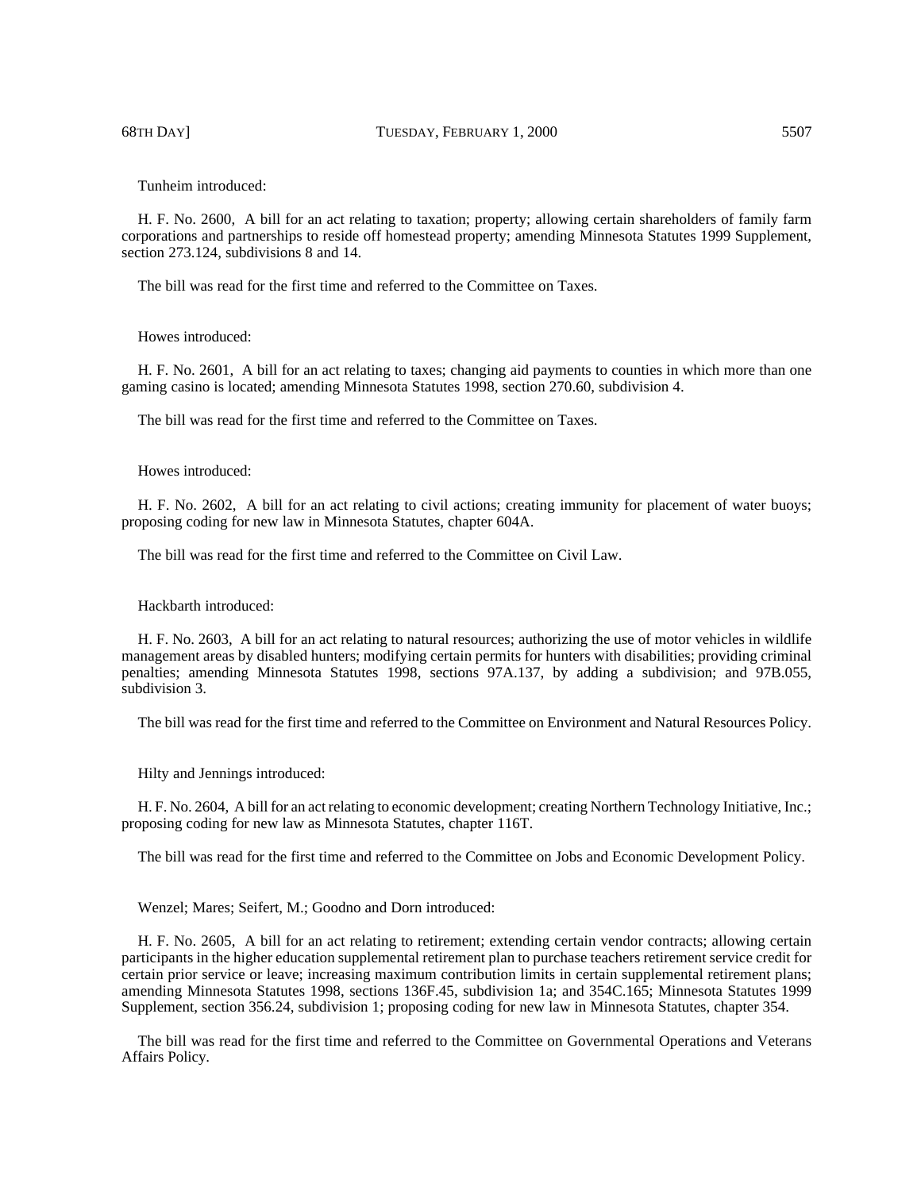Tunheim introduced:

H. F. No. 2600, A bill for an act relating to taxation; property; allowing certain shareholders of family farm corporations and partnerships to reside off homestead property; amending Minnesota Statutes 1999 Supplement, section 273.124, subdivisions 8 and 14.

The bill was read for the first time and referred to the Committee on Taxes.

Howes introduced:

H. F. No. 2601, A bill for an act relating to taxes; changing aid payments to counties in which more than one gaming casino is located; amending Minnesota Statutes 1998, section 270.60, subdivision 4.

The bill was read for the first time and referred to the Committee on Taxes.

Howes introduced:

H. F. No. 2602, A bill for an act relating to civil actions; creating immunity for placement of water buoys; proposing coding for new law in Minnesota Statutes, chapter 604A.

The bill was read for the first time and referred to the Committee on Civil Law.

Hackbarth introduced:

H. F. No. 2603, A bill for an act relating to natural resources; authorizing the use of motor vehicles in wildlife management areas by disabled hunters; modifying certain permits for hunters with disabilities; providing criminal penalties; amending Minnesota Statutes 1998, sections 97A.137, by adding a subdivision; and 97B.055, subdivision 3.

The bill was read for the first time and referred to the Committee on Environment and Natural Resources Policy.

Hilty and Jennings introduced:

H. F. No. 2604, A bill for an act relating to economic development; creating Northern Technology Initiative, Inc.; proposing coding for new law as Minnesota Statutes, chapter 116T.

The bill was read for the first time and referred to the Committee on Jobs and Economic Development Policy.

Wenzel; Mares; Seifert, M.; Goodno and Dorn introduced:

H. F. No. 2605, A bill for an act relating to retirement; extending certain vendor contracts; allowing certain participants in the higher education supplemental retirement plan to purchase teachers retirement service credit for certain prior service or leave; increasing maximum contribution limits in certain supplemental retirement plans; amending Minnesota Statutes 1998, sections 136F.45, subdivision 1a; and 354C.165; Minnesota Statutes 1999 Supplement, section 356.24, subdivision 1; proposing coding for new law in Minnesota Statutes, chapter 354.

The bill was read for the first time and referred to the Committee on Governmental Operations and Veterans Affairs Policy.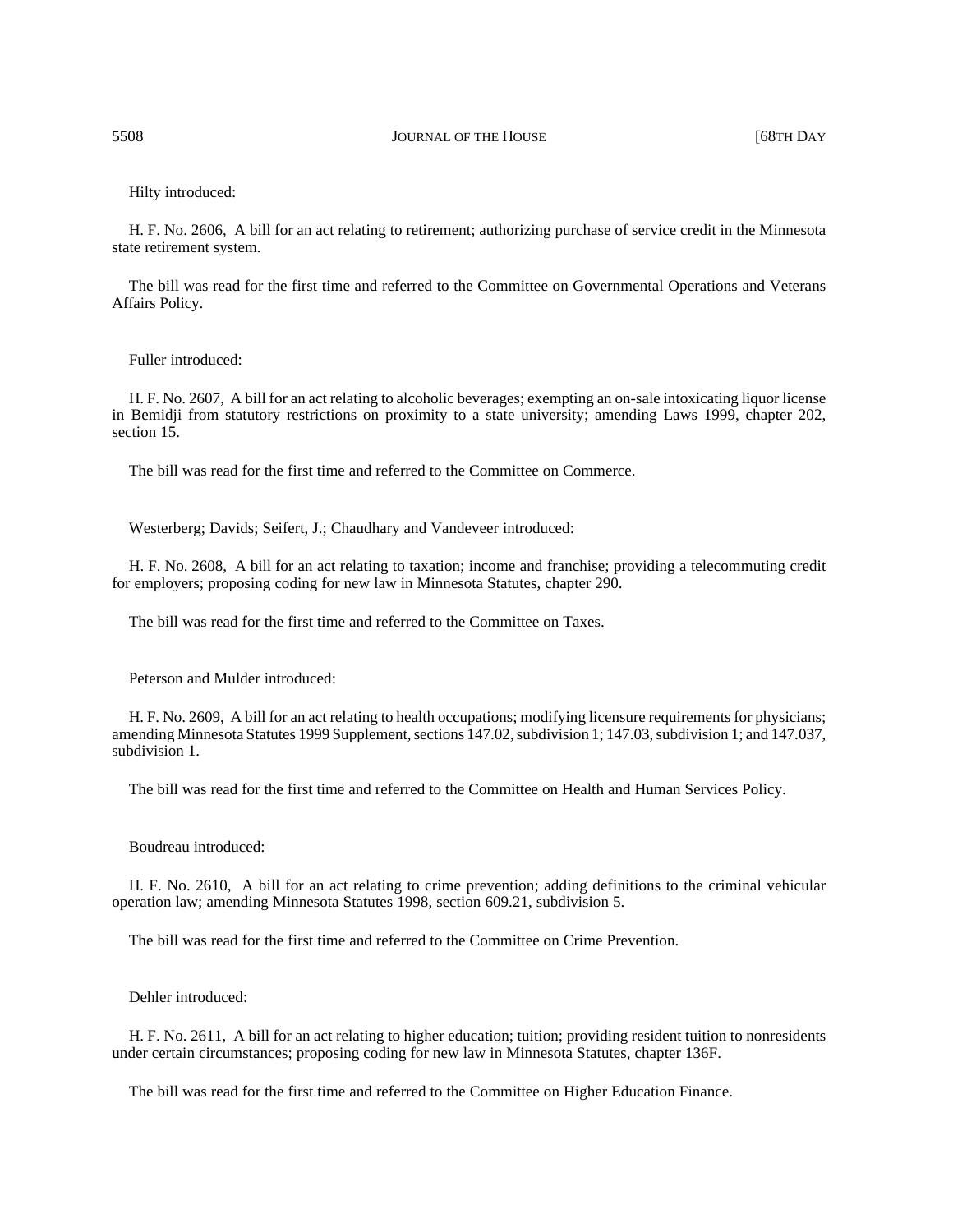Hilty introduced:

H. F. No. 2606, A bill for an act relating to retirement; authorizing purchase of service credit in the Minnesota state retirement system.

The bill was read for the first time and referred to the Committee on Governmental Operations and Veterans Affairs Policy.

Fuller introduced:

H. F. No. 2607, A bill for an act relating to alcoholic beverages; exempting an on-sale intoxicating liquor license in Bemidji from statutory restrictions on proximity to a state university; amending Laws 1999, chapter 202, section 15.

The bill was read for the first time and referred to the Committee on Commerce.

Westerberg; Davids; Seifert, J.; Chaudhary and Vandeveer introduced:

H. F. No. 2608, A bill for an act relating to taxation; income and franchise; providing a telecommuting credit for employers; proposing coding for new law in Minnesota Statutes, chapter 290.

The bill was read for the first time and referred to the Committee on Taxes.

Peterson and Mulder introduced:

H. F. No. 2609, A bill for an act relating to health occupations; modifying licensure requirements for physicians; amending Minnesota Statutes 1999 Supplement, sections 147.02, subdivision 1; 147.03, subdivision 1; and 147.037, subdivision 1.

The bill was read for the first time and referred to the Committee on Health and Human Services Policy.

Boudreau introduced:

H. F. No. 2610, A bill for an act relating to crime prevention; adding definitions to the criminal vehicular operation law; amending Minnesota Statutes 1998, section 609.21, subdivision 5.

The bill was read for the first time and referred to the Committee on Crime Prevention.

Dehler introduced:

H. F. No. 2611, A bill for an act relating to higher education; tuition; providing resident tuition to nonresidents under certain circumstances; proposing coding for new law in Minnesota Statutes, chapter 136F.

The bill was read for the first time and referred to the Committee on Higher Education Finance.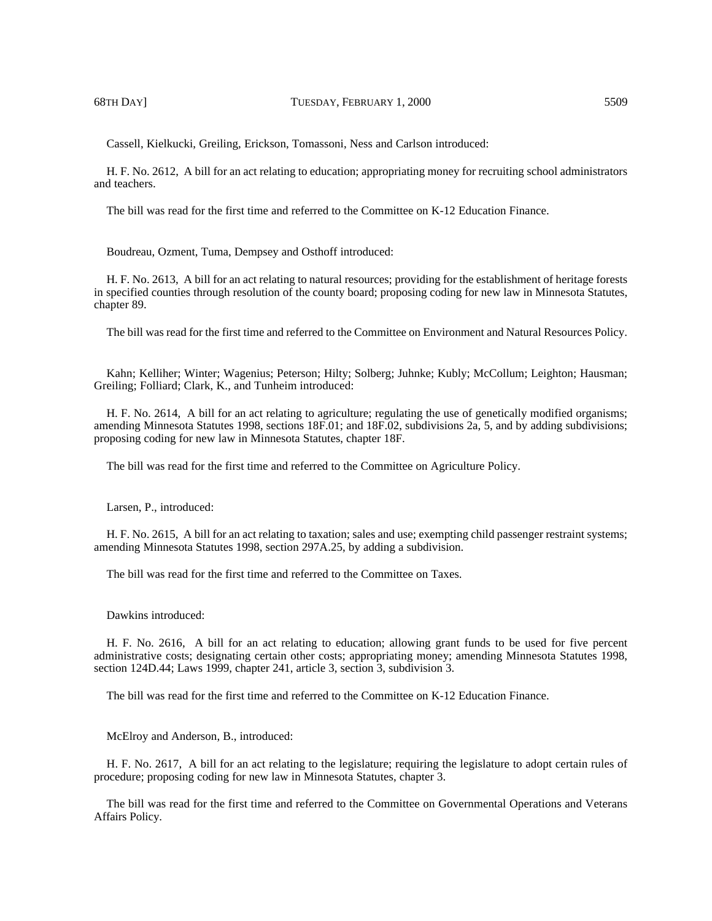Cassell, Kielkucki, Greiling, Erickson, Tomassoni, Ness and Carlson introduced:

H. F. No. 2612, A bill for an act relating to education; appropriating money for recruiting school administrators and teachers.

The bill was read for the first time and referred to the Committee on K-12 Education Finance.

Boudreau, Ozment, Tuma, Dempsey and Osthoff introduced:

H. F. No. 2613, A bill for an act relating to natural resources; providing for the establishment of heritage forests in specified counties through resolution of the county board; proposing coding for new law in Minnesota Statutes, chapter 89.

The bill was read for the first time and referred to the Committee on Environment and Natural Resources Policy.

Kahn; Kelliher; Winter; Wagenius; Peterson; Hilty; Solberg; Juhnke; Kubly; McCollum; Leighton; Hausman; Greiling; Folliard; Clark, K., and Tunheim introduced:

H. F. No. 2614, A bill for an act relating to agriculture; regulating the use of genetically modified organisms; amending Minnesota Statutes 1998, sections 18F.01; and 18F.02, subdivisions 2a, 5, and by adding subdivisions; proposing coding for new law in Minnesota Statutes, chapter 18F.

The bill was read for the first time and referred to the Committee on Agriculture Policy.

Larsen, P., introduced:

H. F. No. 2615, A bill for an act relating to taxation; sales and use; exempting child passenger restraint systems; amending Minnesota Statutes 1998, section 297A.25, by adding a subdivision.

The bill was read for the first time and referred to the Committee on Taxes.

Dawkins introduced:

H. F. No. 2616, A bill for an act relating to education; allowing grant funds to be used for five percent administrative costs; designating certain other costs; appropriating money; amending Minnesota Statutes 1998, section 124D.44; Laws 1999, chapter 241, article 3, section 3, subdivision 3.

The bill was read for the first time and referred to the Committee on K-12 Education Finance.

McElroy and Anderson, B., introduced:

H. F. No. 2617, A bill for an act relating to the legislature; requiring the legislature to adopt certain rules of procedure; proposing coding for new law in Minnesota Statutes, chapter 3.

The bill was read for the first time and referred to the Committee on Governmental Operations and Veterans Affairs Policy.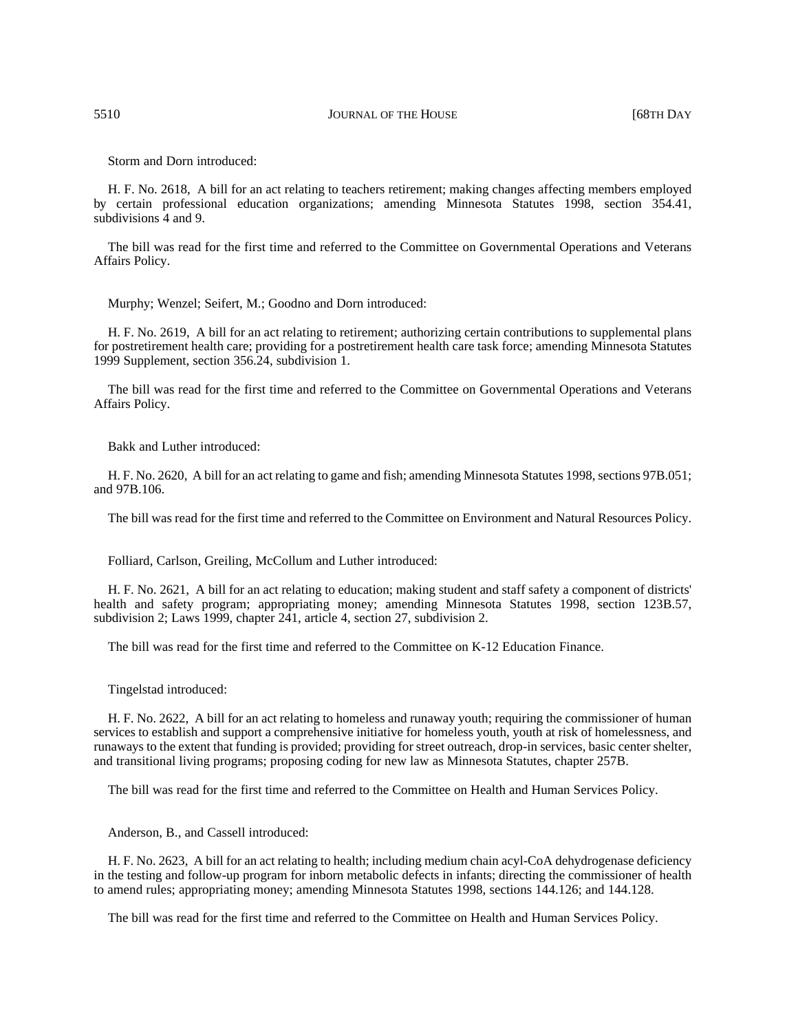Storm and Dorn introduced:

H. F. No. 2618, A bill for an act relating to teachers retirement; making changes affecting members employed by certain professional education organizations; amending Minnesota Statutes 1998, section 354.41, subdivisions 4 and 9.

The bill was read for the first time and referred to the Committee on Governmental Operations and Veterans Affairs Policy.

Murphy; Wenzel; Seifert, M.; Goodno and Dorn introduced:

H. F. No. 2619, A bill for an act relating to retirement; authorizing certain contributions to supplemental plans for postretirement health care; providing for a postretirement health care task force; amending Minnesota Statutes 1999 Supplement, section 356.24, subdivision 1.

The bill was read for the first time and referred to the Committee on Governmental Operations and Veterans Affairs Policy.

Bakk and Luther introduced:

H. F. No. 2620, A bill for an act relating to game and fish; amending Minnesota Statutes 1998, sections 97B.051; and 97B.106.

The bill was read for the first time and referred to the Committee on Environment and Natural Resources Policy.

Folliard, Carlson, Greiling, McCollum and Luther introduced:

H. F. No. 2621, A bill for an act relating to education; making student and staff safety a component of districts' health and safety program; appropriating money; amending Minnesota Statutes 1998, section 123B.57, subdivision 2; Laws 1999, chapter 241, article 4, section 27, subdivision 2.

The bill was read for the first time and referred to the Committee on K-12 Education Finance.

Tingelstad introduced:

H. F. No. 2622, A bill for an act relating to homeless and runaway youth; requiring the commissioner of human services to establish and support a comprehensive initiative for homeless youth, youth at risk of homelessness, and runaways to the extent that funding is provided; providing for street outreach, drop-in services, basic center shelter, and transitional living programs; proposing coding for new law as Minnesota Statutes, chapter 257B.

The bill was read for the first time and referred to the Committee on Health and Human Services Policy.

Anderson, B., and Cassell introduced:

H. F. No. 2623, A bill for an act relating to health; including medium chain acyl-CoA dehydrogenase deficiency in the testing and follow-up program for inborn metabolic defects in infants; directing the commissioner of health to amend rules; appropriating money; amending Minnesota Statutes 1998, sections 144.126; and 144.128.

The bill was read for the first time and referred to the Committee on Health and Human Services Policy.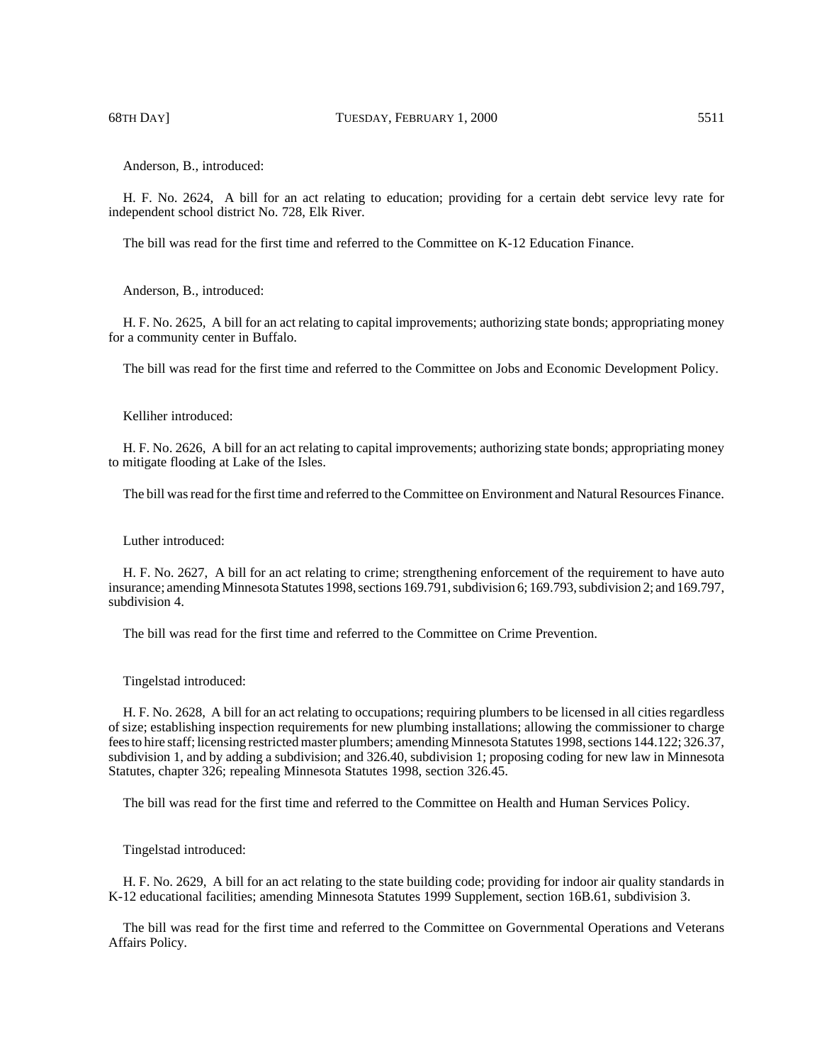Anderson, B., introduced:

H. F. No. 2624, A bill for an act relating to education; providing for a certain debt service levy rate for independent school district No. 728, Elk River.

The bill was read for the first time and referred to the Committee on K-12 Education Finance.

Anderson, B., introduced:

H. F. No. 2625, A bill for an act relating to capital improvements; authorizing state bonds; appropriating money for a community center in Buffalo.

The bill was read for the first time and referred to the Committee on Jobs and Economic Development Policy.

Kelliher introduced:

H. F. No. 2626, A bill for an act relating to capital improvements; authorizing state bonds; appropriating money to mitigate flooding at Lake of the Isles.

The bill was read for the first time and referred to the Committee on Environment and Natural Resources Finance.

Luther introduced:

H. F. No. 2627, A bill for an act relating to crime; strengthening enforcement of the requirement to have auto insurance; amending Minnesota Statutes 1998, sections 169.791, subdivision 6; 169.793, subdivision 2; and 169.797, subdivision 4.

The bill was read for the first time and referred to the Committee on Crime Prevention.

Tingelstad introduced:

H. F. No. 2628, A bill for an act relating to occupations; requiring plumbers to be licensed in all cities regardless of size; establishing inspection requirements for new plumbing installations; allowing the commissioner to charge fees to hire staff; licensing restricted master plumbers; amending Minnesota Statutes 1998, sections 144.122; 326.37, subdivision 1, and by adding a subdivision; and 326.40, subdivision 1; proposing coding for new law in Minnesota Statutes, chapter 326; repealing Minnesota Statutes 1998, section 326.45.

The bill was read for the first time and referred to the Committee on Health and Human Services Policy.

Tingelstad introduced:

H. F. No. 2629, A bill for an act relating to the state building code; providing for indoor air quality standards in K-12 educational facilities; amending Minnesota Statutes 1999 Supplement, section 16B.61, subdivision 3.

The bill was read for the first time and referred to the Committee on Governmental Operations and Veterans Affairs Policy.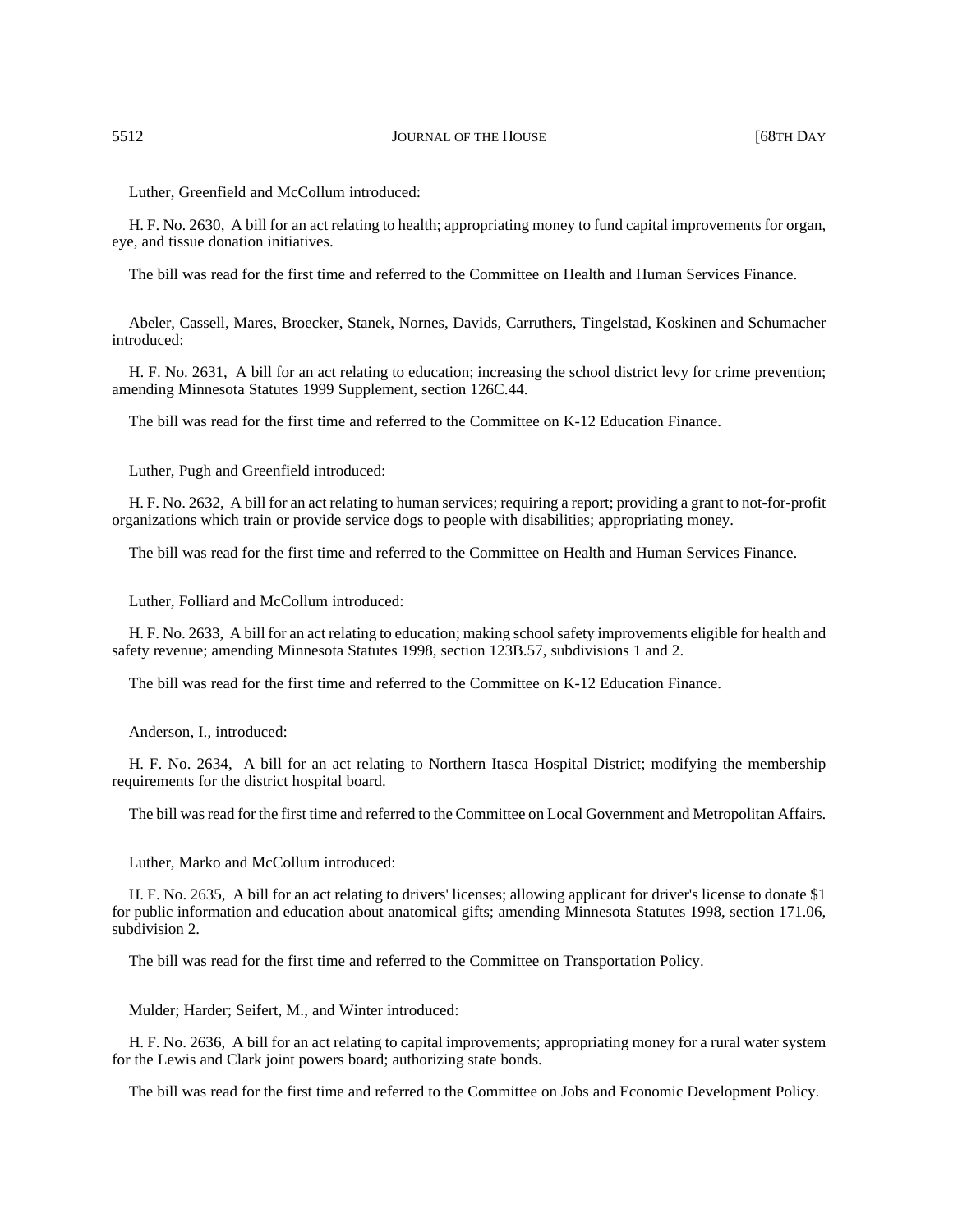Luther, Greenfield and McCollum introduced:

H. F. No. 2630, A bill for an act relating to health; appropriating money to fund capital improvements for organ, eye, and tissue donation initiatives.

The bill was read for the first time and referred to the Committee on Health and Human Services Finance.

Abeler, Cassell, Mares, Broecker, Stanek, Nornes, Davids, Carruthers, Tingelstad, Koskinen and Schumacher introduced:

H. F. No. 2631, A bill for an act relating to education; increasing the school district levy for crime prevention; amending Minnesota Statutes 1999 Supplement, section 126C.44.

The bill was read for the first time and referred to the Committee on K-12 Education Finance.

Luther, Pugh and Greenfield introduced:

H. F. No. 2632, A bill for an act relating to human services; requiring a report; providing a grant to not-for-profit organizations which train or provide service dogs to people with disabilities; appropriating money.

The bill was read for the first time and referred to the Committee on Health and Human Services Finance.

Luther, Folliard and McCollum introduced:

H. F. No. 2633, A bill for an act relating to education; making school safety improvements eligible for health and safety revenue; amending Minnesota Statutes 1998, section 123B.57, subdivisions 1 and 2.

The bill was read for the first time and referred to the Committee on K-12 Education Finance.

Anderson, I., introduced:

H. F. No. 2634, A bill for an act relating to Northern Itasca Hospital District; modifying the membership requirements for the district hospital board.

The bill was read for the first time and referred to the Committee on Local Government and Metropolitan Affairs.

Luther, Marko and McCollum introduced:

H. F. No. 2635, A bill for an act relating to drivers' licenses; allowing applicant for driver's license to donate $1 for public information and education about anatomical gifts; amending Minnesota Statutes 1998, section 171.06, subdivision 2.

The bill was read for the first time and referred to the Committee on Transportation Policy.

Mulder; Harder; Seifert, M., and Winter introduced:

H. F. No. 2636, A bill for an act relating to capital improvements; appropriating money for a rural water system for the Lewis and Clark joint powers board; authorizing state bonds.

The bill was read for the first time and referred to the Committee on Jobs and Economic Development Policy.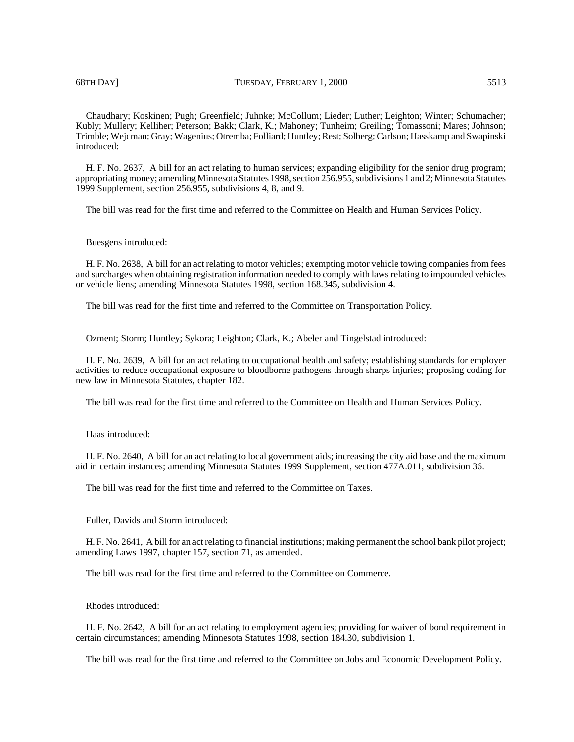Chaudhary; Koskinen; Pugh; Greenfield; Juhnke; McCollum; Lieder; Luther; Leighton; Winter; Schumacher; Kubly; Mullery; Kelliher; Peterson; Bakk; Clark, K.; Mahoney; Tunheim; Greiling; Tomassoni; Mares; Johnson; Trimble; Wejcman; Gray; Wagenius; Otremba; Folliard; Huntley; Rest; Solberg; Carlson; Hasskamp and Swapinski introduced:

H. F. No. 2637, A bill for an act relating to human services; expanding eligibility for the senior drug program; appropriating money; amending Minnesota Statutes 1998, section 256.955, subdivisions 1 and 2; Minnesota Statutes 1999 Supplement, section 256.955, subdivisions 4, 8, and 9.

The bill was read for the first time and referred to the Committee on Health and Human Services Policy.

Buesgens introduced:

H. F. No. 2638, A bill for an act relating to motor vehicles; exempting motor vehicle towing companies from fees and surcharges when obtaining registration information needed to comply with laws relating to impounded vehicles or vehicle liens; amending Minnesota Statutes 1998, section 168.345, subdivision 4.

The bill was read for the first time and referred to the Committee on Transportation Policy.

Ozment; Storm; Huntley; Sykora; Leighton; Clark, K.; Abeler and Tingelstad introduced:

H. F. No. 2639, A bill for an act relating to occupational health and safety; establishing standards for employer activities to reduce occupational exposure to bloodborne pathogens through sharps injuries; proposing coding for new law in Minnesota Statutes, chapter 182.

The bill was read for the first time and referred to the Committee on Health and Human Services Policy.

Haas introduced:

H. F. No. 2640, A bill for an act relating to local government aids; increasing the city aid base and the maximum aid in certain instances; amending Minnesota Statutes 1999 Supplement, section 477A.011, subdivision 36.

The bill was read for the first time and referred to the Committee on Taxes.

Fuller, Davids and Storm introduced:

H. F. No. 2641, A bill for an act relating to financial institutions; making permanent the school bank pilot project; amending Laws 1997, chapter 157, section 71, as amended.

The bill was read for the first time and referred to the Committee on Commerce.

Rhodes introduced:

H. F. No. 2642, A bill for an act relating to employment agencies; providing for waiver of bond requirement in certain circumstances; amending Minnesota Statutes 1998, section 184.30, subdivision 1.

The bill was read for the first time and referred to the Committee on Jobs and Economic Development Policy.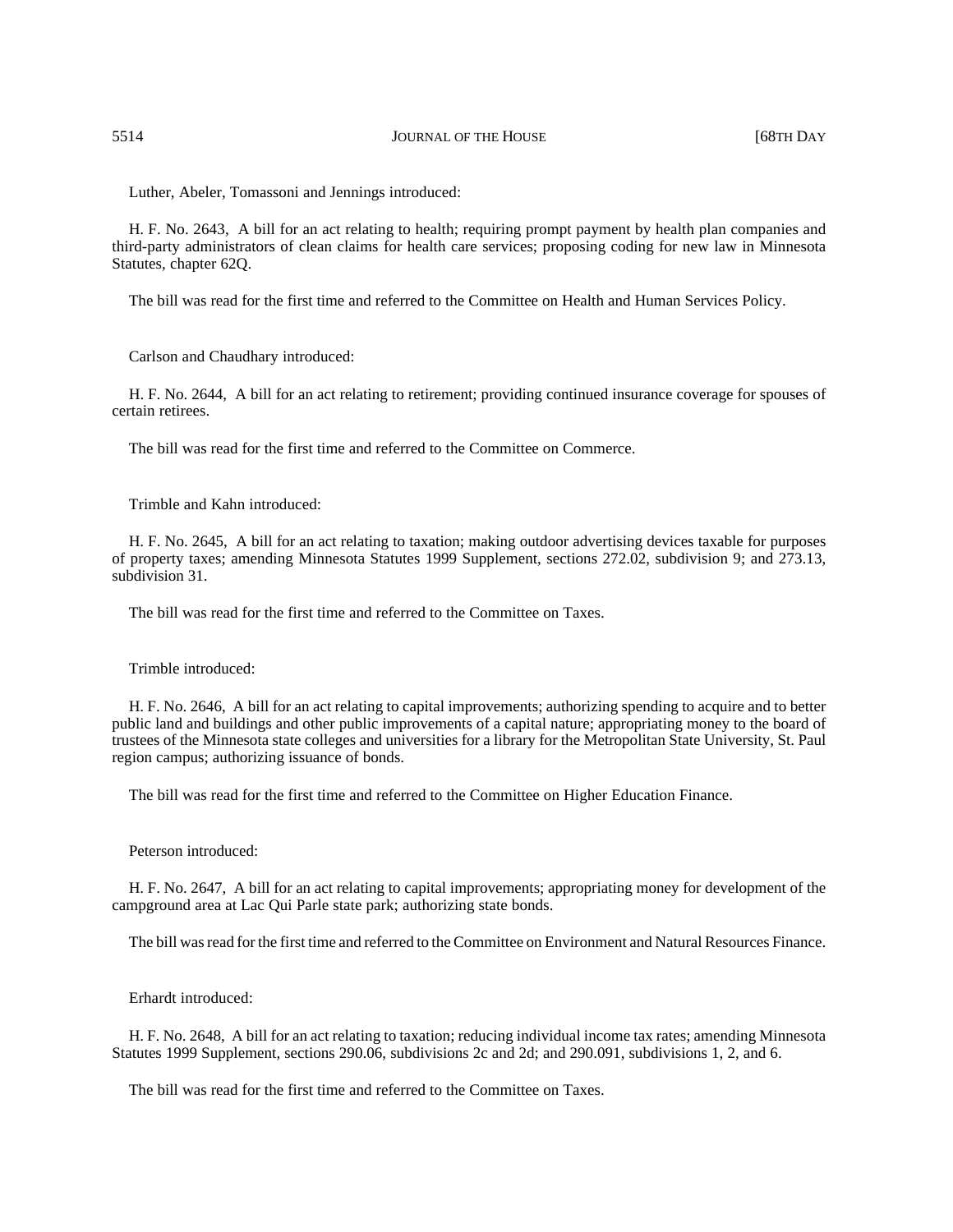Luther, Abeler, Tomassoni and Jennings introduced:

H. F. No. 2643, A bill for an act relating to health; requiring prompt payment by health plan companies and third-party administrators of clean claims for health care services; proposing coding for new law in Minnesota Statutes, chapter 62Q.

The bill was read for the first time and referred to the Committee on Health and Human Services Policy.

Carlson and Chaudhary introduced:

H. F. No. 2644, A bill for an act relating to retirement; providing continued insurance coverage for spouses of certain retirees.

The bill was read for the first time and referred to the Committee on Commerce.

Trimble and Kahn introduced:

H. F. No. 2645, A bill for an act relating to taxation; making outdoor advertising devices taxable for purposes of property taxes; amending Minnesota Statutes 1999 Supplement, sections 272.02, subdivision 9; and 273.13, subdivision 31.

The bill was read for the first time and referred to the Committee on Taxes.

Trimble introduced:

H. F. No. 2646, A bill for an act relating to capital improvements; authorizing spending to acquire and to better public land and buildings and other public improvements of a capital nature; appropriating money to the board of trustees of the Minnesota state colleges and universities for a library for the Metropolitan State University, St. Paul region campus; authorizing issuance of bonds.

The bill was read for the first time and referred to the Committee on Higher Education Finance.

Peterson introduced:

H. F. No. 2647, A bill for an act relating to capital improvements; appropriating money for development of the campground area at Lac Qui Parle state park; authorizing state bonds.

The bill was read for the first time and referred to the Committee on Environment and Natural Resources Finance.

Erhardt introduced:

H. F. No. 2648, A bill for an act relating to taxation; reducing individual income tax rates; amending Minnesota Statutes 1999 Supplement, sections 290.06, subdivisions 2c and 2d; and 290.091, subdivisions 1, 2, and 6.

The bill was read for the first time and referred to the Committee on Taxes.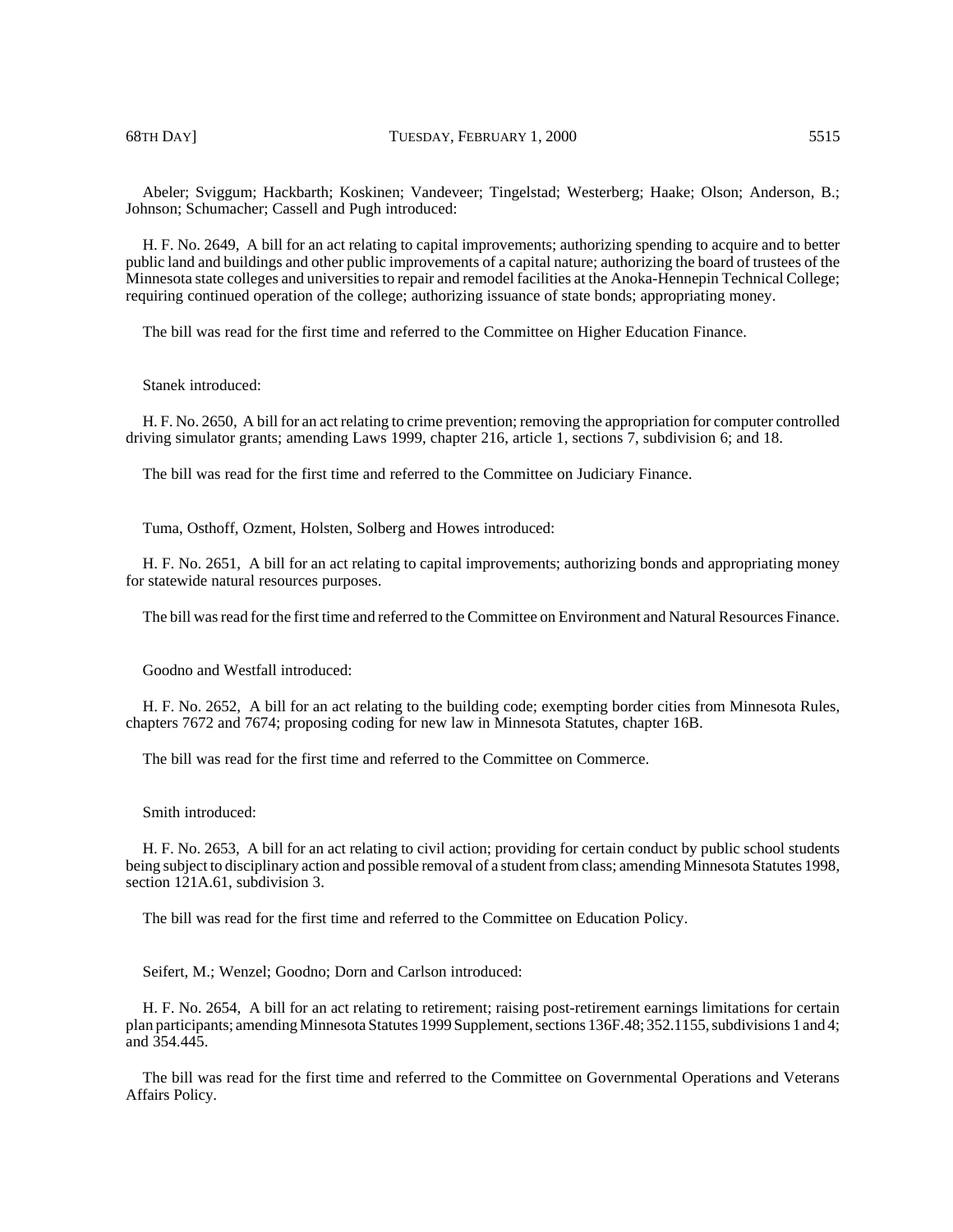Abeler; Sviggum; Hackbarth; Koskinen; Vandeveer; Tingelstad; Westerberg; Haake; Olson; Anderson, B.; Johnson; Schumacher; Cassell and Pugh introduced:

H. F. No. 2649, A bill for an act relating to capital improvements; authorizing spending to acquire and to better public land and buildings and other public improvements of a capital nature; authorizing the board of trustees of the Minnesota state colleges and universities to repair and remodel facilities at the Anoka-Hennepin Technical College; requiring continued operation of the college; authorizing issuance of state bonds; appropriating money.

The bill was read for the first time and referred to the Committee on Higher Education Finance.

Stanek introduced:

H. F. No. 2650, A bill for an act relating to crime prevention; removing the appropriation for computer controlled driving simulator grants; amending Laws 1999, chapter 216, article 1, sections 7, subdivision 6; and 18.

The bill was read for the first time and referred to the Committee on Judiciary Finance.

Tuma, Osthoff, Ozment, Holsten, Solberg and Howes introduced:

H. F. No. 2651, A bill for an act relating to capital improvements; authorizing bonds and appropriating money for statewide natural resources purposes.

The bill was read for the first time and referred to the Committee on Environment and Natural Resources Finance.

Goodno and Westfall introduced:

H. F. No. 2652, A bill for an act relating to the building code; exempting border cities from Minnesota Rules, chapters 7672 and 7674; proposing coding for new law in Minnesota Statutes, chapter 16B.

The bill was read for the first time and referred to the Committee on Commerce.

Smith introduced:

H. F. No. 2653, A bill for an act relating to civil action; providing for certain conduct by public school students being subject to disciplinary action and possible removal of a student from class; amending Minnesota Statutes 1998, section 121A.61, subdivision 3.

The bill was read for the first time and referred to the Committee on Education Policy.

Seifert, M.; Wenzel; Goodno; Dorn and Carlson introduced:

H. F. No. 2654, A bill for an act relating to retirement; raising post-retirement earnings limitations for certain plan participants; amending Minnesota Statutes 1999 Supplement, sections 136F.48; 352.1155, subdivisions 1 and 4; and 354.445.

The bill was read for the first time and referred to the Committee on Governmental Operations and Veterans Affairs Policy.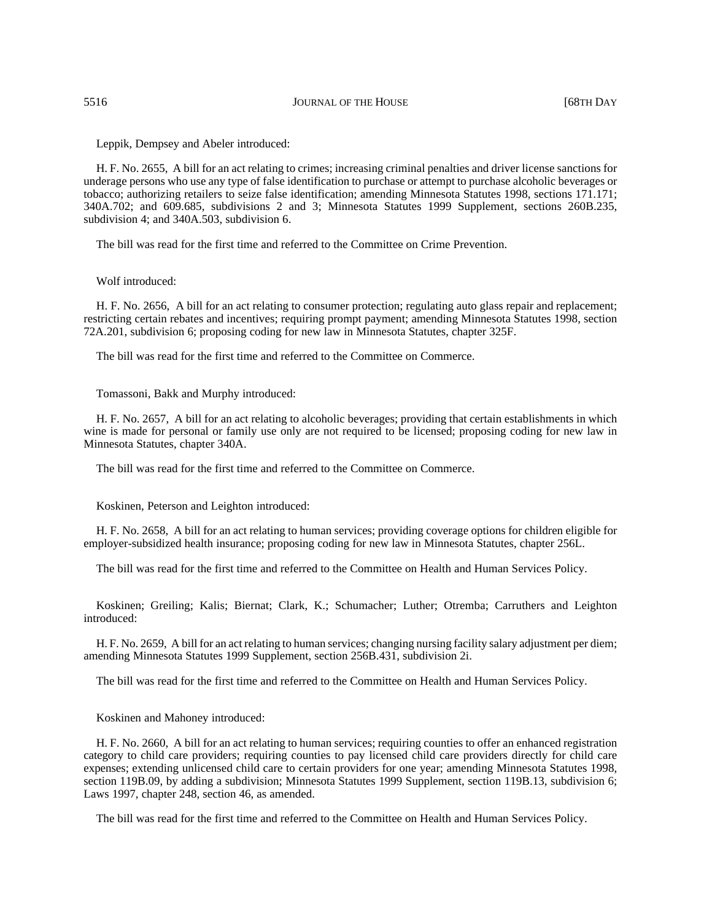Leppik, Dempsey and Abeler introduced:

H. F. No. 2655, A bill for an act relating to crimes; increasing criminal penalties and driver license sanctions for underage persons who use any type of false identification to purchase or attempt to purchase alcoholic beverages or tobacco; authorizing retailers to seize false identification; amending Minnesota Statutes 1998, sections 171.171; 340A.702; and 609.685, subdivisions 2 and 3; Minnesota Statutes 1999 Supplement, sections 260B.235, subdivision 4; and 340A.503, subdivision 6.

The bill was read for the first time and referred to the Committee on Crime Prevention.

Wolf introduced:

H. F. No. 2656, A bill for an act relating to consumer protection; regulating auto glass repair and replacement; restricting certain rebates and incentives; requiring prompt payment; amending Minnesota Statutes 1998, section 72A.201, subdivision 6; proposing coding for new law in Minnesota Statutes, chapter 325F.

The bill was read for the first time and referred to the Committee on Commerce.

Tomassoni, Bakk and Murphy introduced:

H. F. No. 2657, A bill for an act relating to alcoholic beverages; providing that certain establishments in which wine is made for personal or family use only are not required to be licensed; proposing coding for new law in Minnesota Statutes, chapter 340A.

The bill was read for the first time and referred to the Committee on Commerce.

Koskinen, Peterson and Leighton introduced:

H. F. No. 2658, A bill for an act relating to human services; providing coverage options for children eligible for employer-subsidized health insurance; proposing coding for new law in Minnesota Statutes, chapter 256L.

The bill was read for the first time and referred to the Committee on Health and Human Services Policy.

Koskinen; Greiling; Kalis; Biernat; Clark, K.; Schumacher; Luther; Otremba; Carruthers and Leighton introduced:

H. F. No. 2659, A bill for an act relating to human services; changing nursing facility salary adjustment per diem; amending Minnesota Statutes 1999 Supplement, section 256B.431, subdivision 2i.

The bill was read for the first time and referred to the Committee on Health and Human Services Policy.

Koskinen and Mahoney introduced:

H. F. No. 2660, A bill for an act relating to human services; requiring counties to offer an enhanced registration category to child care providers; requiring counties to pay licensed child care providers directly for child care expenses; extending unlicensed child care to certain providers for one year; amending Minnesota Statutes 1998, section 119B.09, by adding a subdivision; Minnesota Statutes 1999 Supplement, section 119B.13, subdivision 6; Laws 1997, chapter 248, section 46, as amended.

The bill was read for the first time and referred to the Committee on Health and Human Services Policy.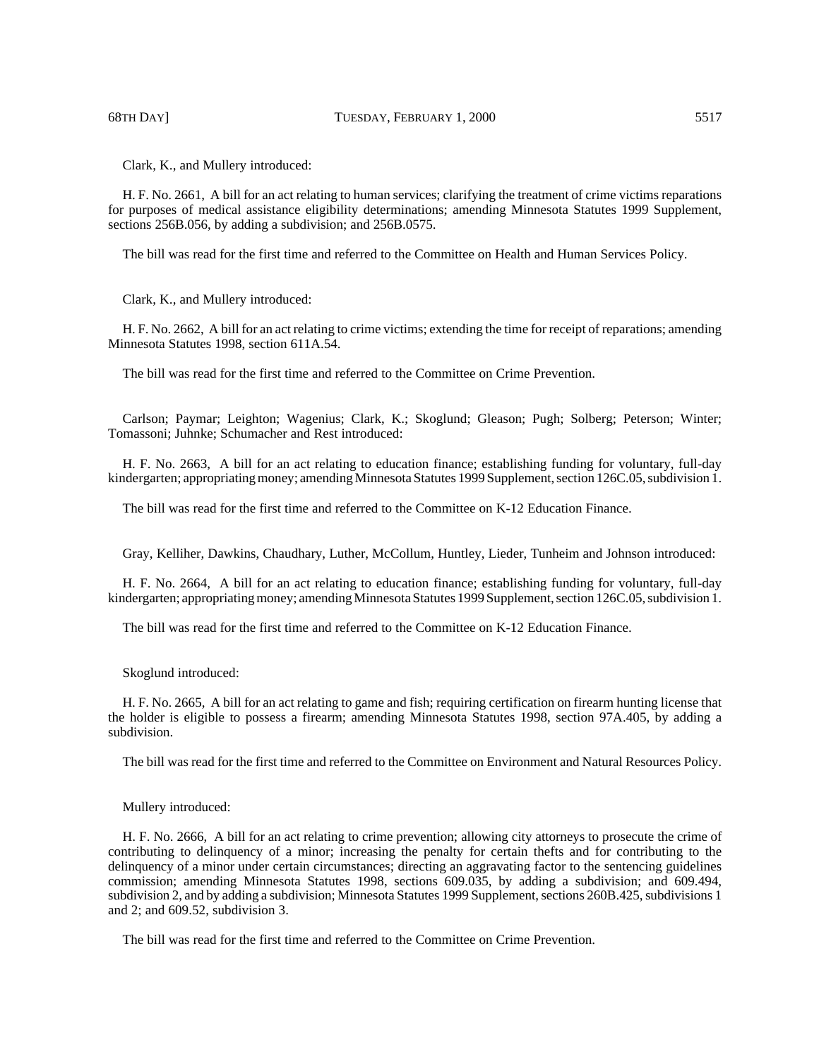Clark, K., and Mullery introduced:

H. F. No. 2661, A bill for an act relating to human services; clarifying the treatment of crime victims reparations for purposes of medical assistance eligibility determinations; amending Minnesota Statutes 1999 Supplement, sections 256B.056, by adding a subdivision; and 256B.0575.

The bill was read for the first time and referred to the Committee on Health and Human Services Policy.

Clark, K., and Mullery introduced:

H. F. No. 2662, A bill for an act relating to crime victims; extending the time for receipt of reparations; amending Minnesota Statutes 1998, section 611A.54.

The bill was read for the first time and referred to the Committee on Crime Prevention.

Carlson; Paymar; Leighton; Wagenius; Clark, K.; Skoglund; Gleason; Pugh; Solberg; Peterson; Winter; Tomassoni; Juhnke; Schumacher and Rest introduced:

H. F. No. 2663, A bill for an act relating to education finance; establishing funding for voluntary, full-day kindergarten; appropriating money; amending Minnesota Statutes 1999 Supplement, section 126C.05, subdivision 1.

The bill was read for the first time and referred to the Committee on K-12 Education Finance.

Gray, Kelliher, Dawkins, Chaudhary, Luther, McCollum, Huntley, Lieder, Tunheim and Johnson introduced:

H. F. No. 2664, A bill for an act relating to education finance; establishing funding for voluntary, full-day kindergarten; appropriating money; amending Minnesota Statutes 1999 Supplement, section 126C.05, subdivision 1.

The bill was read for the first time and referred to the Committee on K-12 Education Finance.

Skoglund introduced:

H. F. No. 2665, A bill for an act relating to game and fish; requiring certification on firearm hunting license that the holder is eligible to possess a firearm; amending Minnesota Statutes 1998, section 97A.405, by adding a subdivision.

The bill was read for the first time and referred to the Committee on Environment and Natural Resources Policy.

Mullery introduced:

H. F. No. 2666, A bill for an act relating to crime prevention; allowing city attorneys to prosecute the crime of contributing to delinquency of a minor; increasing the penalty for certain thefts and for contributing to the delinquency of a minor under certain circumstances; directing an aggravating factor to the sentencing guidelines commission; amending Minnesota Statutes 1998, sections 609.035, by adding a subdivision; and 609.494, subdivision 2, and by adding a subdivision; Minnesota Statutes 1999 Supplement, sections 260B.425, subdivisions 1 and 2; and 609.52, subdivision 3.

The bill was read for the first time and referred to the Committee on Crime Prevention.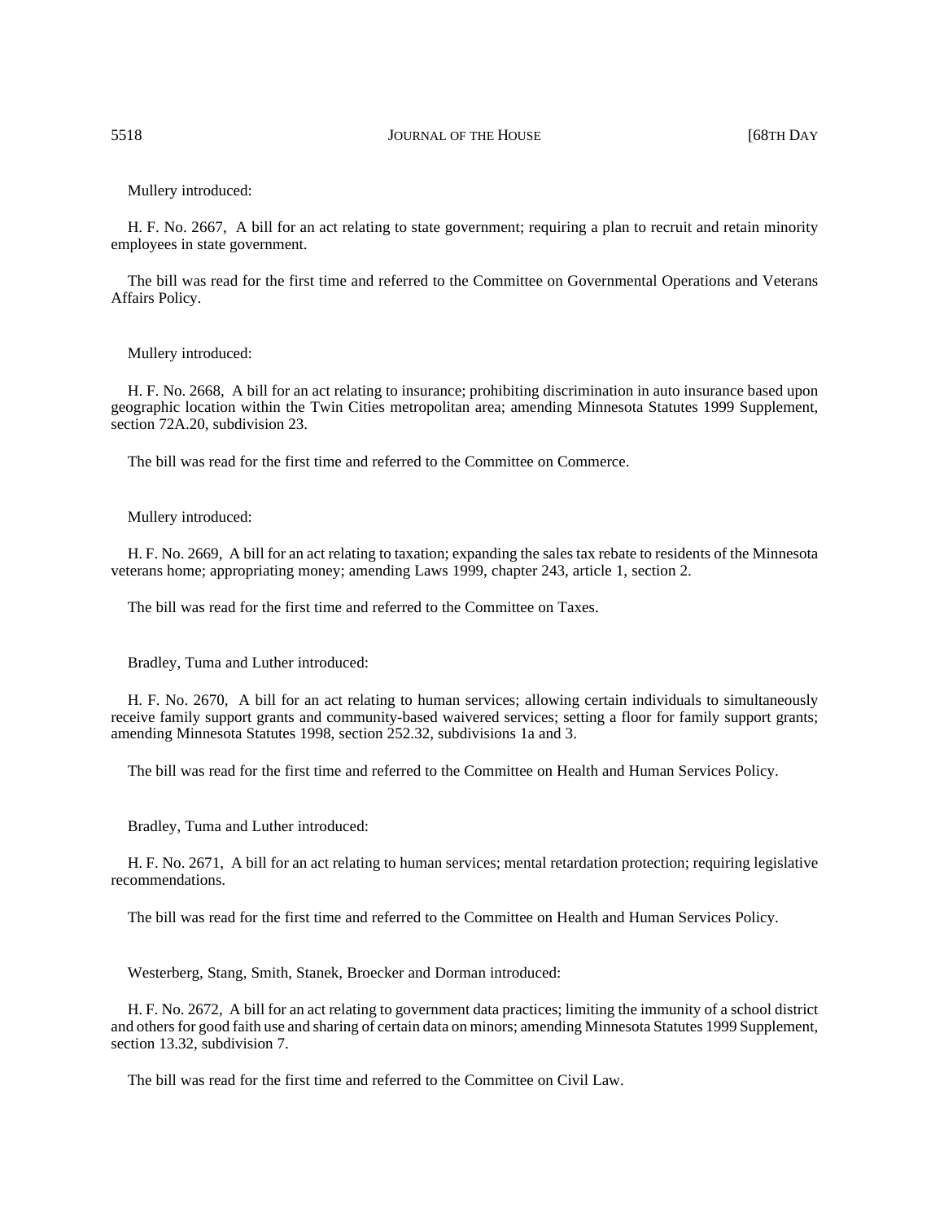Mullery introduced:

H. F. No. 2667, A bill for an act relating to state government; requiring a plan to recruit and retain minority employees in state government.

The bill was read for the first time and referred to the Committee on Governmental Operations and Veterans Affairs Policy.

Mullery introduced:

H. F. No. 2668, A bill for an act relating to insurance; prohibiting discrimination in auto insurance based upon geographic location within the Twin Cities metropolitan area; amending Minnesota Statutes 1999 Supplement, section 72A.20, subdivision 23.

The bill was read for the first time and referred to the Committee on Commerce.

Mullery introduced:

H. F. No. 2669, A bill for an act relating to taxation; expanding the sales tax rebate to residents of the Minnesota veterans home; appropriating money; amending Laws 1999, chapter 243, article 1, section 2.

The bill was read for the first time and referred to the Committee on Taxes.

Bradley, Tuma and Luther introduced:

H. F. No. 2670, A bill for an act relating to human services; allowing certain individuals to simultaneously receive family support grants and community-based waivered services; setting a floor for family support grants; amending Minnesota Statutes 1998, section 252.32, subdivisions 1a and 3.

The bill was read for the first time and referred to the Committee on Health and Human Services Policy.

Bradley, Tuma and Luther introduced:

H. F. No. 2671, A bill for an act relating to human services; mental retardation protection; requiring legislative recommendations.

The bill was read for the first time and referred to the Committee on Health and Human Services Policy.

Westerberg, Stang, Smith, Stanek, Broecker and Dorman introduced:

H. F. No. 2672, A bill for an act relating to government data practices; limiting the immunity of a school district and others for good faith use and sharing of certain data on minors; amending Minnesota Statutes 1999 Supplement, section 13.32, subdivision 7.

The bill was read for the first time and referred to the Committee on Civil Law.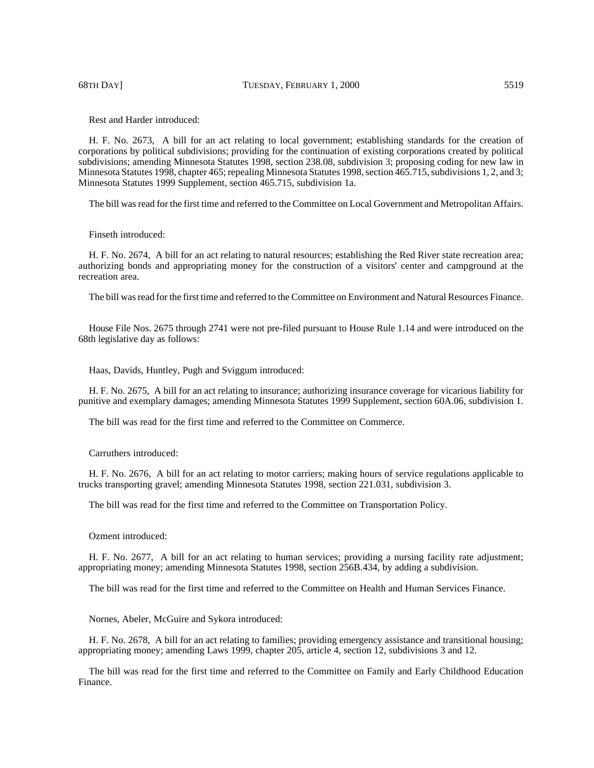Rest and Harder introduced:

H. F. No. 2673, A bill for an act relating to local government; establishing standards for the creation of corporations by political subdivisions; providing for the continuation of existing corporations created by political subdivisions; amending Minnesota Statutes 1998, section 238.08, subdivision 3; proposing coding for new law in Minnesota Statutes 1998, chapter 465; repealing Minnesota Statutes 1998, section 465.715, subdivisions 1, 2, and 3; Minnesota Statutes 1999 Supplement, section 465.715, subdivision 1a.

The bill was read for the first time and referred to the Committee on Local Government and Metropolitan Affairs.

Finseth introduced:

H. F. No. 2674, A bill for an act relating to natural resources; establishing the Red River state recreation area; authorizing bonds and appropriating money for the construction of a visitors' center and campground at the recreation area.

The bill was read for the first time and referred to the Committee on Environment and Natural Resources Finance.

House File Nos. 2675 through 2741 were not pre-filed pursuant to House Rule 1.14 and were introduced on the 68th legislative day as follows:

Haas, Davids, Huntley, Pugh and Sviggum introduced:

H. F. No. 2675, A bill for an act relating to insurance; authorizing insurance coverage for vicarious liability for punitive and exemplary damages; amending Minnesota Statutes 1999 Supplement, section 60A.06, subdivision 1.

The bill was read for the first time and referred to the Committee on Commerce.

Carruthers introduced:

H. F. No. 2676, A bill for an act relating to motor carriers; making hours of service regulations applicable to trucks transporting gravel; amending Minnesota Statutes 1998, section 221.031, subdivision 3.

The bill was read for the first time and referred to the Committee on Transportation Policy.

Ozment introduced:

H. F. No. 2677, A bill for an act relating to human services; providing a nursing facility rate adjustment; appropriating money; amending Minnesota Statutes 1998, section 256B.434, by adding a subdivision.

The bill was read for the first time and referred to the Committee on Health and Human Services Finance.

Nornes, Abeler, McGuire and Sykora introduced:

H. F. No. 2678, A bill for an act relating to families; providing emergency assistance and transitional housing; appropriating money; amending Laws 1999, chapter 205, article 4, section 12, subdivisions 3 and 12.

The bill was read for the first time and referred to the Committee on Family and Early Childhood Education Finance.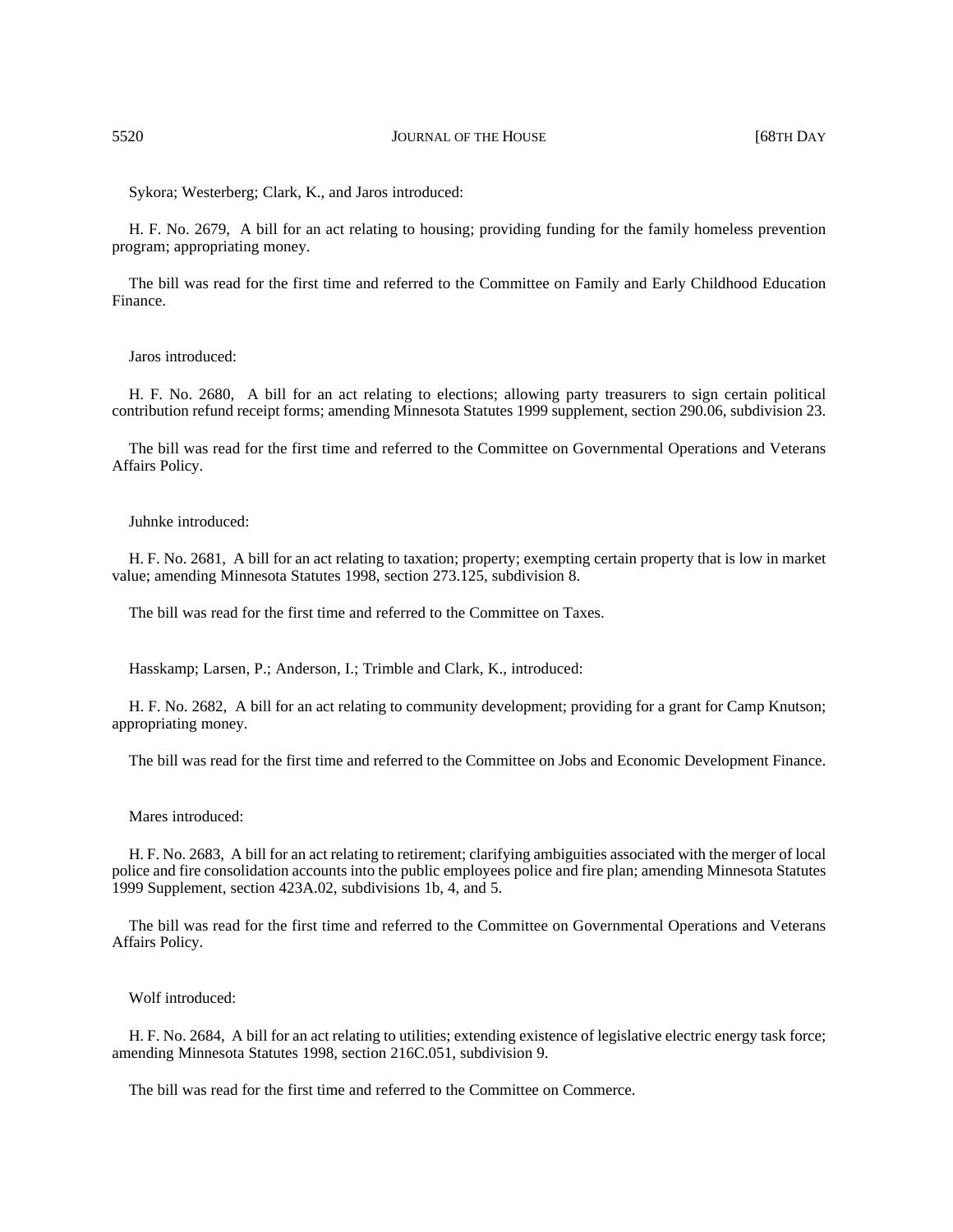Sykora; Westerberg; Clark, K., and Jaros introduced:

H. F. No. 2679, A bill for an act relating to housing; providing funding for the family homeless prevention program; appropriating money.

The bill was read for the first time and referred to the Committee on Family and Early Childhood Education Finance.

Jaros introduced:

H. F. No. 2680, A bill for an act relating to elections; allowing party treasurers to sign certain political contribution refund receipt forms; amending Minnesota Statutes 1999 supplement, section 290.06, subdivision 23.

The bill was read for the first time and referred to the Committee on Governmental Operations and Veterans Affairs Policy.

Juhnke introduced:

H. F. No. 2681, A bill for an act relating to taxation; property; exempting certain property that is low in market value; amending Minnesota Statutes 1998, section 273.125, subdivision 8.

The bill was read for the first time and referred to the Committee on Taxes.

Hasskamp; Larsen, P.; Anderson, I.; Trimble and Clark, K., introduced:

H. F. No. 2682, A bill for an act relating to community development; providing for a grant for Camp Knutson; appropriating money.

The bill was read for the first time and referred to the Committee on Jobs and Economic Development Finance.

Mares introduced:

H. F. No. 2683, A bill for an act relating to retirement; clarifying ambiguities associated with the merger of local police and fire consolidation accounts into the public employees police and fire plan; amending Minnesota Statutes 1999 Supplement, section 423A.02, subdivisions 1b, 4, and 5.

The bill was read for the first time and referred to the Committee on Governmental Operations and Veterans Affairs Policy.

Wolf introduced:

H. F. No. 2684, A bill for an act relating to utilities; extending existence of legislative electric energy task force; amending Minnesota Statutes 1998, section 216C.051, subdivision 9.

The bill was read for the first time and referred to the Committee on Commerce.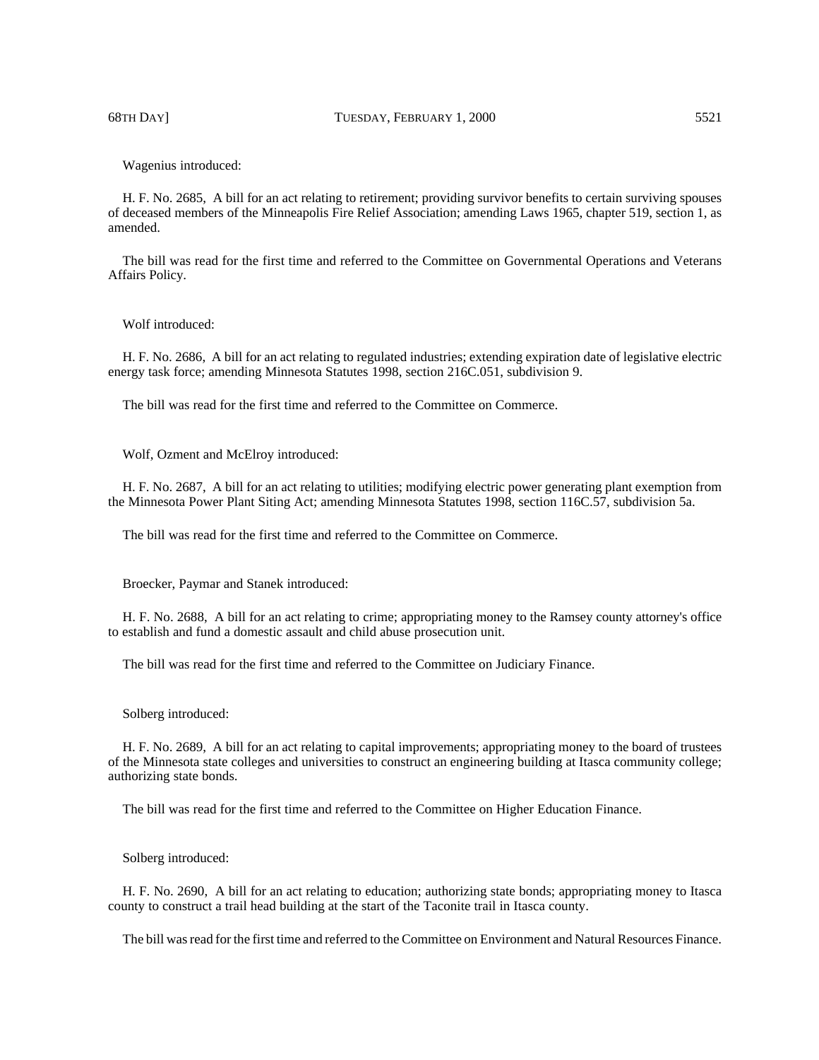Wagenius introduced:

H. F. No. 2685, A bill for an act relating to retirement; providing survivor benefits to certain surviving spouses of deceased members of the Minneapolis Fire Relief Association; amending Laws 1965, chapter 519, section 1, as amended.

The bill was read for the first time and referred to the Committee on Governmental Operations and Veterans Affairs Policy.

Wolf introduced:

H. F. No. 2686, A bill for an act relating to regulated industries; extending expiration date of legislative electric energy task force; amending Minnesota Statutes 1998, section 216C.051, subdivision 9.

The bill was read for the first time and referred to the Committee on Commerce.

Wolf, Ozment and McElroy introduced:

H. F. No. 2687, A bill for an act relating to utilities; modifying electric power generating plant exemption from the Minnesota Power Plant Siting Act; amending Minnesota Statutes 1998, section 116C.57, subdivision 5a.

The bill was read for the first time and referred to the Committee on Commerce.

Broecker, Paymar and Stanek introduced:

H. F. No. 2688, A bill for an act relating to crime; appropriating money to the Ramsey county attorney's office to establish and fund a domestic assault and child abuse prosecution unit.

The bill was read for the first time and referred to the Committee on Judiciary Finance.

Solberg introduced:

H. F. No. 2689, A bill for an act relating to capital improvements; appropriating money to the board of trustees of the Minnesota state colleges and universities to construct an engineering building at Itasca community college; authorizing state bonds.

The bill was read for the first time and referred to the Committee on Higher Education Finance.

Solberg introduced:

H. F. No. 2690, A bill for an act relating to education; authorizing state bonds; appropriating money to Itasca county to construct a trail head building at the start of the Taconite trail in Itasca county.

The bill was read for the first time and referred to the Committee on Environment and Natural Resources Finance.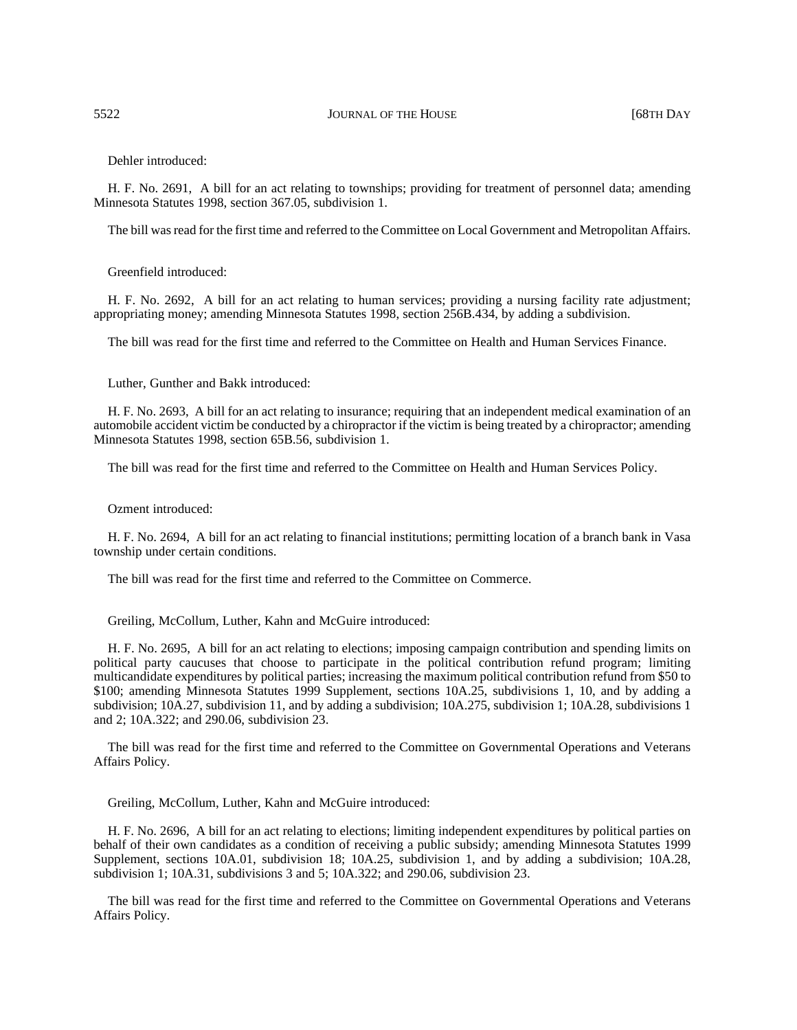Dehler introduced:

H. F. No. 2691, A bill for an act relating to townships; providing for treatment of personnel data; amending Minnesota Statutes 1998, section 367.05, subdivision 1.

The bill was read for the first time and referred to the Committee on Local Government and Metropolitan Affairs.

Greenfield introduced:

H. F. No. 2692, A bill for an act relating to human services; providing a nursing facility rate adjustment; appropriating money; amending Minnesota Statutes 1998, section 256B.434, by adding a subdivision.

The bill was read for the first time and referred to the Committee on Health and Human Services Finance.

Luther, Gunther and Bakk introduced:

H. F. No. 2693, A bill for an act relating to insurance; requiring that an independent medical examination of an automobile accident victim be conducted by a chiropractor if the victim is being treated by a chiropractor; amending Minnesota Statutes 1998, section 65B.56, subdivision 1.

The bill was read for the first time and referred to the Committee on Health and Human Services Policy.

Ozment introduced:

H. F. No. 2694, A bill for an act relating to financial institutions; permitting location of a branch bank in Vasa township under certain conditions.

The bill was read for the first time and referred to the Committee on Commerce.

Greiling, McCollum, Luther, Kahn and McGuire introduced:

H. F. No. 2695, A bill for an act relating to elections; imposing campaign contribution and spending limits on political party caucuses that choose to participate in the political contribution refund program; limiting multicandidate expenditures by political parties; increasing the maximum political contribution refund from $50 to $100; amending Minnesota Statutes 1999 Supplement, sections 10A.25, subdivisions 1, 10, and by adding a subdivision; 10A.27, subdivision 11, and by adding a subdivision; 10A.275, subdivision 1; 10A.28, subdivisions 1 and 2; 10A.322; and 290.06, subdivision 23.

The bill was read for the first time and referred to the Committee on Governmental Operations and Veterans Affairs Policy.

Greiling, McCollum, Luther, Kahn and McGuire introduced:

H. F. No. 2696, A bill for an act relating to elections; limiting independent expenditures by political parties on behalf of their own candidates as a condition of receiving a public subsidy; amending Minnesota Statutes 1999 Supplement, sections 10A.01, subdivision 18; 10A.25, subdivision 1, and by adding a subdivision; 10A.28, subdivision 1; 10A.31, subdivisions 3 and 5; 10A.322; and 290.06, subdivision 23.

The bill was read for the first time and referred to the Committee on Governmental Operations and Veterans Affairs Policy.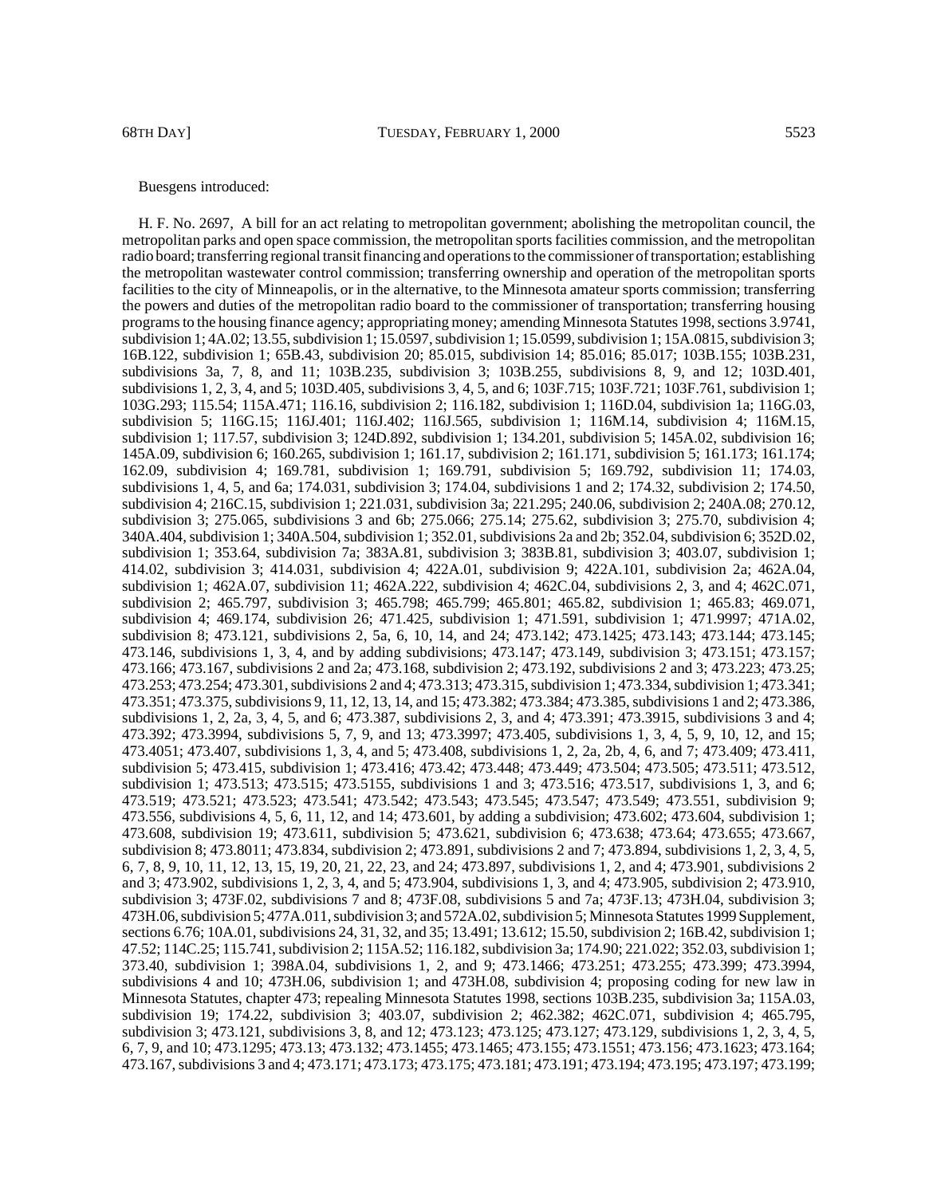Buesgens introduced:

H. F. No. 2697, A bill for an act relating to metropolitan government; abolishing the metropolitan council, the metropolitan parks and open space commission, the metropolitan sports facilities commission, and the metropolitan radio board; transferring regional transit financing and operations to the commissioner of transportation; establishing the metropolitan wastewater control commission; transferring ownership and operation of the metropolitan sports facilities to the city of Minneapolis, or in the alternative, to the Minnesota amateur sports commission; transferring the powers and duties of the metropolitan radio board to the commissioner of transportation; transferring housing programs to the housing finance agency; appropriating money; amending Minnesota Statutes 1998, sections 3.9741, subdivision 1; 4A.02; 13.55, subdivision 1; 15.0597, subdivision 1; 15.0599, subdivision 1; 15A.0815, subdivision 3; 16B.122, subdivision 1; 65B.43, subdivision 20; 85.015, subdivision 14; 85.016; 85.017; 103B.155; 103B.231, subdivisions 3a, 7, 8, and 11; 103B.235, subdivision 3; 103B.255, subdivisions 8, 9, and 12; 103D.401, subdivisions 1, 2, 3, 4, and 5; 103D.405, subdivisions 3, 4, 5, and 6; 103F.715; 103F.721; 103F.761, subdivision 1; 103G.293; 115.54; 115A.471; 116.16, subdivision 2; 116.182, subdivision 1; 116D.04, subdivision 1a; 116G.03, subdivision 5; 116G.15; 116J.401; 116J.402; 116J.565, subdivision 1; 116M.14, subdivision 4; 116M.15, subdivision 1; 117.57, subdivision 3; 124D.892, subdivision 1; 134.201, subdivision 5; 145A.02, subdivision 16; 145A.09, subdivision 6; 160.265, subdivision 1; 161.17, subdivision 2; 161.171, subdivision 5; 161.173; 161.174; 162.09, subdivision 4; 169.781, subdivision 1; 169.791, subdivision 5; 169.792, subdivision 11; 174.03, subdivisions 1, 4, 5, and 6a; 174.031, subdivision 3; 174.04, subdivisions 1 and 2; 174.32, subdivision 2; 174.50, subdivision 4; 216C.15, subdivision 1; 221.031, subdivision 3a; 221.295; 240.06, subdivision 2; 240A.08; 270.12, subdivision 3; 275.065, subdivisions 3 and 6b; 275.066; 275.14; 275.62, subdivision 3; 275.70, subdivision 4; 340A.404, subdivision 1; 340A.504, subdivision 1; 352.01, subdivisions 2a and 2b; 352.04, subdivision 6; 352D.02, subdivision 1; 353.64, subdivision 7a; 383A.81, subdivision 3; 383B.81, subdivision 3; 403.07, subdivision 1; 414.02, subdivision 3; 414.031, subdivision 4; 422A.01, subdivision 9; 422A.101, subdivision 2a; 462A.04, subdivision 1; 462A.07, subdivision 11; 462A.222, subdivision 4; 462C.04, subdivisions 2, 3, and 4; 462C.071, subdivision 2; 465.797, subdivision 3; 465.798; 465.799; 465.801; 465.82, subdivision 1; 465.83; 469.071, subdivision 4; 469.174, subdivision 26; 471.425, subdivision 1; 471.591, subdivision 1; 471.9997; 471A.02, subdivision 8; 473.121, subdivisions 2, 5a, 6, 10, 14, and 24; 473.142; 473.1425; 473.143; 473.144; 473.145; 473.146, subdivisions 1, 3, 4, and by adding subdivisions; 473.147; 473.149, subdivision 3; 473.151; 473.157; 473.166; 473.167, subdivisions 2 and 2a; 473.168, subdivision 2; 473.192, subdivisions 2 and 3; 473.223; 473.25; 473.253; 473.254; 473.301, subdivisions 2 and 4; 473.313; 473.315, subdivision 1; 473.334, subdivision 1; 473.341; 473.351; 473.375, subdivisions 9, 11, 12, 13, 14, and 15; 473.382; 473.384; 473.385, subdivisions 1 and 2; 473.386, subdivisions 1, 2, 2a, 3, 4, 5, and 6; 473.387, subdivisions 2, 3, and 4; 473.391; 473.3915, subdivisions 3 and 4; 473.392; 473.3994, subdivisions 5, 7, 9, and 13; 473.3997; 473.405, subdivisions 1, 3, 4, 5, 9, 10, 12, and 15; 473.4051; 473.407, subdivisions 1, 3, 4, and 5; 473.408, subdivisions 1, 2, 2a, 2b, 4, 6, and 7; 473.409; 473.411, subdivision 5; 473.415, subdivision 1; 473.416; 473.42; 473.448; 473.449; 473.504; 473.505; 473.511; 473.512, subdivision 1; 473.513; 473.515; 473.5155, subdivisions 1 and 3; 473.516; 473.517, subdivisions 1, 3, and 6; 473.519; 473.521; 473.523; 473.541; 473.542; 473.543; 473.545; 473.547; 473.549; 473.551, subdivision 9; 473.556, subdivisions 4, 5, 6, 11, 12, and 14; 473.601, by adding a subdivision; 473.602; 473.604, subdivision 1; 473.608, subdivision 19; 473.611, subdivision 5; 473.621, subdivision 6; 473.638; 473.64; 473.655; 473.667, subdivision 8; 473.8011; 473.834, subdivision 2; 473.891, subdivisions 2 and 7; 473.894, subdivisions 1, 2, 3, 4, 5, 6, 7, 8, 9, 10, 11, 12, 13, 15, 19, 20, 21, 22, 23, and 24; 473.897, subdivisions 1, 2, and 4; 473.901, subdivisions 2 and 3; 473.902, subdivisions 1, 2, 3, 4, and 5; 473.904, subdivisions 1, 3, and 4; 473.905, subdivision 2; 473.910, subdivision 3; 473F.02, subdivisions 7 and 8; 473F.08, subdivisions 5 and 7a; 473F.13; 473H.04, subdivision 3; 473H.06, subdivision 5; 477A.011, subdivision 3; and 572A.02, subdivision 5; Minnesota Statutes 1999 Supplement, sections 6.76; 10A.01, subdivisions 24, 31, 32, and 35; 13.491; 13.612; 15.50, subdivision 2; 16B.42, subdivision 1; 47.52; 114C.25; 115.741, subdivision 2; 115A.52; 116.182, subdivision 3a; 174.90; 221.022; 352.03, subdivision 1; 373.40, subdivision 1; 398A.04, subdivisions 1, 2, and 9; 473.1466; 473.251; 473.255; 473.399; 473.3994, subdivisions 4 and 10; 473H.06, subdivision 1; and 473H.08, subdivision 4; proposing coding for new law in Minnesota Statutes, chapter 473; repealing Minnesota Statutes 1998, sections 103B.235, subdivision 3a; 115A.03, subdivision 19; 174.22, subdivision 3; 403.07, subdivision 2; 462.382; 462C.071, subdivision 4; 465.795, subdivision 3; 473.121, subdivisions 3, 8, and 12; 473.123; 473.125; 473.127; 473.129, subdivisions 1, 2, 3, 4, 5, 6, 7, 9, and 10; 473.1295; 473.13; 473.132; 473.1455; 473.1465; 473.155; 473.1551; 473.156; 473.1623; 473.164; 473.167, subdivisions 3 and 4; 473.171; 473.173; 473.175; 473.181; 473.191; 473.194; 473.195; 473.197; 473.199;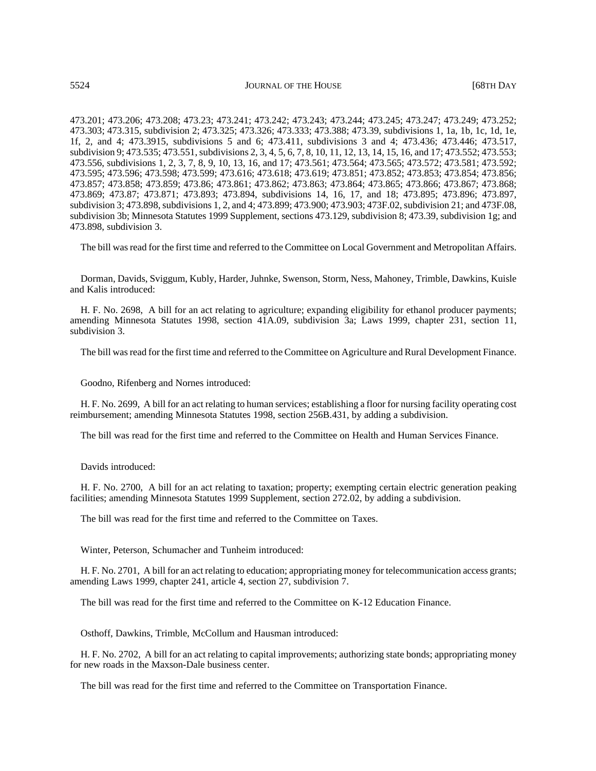473.201; 473.206; 473.208; 473.23; 473.241; 473.242; 473.243; 473.244; 473.245; 473.247; 473.249; 473.252; 473.303; 473.315, subdivision 2; 473.325; 473.326; 473.333; 473.388; 473.39, subdivisions 1, 1a, 1b, 1c, 1d, 1e, 1f, 2, and 4; 473.3915, subdivisions 5 and 6; 473.411, subdivisions 3 and 4; 473.436; 473.446; 473.517, subdivision 9; 473.535; 473.551, subdivisions 2, 3, 4, 5, 6, 7, 8, 10, 11, 12, 13, 14, 15, 16, and 17; 473.552; 473.553; 473.556, subdivisions 1, 2, 3, 7, 8, 9, 10, 13, 16, and 17; 473.561; 473.564; 473.565; 473.572; 473.581; 473.592; 473.595; 473.596; 473.598; 473.599; 473.616; 473.618; 473.619; 473.851; 473.852; 473.853; 473.854; 473.856; 473.857; 473.858; 473.859; 473.86; 473.861; 473.862; 473.863; 473.864; 473.865; 473.866; 473.867; 473.868; 473.869; 473.87; 473.871; 473.893; 473.894, subdivisions 14, 16, 17, and 18; 473.895; 473.896; 473.897, subdivision 3; 473.898, subdivisions 1, 2, and 4; 473.899; 473.900; 473.903; 473F.02, subdivision 21; and 473F.08, subdivision 3b; Minnesota Statutes 1999 Supplement, sections 473.129, subdivision 8; 473.39, subdivision 1g; and 473.898, subdivision 3.

The bill was read for the first time and referred to the Committee on Local Government and Metropolitan Affairs.

Dorman, Davids, Sviggum, Kubly, Harder, Juhnke, Swenson, Storm, Ness, Mahoney, Trimble, Dawkins, Kuisle and Kalis introduced:

H. F. No. 2698, A bill for an act relating to agriculture; expanding eligibility for ethanol producer payments; amending Minnesota Statutes 1998, section 41A.09, subdivision 3a; Laws 1999, chapter 231, section 11, subdivision 3.

The bill was read for the first time and referred to the Committee on Agriculture and Rural Development Finance.

Goodno, Rifenberg and Nornes introduced:

H. F. No. 2699, A bill for an act relating to human services; establishing a floor for nursing facility operating cost reimbursement; amending Minnesota Statutes 1998, section 256B.431, by adding a subdivision.

The bill was read for the first time and referred to the Committee on Health and Human Services Finance.

Davids introduced:

H. F. No. 2700, A bill for an act relating to taxation; property; exempting certain electric generation peaking facilities; amending Minnesota Statutes 1999 Supplement, section 272.02, by adding a subdivision.

The bill was read for the first time and referred to the Committee on Taxes.

Winter, Peterson, Schumacher and Tunheim introduced:

H. F. No. 2701, A bill for an act relating to education; appropriating money for telecommunication access grants; amending Laws 1999, chapter 241, article 4, section 27, subdivision 7.

The bill was read for the first time and referred to the Committee on K-12 Education Finance.

Osthoff, Dawkins, Trimble, McCollum and Hausman introduced:

H. F. No. 2702, A bill for an act relating to capital improvements; authorizing state bonds; appropriating money for new roads in the Maxson-Dale business center.

The bill was read for the first time and referred to the Committee on Transportation Finance.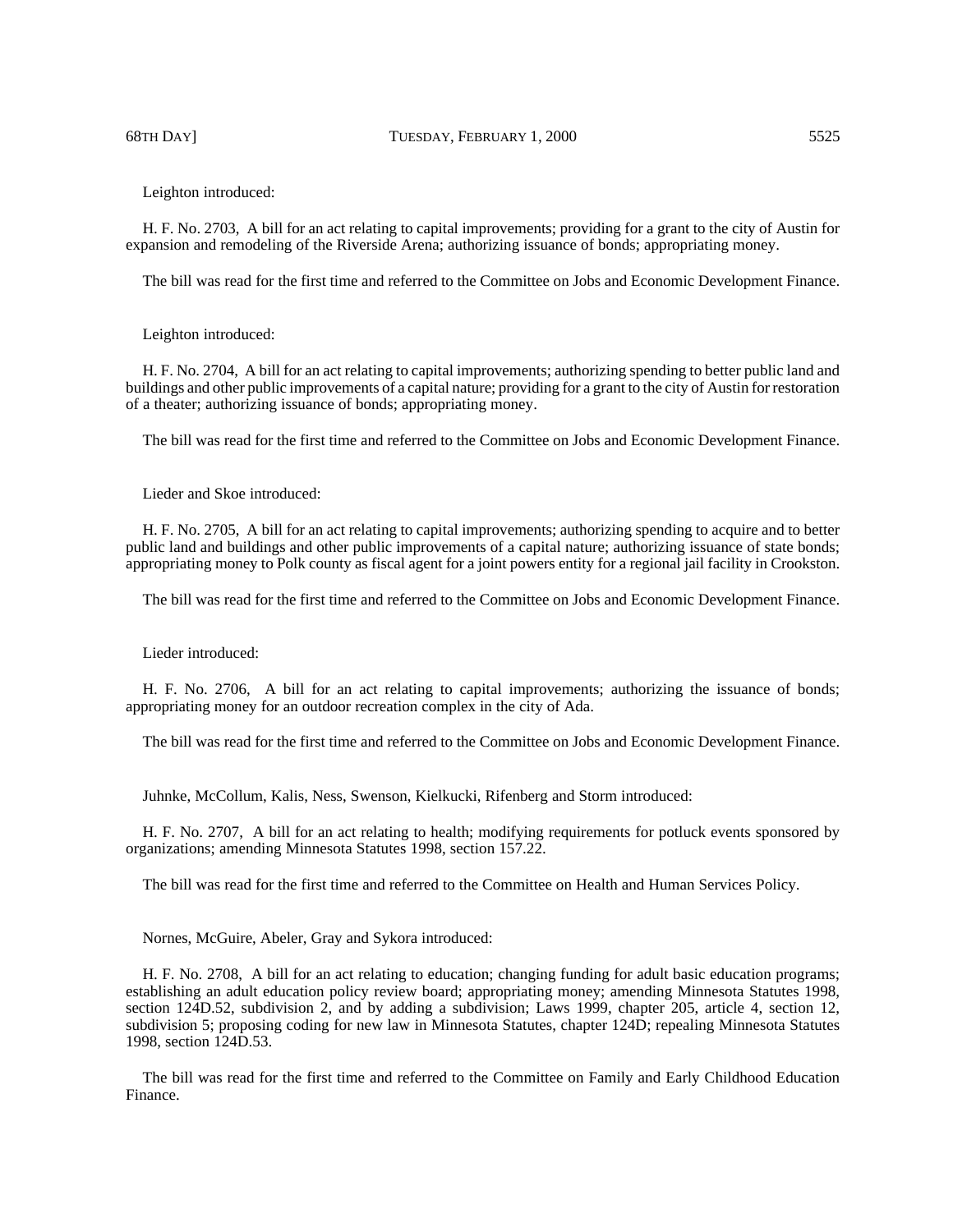Leighton introduced:

H. F. No. 2703, A bill for an act relating to capital improvements; providing for a grant to the city of Austin for expansion and remodeling of the Riverside Arena; authorizing issuance of bonds; appropriating money.

The bill was read for the first time and referred to the Committee on Jobs and Economic Development Finance.

Leighton introduced:

H. F. No. 2704, A bill for an act relating to capital improvements; authorizing spending to better public land and buildings and other public improvements of a capital nature; providing for a grant to the city of Austin for restoration of a theater; authorizing issuance of bonds; appropriating money.

The bill was read for the first time and referred to the Committee on Jobs and Economic Development Finance.

Lieder and Skoe introduced:

H. F. No. 2705, A bill for an act relating to capital improvements; authorizing spending to acquire and to better public land and buildings and other public improvements of a capital nature; authorizing issuance of state bonds; appropriating money to Polk county as fiscal agent for a joint powers entity for a regional jail facility in Crookston.

The bill was read for the first time and referred to the Committee on Jobs and Economic Development Finance.

Lieder introduced:

H. F. No. 2706, A bill for an act relating to capital improvements; authorizing the issuance of bonds; appropriating money for an outdoor recreation complex in the city of Ada.

The bill was read for the first time and referred to the Committee on Jobs and Economic Development Finance.

Juhnke, McCollum, Kalis, Ness, Swenson, Kielkucki, Rifenberg and Storm introduced:

H. F. No. 2707, A bill for an act relating to health; modifying requirements for potluck events sponsored by organizations; amending Minnesota Statutes 1998, section 157.22.

The bill was read for the first time and referred to the Committee on Health and Human Services Policy.

Nornes, McGuire, Abeler, Gray and Sykora introduced:

H. F. No. 2708, A bill for an act relating to education; changing funding for adult basic education programs; establishing an adult education policy review board; appropriating money; amending Minnesota Statutes 1998, section 124D.52, subdivision 2, and by adding a subdivision; Laws 1999, chapter 205, article 4, section 12, subdivision 5; proposing coding for new law in Minnesota Statutes, chapter 124D; repealing Minnesota Statutes 1998, section 124D.53.

The bill was read for the first time and referred to the Committee on Family and Early Childhood Education Finance.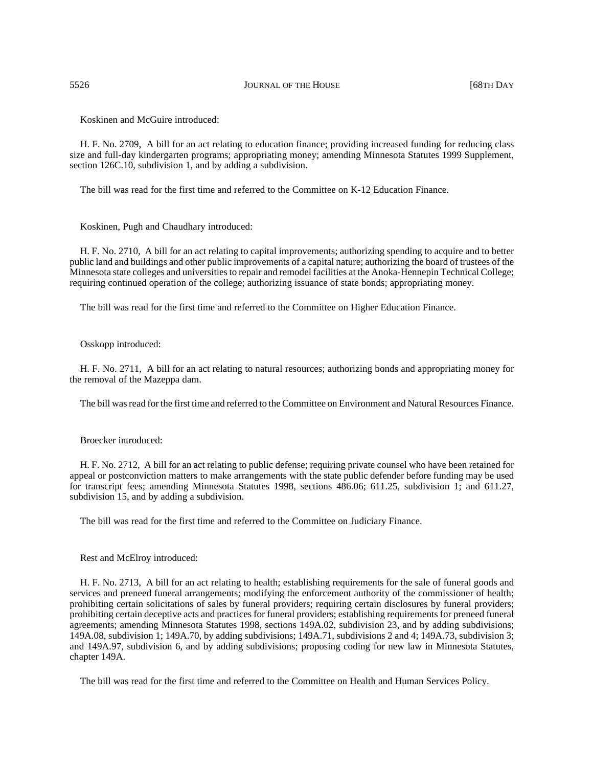Koskinen and McGuire introduced:

H. F. No. 2709, A bill for an act relating to education finance; providing increased funding for reducing class size and full-day kindergarten programs; appropriating money; amending Minnesota Statutes 1999 Supplement, section 126C.10, subdivision 1, and by adding a subdivision.

The bill was read for the first time and referred to the Committee on K-12 Education Finance.

Koskinen, Pugh and Chaudhary introduced:

H. F. No. 2710, A bill for an act relating to capital improvements; authorizing spending to acquire and to better public land and buildings and other public improvements of a capital nature; authorizing the board of trustees of the Minnesota state colleges and universities to repair and remodel facilities at the Anoka-Hennepin Technical College; requiring continued operation of the college; authorizing issuance of state bonds; appropriating money.

The bill was read for the first time and referred to the Committee on Higher Education Finance.

Osskopp introduced:

H. F. No. 2711, A bill for an act relating to natural resources; authorizing bonds and appropriating money for the removal of the Mazeppa dam.

The bill was read for the first time and referred to the Committee on Environment and Natural Resources Finance.

Broecker introduced:

H. F. No. 2712, A bill for an act relating to public defense; requiring private counsel who have been retained for appeal or postconviction matters to make arrangements with the state public defender before funding may be used for transcript fees; amending Minnesota Statutes 1998, sections 486.06; 611.25, subdivision 1; and 611.27, subdivision 15, and by adding a subdivision.

The bill was read for the first time and referred to the Committee on Judiciary Finance.

Rest and McElroy introduced:

H. F. No. 2713, A bill for an act relating to health; establishing requirements for the sale of funeral goods and services and preneed funeral arrangements; modifying the enforcement authority of the commissioner of health; prohibiting certain solicitations of sales by funeral providers; requiring certain disclosures by funeral providers; prohibiting certain deceptive acts and practices for funeral providers; establishing requirements for preneed funeral agreements; amending Minnesota Statutes 1998, sections 149A.02, subdivision 23, and by adding subdivisions; 149A.08, subdivision 1; 149A.70, by adding subdivisions; 149A.71, subdivisions 2 and 4; 149A.73, subdivision 3; and 149A.97, subdivision 6, and by adding subdivisions; proposing coding for new law in Minnesota Statutes, chapter 149A.

The bill was read for the first time and referred to the Committee on Health and Human Services Policy.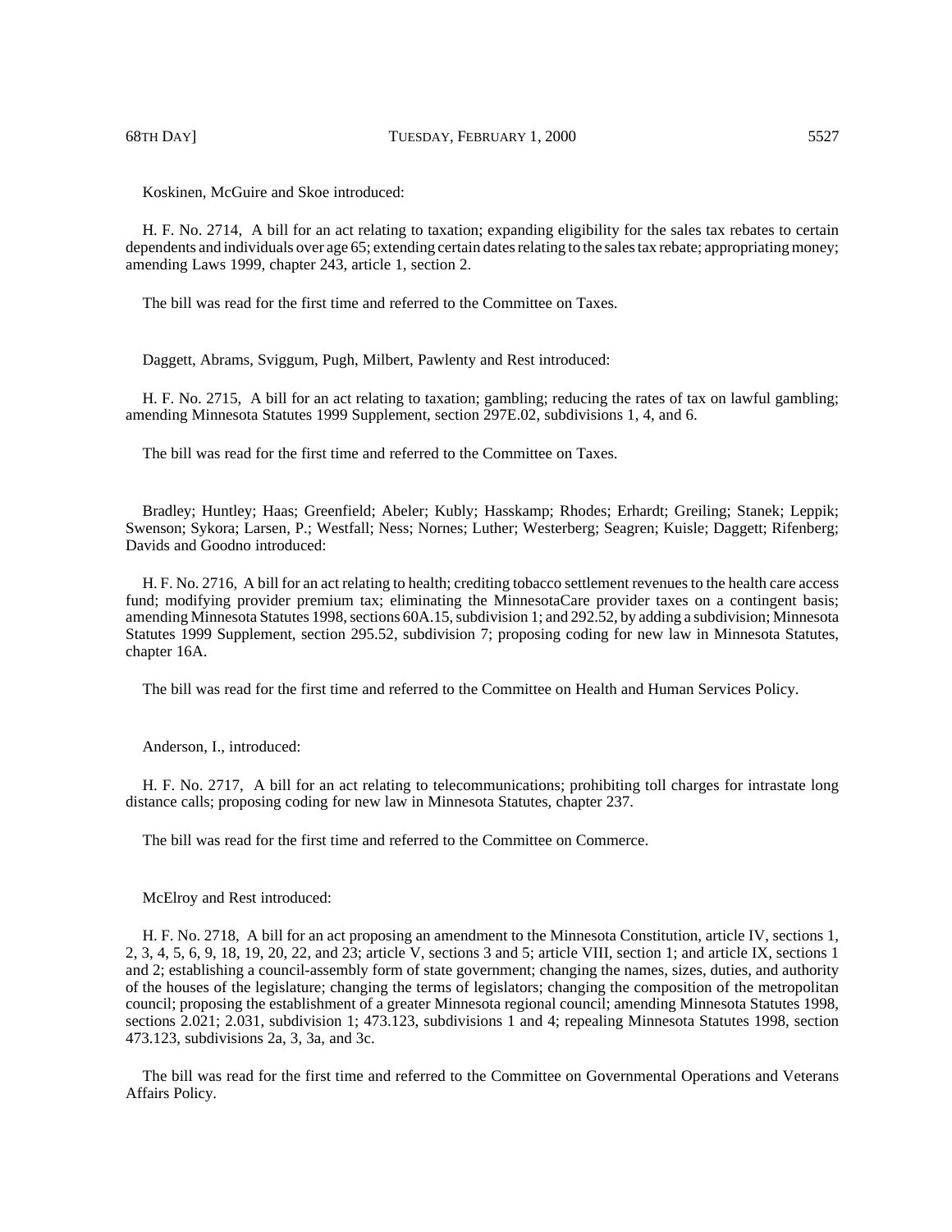Koskinen, McGuire and Skoe introduced:

H. F. No. 2714, A bill for an act relating to taxation; expanding eligibility for the sales tax rebates to certain dependents and individuals over age 65; extending certain dates relating to the sales tax rebate; appropriating money; amending Laws 1999, chapter 243, article 1, section 2.

The bill was read for the first time and referred to the Committee on Taxes.

Daggett, Abrams, Sviggum, Pugh, Milbert, Pawlenty and Rest introduced:

H. F. No. 2715, A bill for an act relating to taxation; gambling; reducing the rates of tax on lawful gambling; amending Minnesota Statutes 1999 Supplement, section 297E.02, subdivisions 1, 4, and 6.

The bill was read for the first time and referred to the Committee on Taxes.

Bradley; Huntley; Haas; Greenfield; Abeler; Kubly; Hasskamp; Rhodes; Erhardt; Greiling; Stanek; Leppik; Swenson; Sykora; Larsen, P.; Westfall; Ness; Nornes; Luther; Westerberg; Seagren; Kuisle; Daggett; Rifenberg; Davids and Goodno introduced:

H. F. No. 2716, A bill for an act relating to health; crediting tobacco settlement revenues to the health care access fund; modifying provider premium tax; eliminating the MinnesotaCare provider taxes on a contingent basis; amending Minnesota Statutes 1998, sections 60A.15, subdivision 1; and 292.52, by adding a subdivision; Minnesota Statutes 1999 Supplement, section 295.52, subdivision 7; proposing coding for new law in Minnesota Statutes, chapter 16A.

The bill was read for the first time and referred to the Committee on Health and Human Services Policy.

Anderson, I., introduced:

H. F. No. 2717, A bill for an act relating to telecommunications; prohibiting toll charges for intrastate long distance calls; proposing coding for new law in Minnesota Statutes, chapter 237.

The bill was read for the first time and referred to the Committee on Commerce.

McElroy and Rest introduced:

H. F. No. 2718, A bill for an act proposing an amendment to the Minnesota Constitution, article IV, sections 1, 2, 3, 4, 5, 6, 9, 18, 19, 20, 22, and 23; article V, sections 3 and 5; article VIII, section 1; and article IX, sections 1 and 2; establishing a council-assembly form of state government; changing the names, sizes, duties, and authority of the houses of the legislature; changing the terms of legislators; changing the composition of the metropolitan council; proposing the establishment of a greater Minnesota regional council; amending Minnesota Statutes 1998, sections 2.021; 2.031, subdivision 1; 473.123, subdivisions 1 and 4; repealing Minnesota Statutes 1998, section 473.123, subdivisions 2a, 3, 3a, and 3c.

The bill was read for the first time and referred to the Committee on Governmental Operations and Veterans Affairs Policy.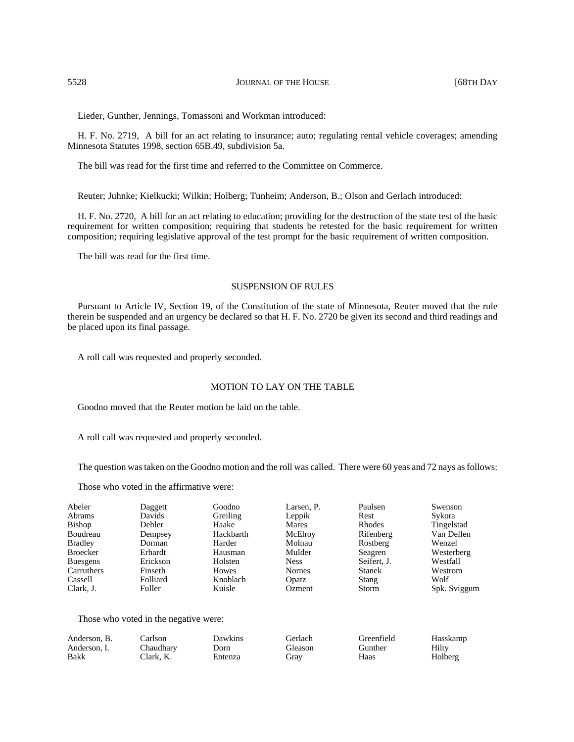Lieder, Gunther, Jennings, Tomassoni and Workman introduced:

H. F. No. 2719, A bill for an act relating to insurance; auto; regulating rental vehicle coverages; amending Minnesota Statutes 1998, section 65B.49, subdivision 5a.

The bill was read for the first time and referred to the Committee on Commerce.

Reuter; Juhnke; Kielkucki; Wilkin; Holberg; Tunheim; Anderson, B.; Olson and Gerlach introduced:

H. F. No. 2720, A bill for an act relating to education; providing for the destruction of the state test of the basic requirement for written composition; requiring that students be retested for the basic requirement for written composition; requiring legislative approval of the test prompt for the basic requirement of written composition.

The bill was read for the first time.

## SUSPENSION OF RULES

Pursuant to Article IV, Section 19, of the Constitution of the state of Minnesota, Reuter moved that the rule therein be suspended and an urgency be declared so that H. F. No. 2720 be given its second and third readings and be placed upon its final passage.

A roll call was requested and properly seconded.

## MOTION TO LAY ON THE TABLE

Goodno moved that the Reuter motion be laid on the table.

A roll call was requested and properly seconded.

The question was taken on the Goodno motion and the roll was called. There were 60 yeas and 72 nays as follows:

Those who voted in the affirmative were:

| | | | | | |
|---|---|---|---|---|---|
| Abeler | Daggett | Goodno | Larsen, P. | Paulsen | Swenson |
| Abrams | Davids | Greiling | Leppik | Rest | Sykora |
| Bishop | Dehler | Haake | Mares | Rhodes | Tingelstad |
| Boudreau | Dempsey | Hackbarth | McElroy | Rifenberg | Van Dellen |
| Bradley | Dorman | Harder | Molnau | Rostberg | Wenzel |
| Broecker | Erhardt | Hausman | Mulder | Seagren | Westerberg |
| Buesgens | Erickson | Holsten | Ness | Seifert, J. | Westfall |
| Carruthers | Finseth | Howes | Nornes | Stanek | Westrom |
| Cassell | Folliard | Knoblach | Opatz | Stang | Wolf |
| Clark, J. | Fuller | Kuisle | Ozment | Storm | Spk. Sviggum |

Those who voted in the negative were:

| | | | | | |
|---|---|---|---|---|---|
| Anderson, B. | Carlson | Dawkins | Gerlach | Greenfield | Hasskamp |
| Anderson, I. | Chaudhary | Dorn | Gleason | Gunther | Hilty |
| Bakk | Clark, K. | Entenza | Gray | Haas | Holberg |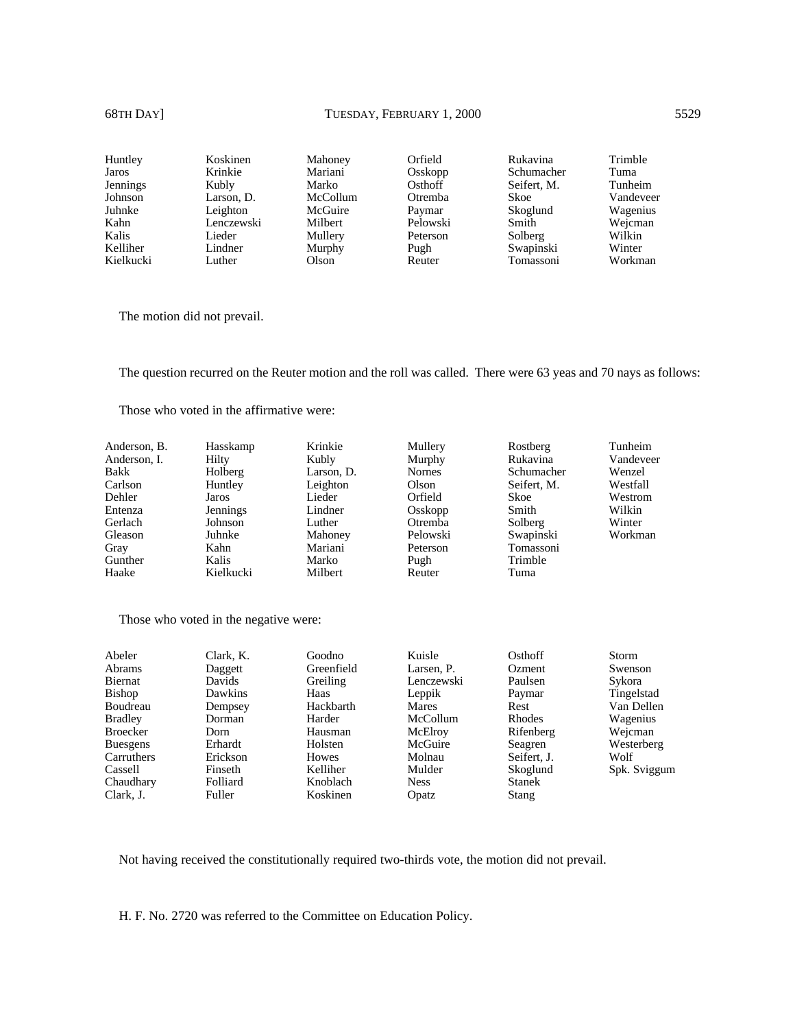| | | | | | |
|---|---|---|---|---|---|
| Huntley | Koskinen | Mahoney | Orfield | Rukavina | Trimble |
| Jaros | Krinkie | Mariani | Osskopp | Schumacher | Tuma |
| Jennings | Kubly | Marko | Osthoff | Seifert, M. | Tunheim |
| Johnson | Larson, D. | McCollum | Otremba | Skoe | Vandeveer |
| Juhnke | Leighton | McGuire | Paymar | Skoglund | Wagenius |
| Kahn | Lenczewski | Milbert | Pelowski | Smith | Wejcman |
| Kalis | Lieder | Mullery | Peterson | Solberg | Wilkin |
| Kelliher | Lindner | Murphy | Pugh | Swapinski | Winter |
| Kielkucki | Luther | Olson | Reuter | Tomassoni | Workman |

The motion did not prevail.

The question recurred on the Reuter motion and the roll was called. There were 63 yeas and 70 nays as follows:

Those who voted in the affirmative were:

| | | | | | |
|---|---|---|---|---|---|
| Anderson, B. | Hasskamp | Krinkie | Mullery | Rostberg | Tunheim |
| Anderson, I. | Hilty | Kubly | Murphy | Rukavina | Vandeveer |
| Bakk | Holberg | Larson, D. | Nornes | Schumacher | Wenzel |
| Carlson | Huntley | Leighton | Olson | Seifert, M. | Westfall |
| Dehler | Jaros | Lieder | Orfield | Skoe | Westrom |
| Entenza | Jennings | Lindner | Osskopp | Smith | Wilkin |
| Gerlach | Johnson | Luther | Otremba | Solberg | Winter |
| Gleason | Juhnke | Mahoney | Pelowski | Swapinski | Workman |
| Gray | Kahn | Mariani | Peterson | Tomassoni | |
| Gunther | Kalis | Marko | Pugh | Trimble | |
| Haake | Kielkucki | Milbert | Reuter | Tuma | |

Those who voted in the negative were:

| | | | | | |
|---|---|---|---|---|---|
| Abeler | Clark, K. | Goodno | Kuisle | Osthoff | Storm |
| Abrams | Daggett | Greenfield | Larsen, P. | Ozment | Swenson |
| Biernat | Davids | Greiling | Lenczewski | Paulsen | Sykora |
| Bishop | Dawkins | Haas | Leppik | Paymar | Tingelstad |
| Boudreau | Dempsey | Hackbarth | Mares | Rest | Van Dellen |
| Bradley | Dorman | Harder | McCollum | Rhodes | Wagenius |
| Broecker | Dorn | Hausman | McElroy | Rifenberg | Wejcman |
| Buesgens | Erhardt | Holsten | McGuire | Seagren | Westerberg |
| Carruthers | Erickson | Howes | Molnau | Seifert, J. | Wolf |
| Cassell | Finseth | Kelliher | Mulder | Skoglund | Spk. Sviggum |
| Chaudhary | Folliard | Knoblach | Ness | Stanek | |
| Clark, J. | Fuller | Koskinen | Opatz | Stang | |

Not having received the constitutionally required two-thirds vote, the motion did not prevail.

H. F. No. 2720 was referred to the Committee on Education Policy.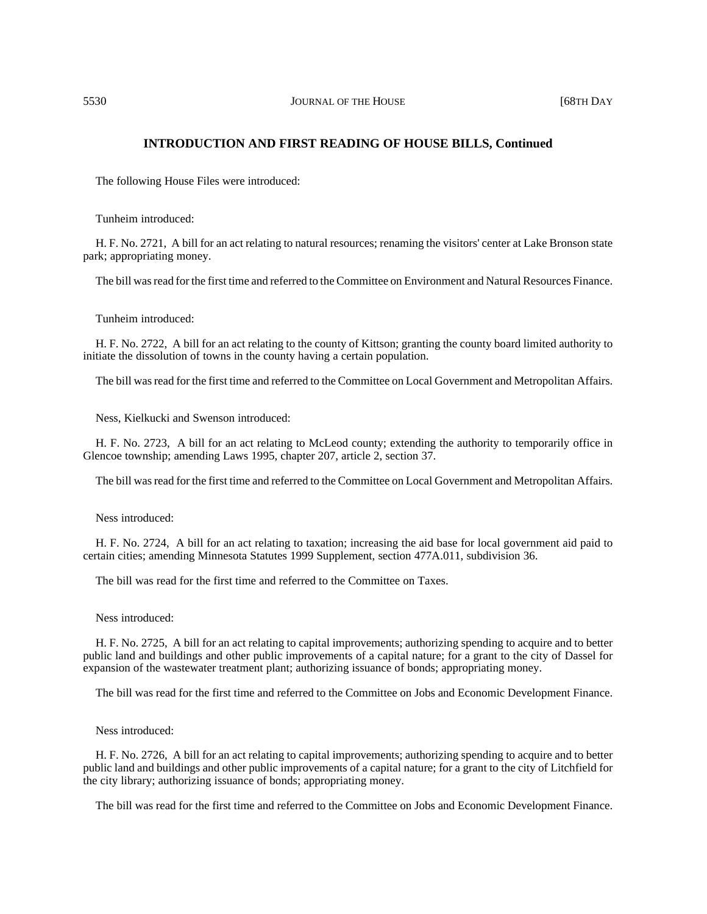## INTRODUCTION AND FIRST READING OF HOUSE BILLS, Continued

The following House Files were introduced:

Tunheim introduced:

H. F. No. 2721, A bill for an act relating to natural resources; renaming the visitors' center at Lake Bronson state park; appropriating money.

The bill was read for the first time and referred to the Committee on Environment and Natural Resources Finance.

Tunheim introduced:

H. F. No. 2722, A bill for an act relating to the county of Kittson; granting the county board limited authority to initiate the dissolution of towns in the county having a certain population.

The bill was read for the first time and referred to the Committee on Local Government and Metropolitan Affairs.

Ness, Kielkucki and Swenson introduced:

H. F. No. 2723, A bill for an act relating to McLeod county; extending the authority to temporarily office in Glencoe township; amending Laws 1995, chapter 207, article 2, section 37.

The bill was read for the first time and referred to the Committee on Local Government and Metropolitan Affairs.

Ness introduced:

H. F. No. 2724, A bill for an act relating to taxation; increasing the aid base for local government aid paid to certain cities; amending Minnesota Statutes 1999 Supplement, section 477A.011, subdivision 36.

The bill was read for the first time and referred to the Committee on Taxes.

Ness introduced:

H. F. No. 2725, A bill for an act relating to capital improvements; authorizing spending to acquire and to better public land and buildings and other public improvements of a capital nature; for a grant to the city of Dassel for expansion of the wastewater treatment plant; authorizing issuance of bonds; appropriating money.

The bill was read for the first time and referred to the Committee on Jobs and Economic Development Finance.

Ness introduced:

H. F. No. 2726, A bill for an act relating to capital improvements; authorizing spending to acquire and to better public land and buildings and other public improvements of a capital nature; for a grant to the city of Litchfield for the city library; authorizing issuance of bonds; appropriating money.

The bill was read for the first time and referred to the Committee on Jobs and Economic Development Finance.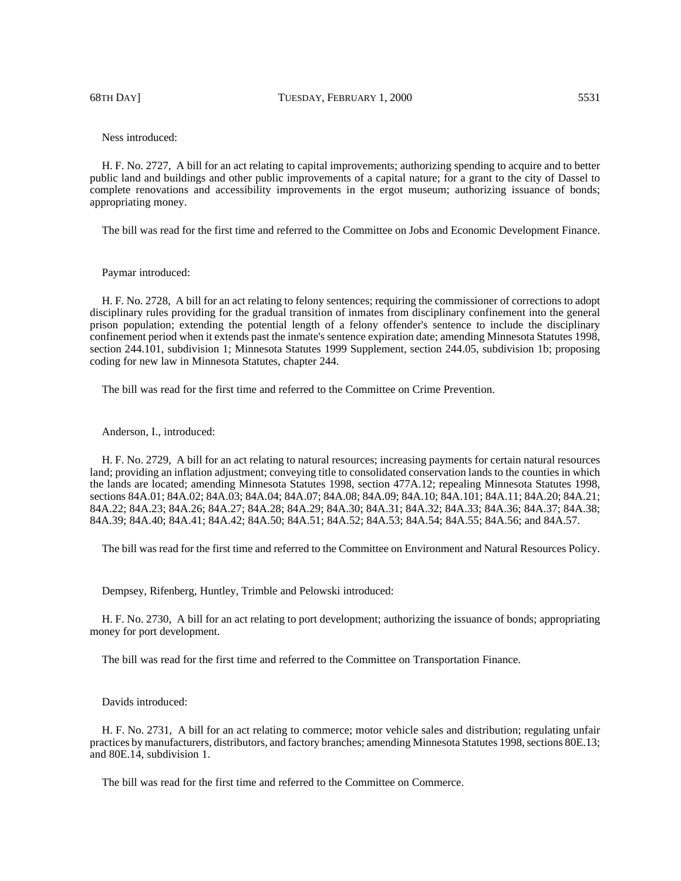Ness introduced:

H. F. No. 2727, A bill for an act relating to capital improvements; authorizing spending to acquire and to better public land and buildings and other public improvements of a capital nature; for a grant to the city of Dassel to complete renovations and accessibility improvements in the ergot museum; authorizing issuance of bonds; appropriating money.

The bill was read for the first time and referred to the Committee on Jobs and Economic Development Finance.

Paymar introduced:

H. F. No. 2728, A bill for an act relating to felony sentences; requiring the commissioner of corrections to adopt disciplinary rules providing for the gradual transition of inmates from disciplinary confinement into the general prison population; extending the potential length of a felony offender's sentence to include the disciplinary confinement period when it extends past the inmate's sentence expiration date; amending Minnesota Statutes 1998, section 244.101, subdivision 1; Minnesota Statutes 1999 Supplement, section 244.05, subdivision 1b; proposing coding for new law in Minnesota Statutes, chapter 244.

The bill was read for the first time and referred to the Committee on Crime Prevention.

Anderson, I., introduced:

H. F. No. 2729, A bill for an act relating to natural resources; increasing payments for certain natural resources land; providing an inflation adjustment; conveying title to consolidated conservation lands to the counties in which the lands are located; amending Minnesota Statutes 1998, section 477A.12; repealing Minnesota Statutes 1998, sections 84A.01; 84A.02; 84A.03; 84A.04; 84A.07; 84A.08; 84A.09; 84A.10; 84A.101; 84A.11; 84A.20; 84A.21; 84A.22; 84A.23; 84A.26; 84A.27; 84A.28; 84A.29; 84A.30; 84A.31; 84A.32; 84A.33; 84A.36; 84A.37; 84A.38; 84A.39; 84A.40; 84A.41; 84A.42; 84A.50; 84A.51; 84A.52; 84A.53; 84A.54; 84A.55; 84A.56; and 84A.57.

The bill was read for the first time and referred to the Committee on Environment and Natural Resources Policy.

Dempsey, Rifenberg, Huntley, Trimble and Pelowski introduced:

H. F. No. 2730, A bill for an act relating to port development; authorizing the issuance of bonds; appropriating money for port development.

The bill was read for the first time and referred to the Committee on Transportation Finance.

Davids introduced:

H. F. No. 2731, A bill for an act relating to commerce; motor vehicle sales and distribution; regulating unfair practices by manufacturers, distributors, and factory branches; amending Minnesota Statutes 1998, sections 80E.13; and 80E.14, subdivision 1.

The bill was read for the first time and referred to the Committee on Commerce.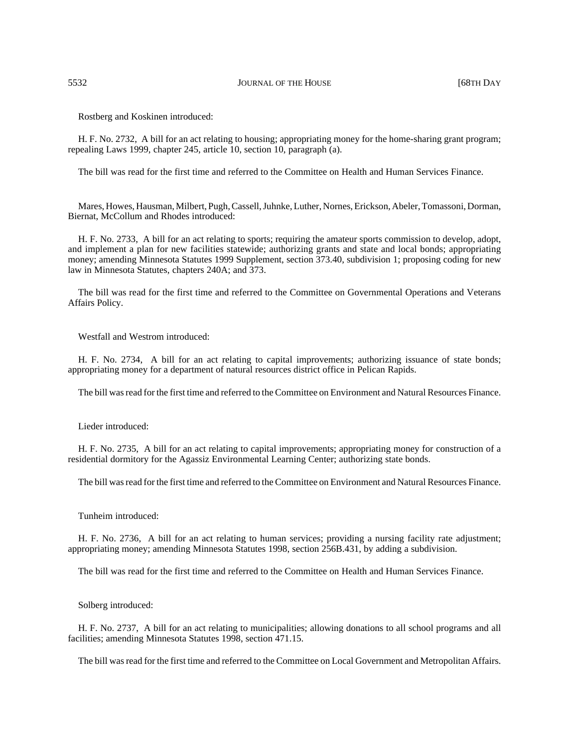Rostberg and Koskinen introduced:

H. F. No. 2732, A bill for an act relating to housing; appropriating money for the home-sharing grant program; repealing Laws 1999, chapter 245, article 10, section 10, paragraph (a).

The bill was read for the first time and referred to the Committee on Health and Human Services Finance.

Mares, Howes, Hausman, Milbert, Pugh, Cassell, Juhnke, Luther, Nornes, Erickson, Abeler, Tomassoni, Dorman, Biernat, McCollum and Rhodes introduced:

H. F. No. 2733, A bill for an act relating to sports; requiring the amateur sports commission to develop, adopt, and implement a plan for new facilities statewide; authorizing grants and state and local bonds; appropriating money; amending Minnesota Statutes 1999 Supplement, section 373.40, subdivision 1; proposing coding for new law in Minnesota Statutes, chapters 240A; and 373.

The bill was read for the first time and referred to the Committee on Governmental Operations and Veterans Affairs Policy.

Westfall and Westrom introduced:

H. F. No. 2734, A bill for an act relating to capital improvements; authorizing issuance of state bonds; appropriating money for a department of natural resources district office in Pelican Rapids.

The bill was read for the first time and referred to the Committee on Environment and Natural Resources Finance.

Lieder introduced:

H. F. No. 2735, A bill for an act relating to capital improvements; appropriating money for construction of a residential dormitory for the Agassiz Environmental Learning Center; authorizing state bonds.

The bill was read for the first time and referred to the Committee on Environment and Natural Resources Finance.

Tunheim introduced:

H. F. No. 2736, A bill for an act relating to human services; providing a nursing facility rate adjustment; appropriating money; amending Minnesota Statutes 1998, section 256B.431, by adding a subdivision.

The bill was read for the first time and referred to the Committee on Health and Human Services Finance.

Solberg introduced:

H. F. No. 2737, A bill for an act relating to municipalities; allowing donations to all school programs and all facilities; amending Minnesota Statutes 1998, section 471.15.

The bill was read for the first time and referred to the Committee on Local Government and Metropolitan Affairs.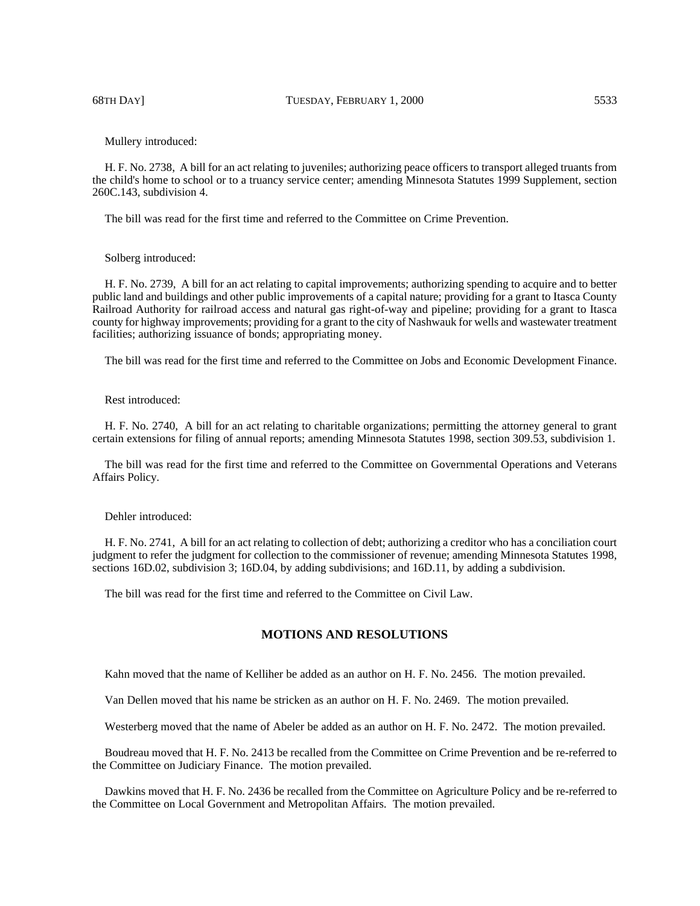Mullery introduced:

H. F. No. 2738, A bill for an act relating to juveniles; authorizing peace officers to transport alleged truants from the child's home to school or to a truancy service center; amending Minnesota Statutes 1999 Supplement, section 260C.143, subdivision 4.

The bill was read for the first time and referred to the Committee on Crime Prevention.

Solberg introduced:

H. F. No. 2739, A bill for an act relating to capital improvements; authorizing spending to acquire and to better public land and buildings and other public improvements of a capital nature; providing for a grant to Itasca County Railroad Authority for railroad access and natural gas right-of-way and pipeline; providing for a grant to Itasca county for highway improvements; providing for a grant to the city of Nashwauk for wells and wastewater treatment facilities; authorizing issuance of bonds; appropriating money.

The bill was read for the first time and referred to the Committee on Jobs and Economic Development Finance.

Rest introduced:

H. F. No. 2740, A bill for an act relating to charitable organizations; permitting the attorney general to grant certain extensions for filing of annual reports; amending Minnesota Statutes 1998, section 309.53, subdivision 1.

The bill was read for the first time and referred to the Committee on Governmental Operations and Veterans Affairs Policy.

Dehler introduced:

H. F. No. 2741, A bill for an act relating to collection of debt; authorizing a creditor who has a conciliation court judgment to refer the judgment for collection to the commissioner of revenue; amending Minnesota Statutes 1998, sections 16D.02, subdivision 3; 16D.04, by adding subdivisions; and 16D.11, by adding a subdivision.

The bill was read for the first time and referred to the Committee on Civil Law.

## MOTIONS AND RESOLUTIONS

Kahn moved that the name of Kelliher be added as an author on H. F. No. 2456. The motion prevailed.

Van Dellen moved that his name be stricken as an author on H. F. No. 2469. The motion prevailed.

Westerberg moved that the name of Abeler be added as an author on H. F. No. 2472. The motion prevailed.

Boudreau moved that H. F. No. 2413 be recalled from the Committee on Crime Prevention and be re-referred to the Committee on Judiciary Finance. The motion prevailed.

Dawkins moved that H. F. No. 2436 be recalled from the Committee on Agriculture Policy and be re-referred to the Committee on Local Government and Metropolitan Affairs. The motion prevailed.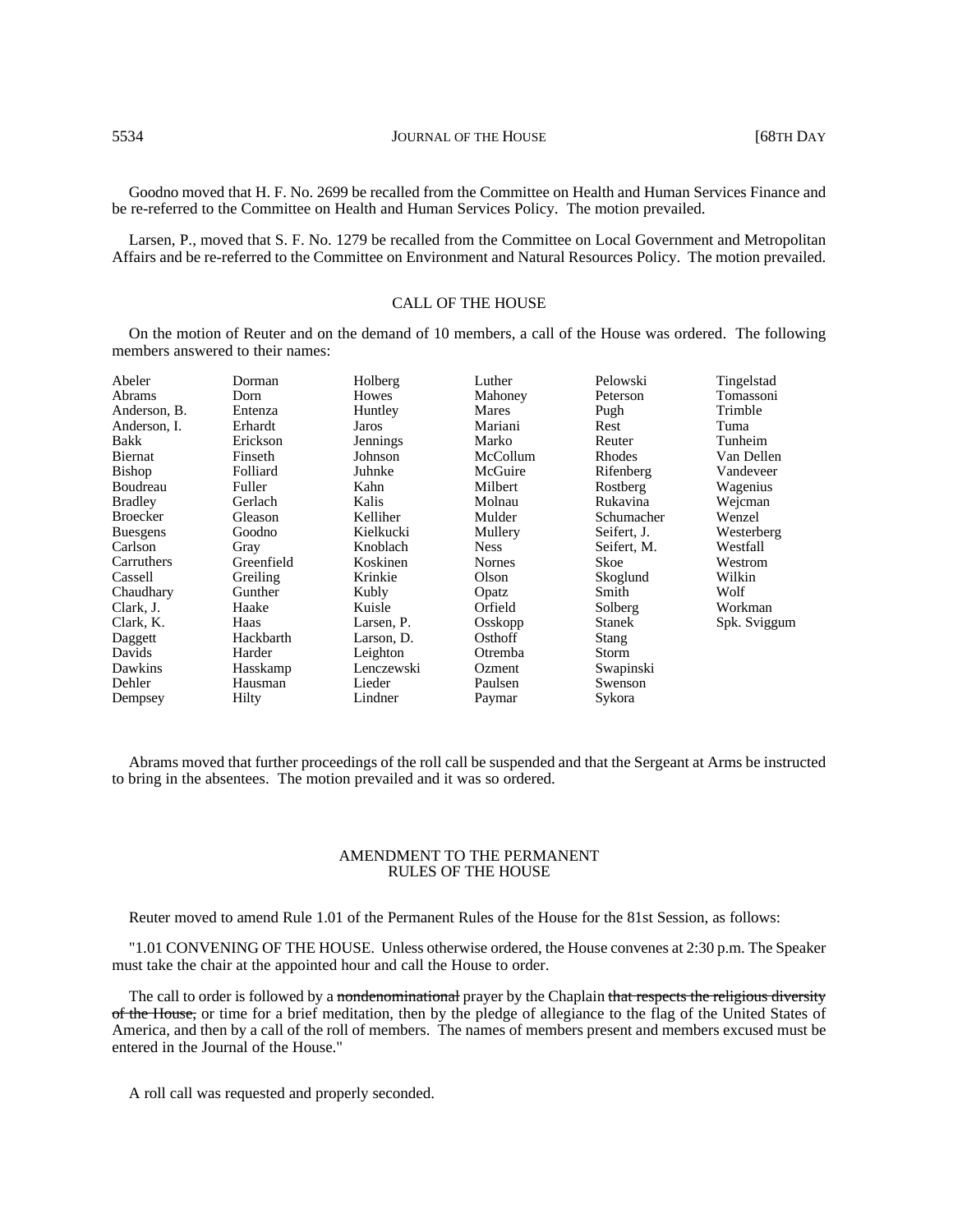Goodno moved that H. F. No. 2699 be recalled from the Committee on Health and Human Services Finance and be re-referred to the Committee on Health and Human Services Policy. The motion prevailed.

Larsen, P., moved that S. F. No. 1279 be recalled from the Committee on Local Government and Metropolitan Affairs and be re-referred to the Committee on Environment and Natural Resources Policy. The motion prevailed.

## CALL OF THE HOUSE

On the motion of Reuter and on the demand of 10 members, a call of the House was ordered. The following members answered to their names:

| | | | | | |
|---|---|---|---|---|---|
| Abeler | Dorman | Holberg | Luther | Pelowski | Tingelstad |
| Abrams | Dorn | Howes | Mahoney | Peterson | Tomassoni |
| Anderson, B. | Entenza | Huntley | Mares | Pugh | Trimble |
| Anderson, I. | Erhardt | Jaros | Mariani | Rest | Tuma |
| Bakk | Erickson | Jennings | Marko | Reuter | Tunheim |
| Biernat | Finseth | Johnson | McCollum | Rhodes | Van Dellen |
| Bishop | Folliard | Juhnke | McGuire | Rifenberg | Vandeveer |
| Boudreau | Fuller | Kahn | Milbert | Rostberg | Wagenius |
| Bradley | Gerlach | Kalis | Molnau | Rukavina | Wejcman |
| Broecker | Gleason | Kelliher | Mulder | Schumacher | Wenzel |
| Buesgens | Goodno | Kielkucki | Mullery | Seifert, J. | Westerberg |
| Carlson | Gray | Knoblach | Ness | Seifert, M. | Westfall |
| Carruthers | Greenfield | Koskinen | Nornes | Skoe | Westrom |
| Cassell | Greiling | Krinkie | Olson | Skoglund | Wilkin |
| Chaudhary | Gunther | Kubly | Opatz | Smith | Wolf |
| Clark, J. | Haake | Kuisle | Orfield | Solberg | Workman |
| Clark, K. | Haas | Larsen, P. | Osskopp | Stanek | Spk. Sviggum |
| Daggett | Hackbarth | Larson, D. | Osthoff | Stang | |
| Davids | Harder | Leighton | Otremba | Storm | |
| Dawkins | Hasskamp | Lenczewski | Ozment | Swapinski | |
| Dehler | Hausman | Lieder | Paulsen | Swenson | |
| Dempsey | Hilty | Lindner | Paymar | Sykora | |

Abrams moved that further proceedings of the roll call be suspended and that the Sergeant at Arms be instructed to bring in the absentees. The motion prevailed and it was so ordered.

## AMENDMENT TO THE PERMANENT RULES OF THE HOUSE

Reuter moved to amend Rule 1.01 of the Permanent Rules of the House for the 81st Session, as follows:

"1.01 CONVENING OF THE HOUSE. Unless otherwise ordered, the House convenes at 2:30 p.m. The Speaker must take the chair at the appointed hour and call the House to order.

The call to order is followed by a ~~nondenominational~~ prayer by the Chaplain ~~that respects the religious diversity of the House,~~ or time for a brief meditation, then by the pledge of allegiance to the flag of the United States of America, and then by a call of the roll of members. The names of members present and members excused must be entered in the Journal of the House."

A roll call was requested and properly seconded.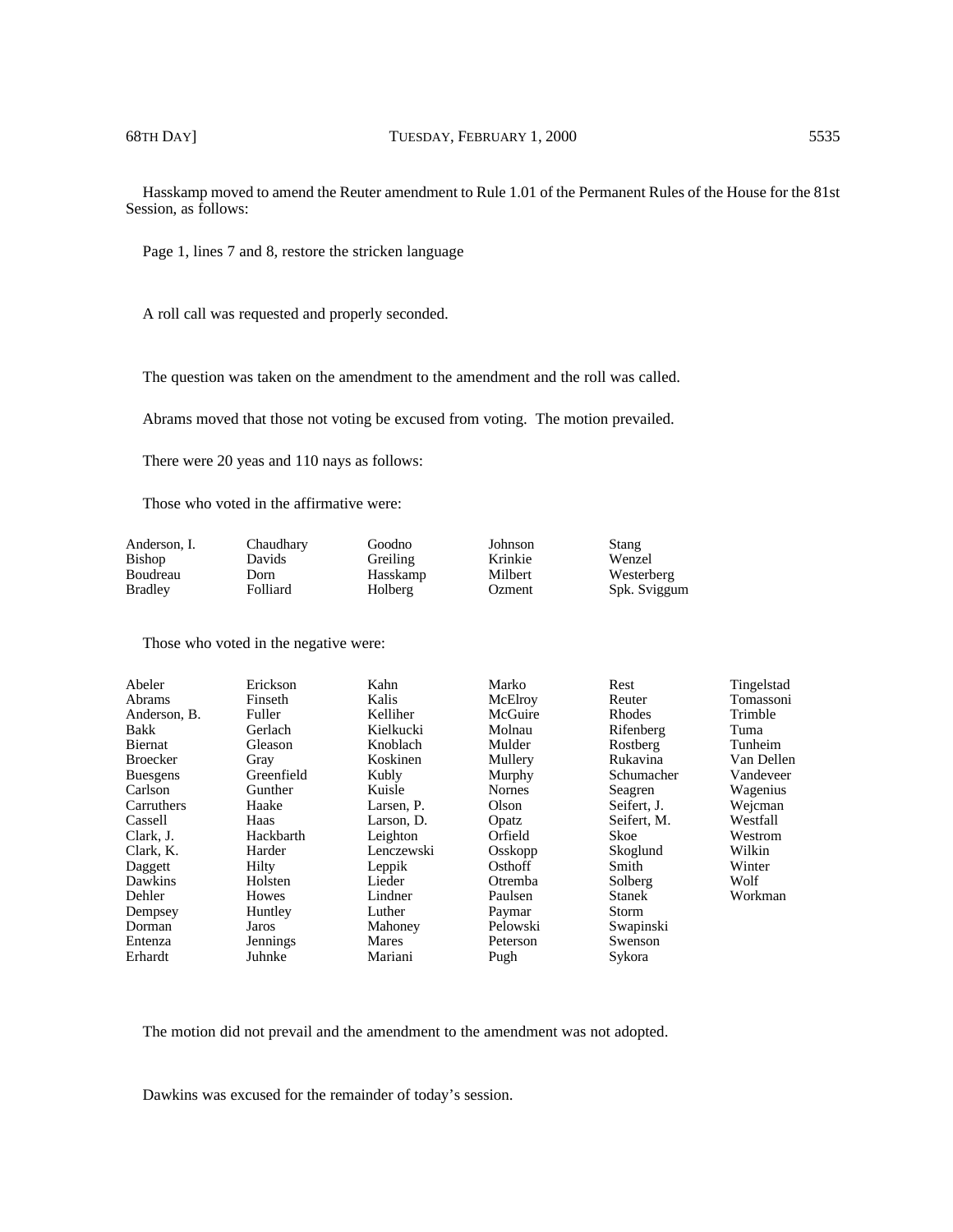Hasskamp moved to amend the Reuter amendment to Rule 1.01 of the Permanent Rules of the House for the 81st Session, as follows:

Page 1, lines 7 and 8, restore the stricken language

A roll call was requested and properly seconded.

The question was taken on the amendment to the amendment and the roll was called.

Abrams moved that those not voting be excused from voting. The motion prevailed.

There were 20 yeas and 110 nays as follows:

Those who voted in the affirmative were:

| | | | | |
|---|---|---|---|---|
| Anderson, I. | Chaudhary | Goodno | Johnson | Stang |
| Bishop | Davids | Greiling | Krinkie | Wenzel |
| Boudreau | Dorn | Hasskamp | Milbert | Westerberg |
| Bradley | Folliard | Holberg | Ozment | Spk. Sviggum |

Those who voted in the negative were:

| | | | | | |
|---|---|---|---|---|---|
| Abeler | Erickson | Kahn | Marko | Rest | Tingelstad |
| Abrams | Finseth | Kalis | McElroy | Reuter | Tomassoni |
| Anderson, B. | Fuller | Kelliher | McGuire | Rhodes | Trimble |
| Bakk | Gerlach | Kielkucki | Molnau | Rifenberg | Tuma |
| Biernat | Gleason | Knoblach | Mulder | Rostberg | Tunheim |
| Broecker | Gray | Koskinen | Mullery | Rukavina | Van Dellen |
| Buesgens | Greenfield | Kubly | Murphy | Schumacher | Vandeveer |
| Carlson | Gunther | Kuisle | Nornes | Seagren | Wagenius |
| Carruthers | Haake | Larsen, P. | Olson | Seifert, J. | Wejcman |
| Cassell | Haas | Larson, D. | Opatz | Seifert, M. | Westfall |
| Clark, J. | Hackbarth | Leighton | Orfield | Skoe | Westrom |
| Clark, K. | Harder | Lenczewski | Osskopp | Skoglund | Wilkin |
| Daggett | Hilty | Leppik | Osthoff | Smith | Winter |
| Dawkins | Holsten | Lieder | Otremba | Solberg | Wolf |
| Dehler | Howes | Lindner | Paulsen | Stanek | Workman |
| Dempsey | Huntley | Luther | Paymar | Storm | |
| Dorman | Jaros | Mahoney | Pelowski | Swapinski | |
| Entenza | Jennings | Mares | Peterson | Swenson | |
| Erhardt | Juhnke | Mariani | Pugh | Sykora | |

The motion did not prevail and the amendment to the amendment was not adopted.

Dawkins was excused for the remainder of today's session.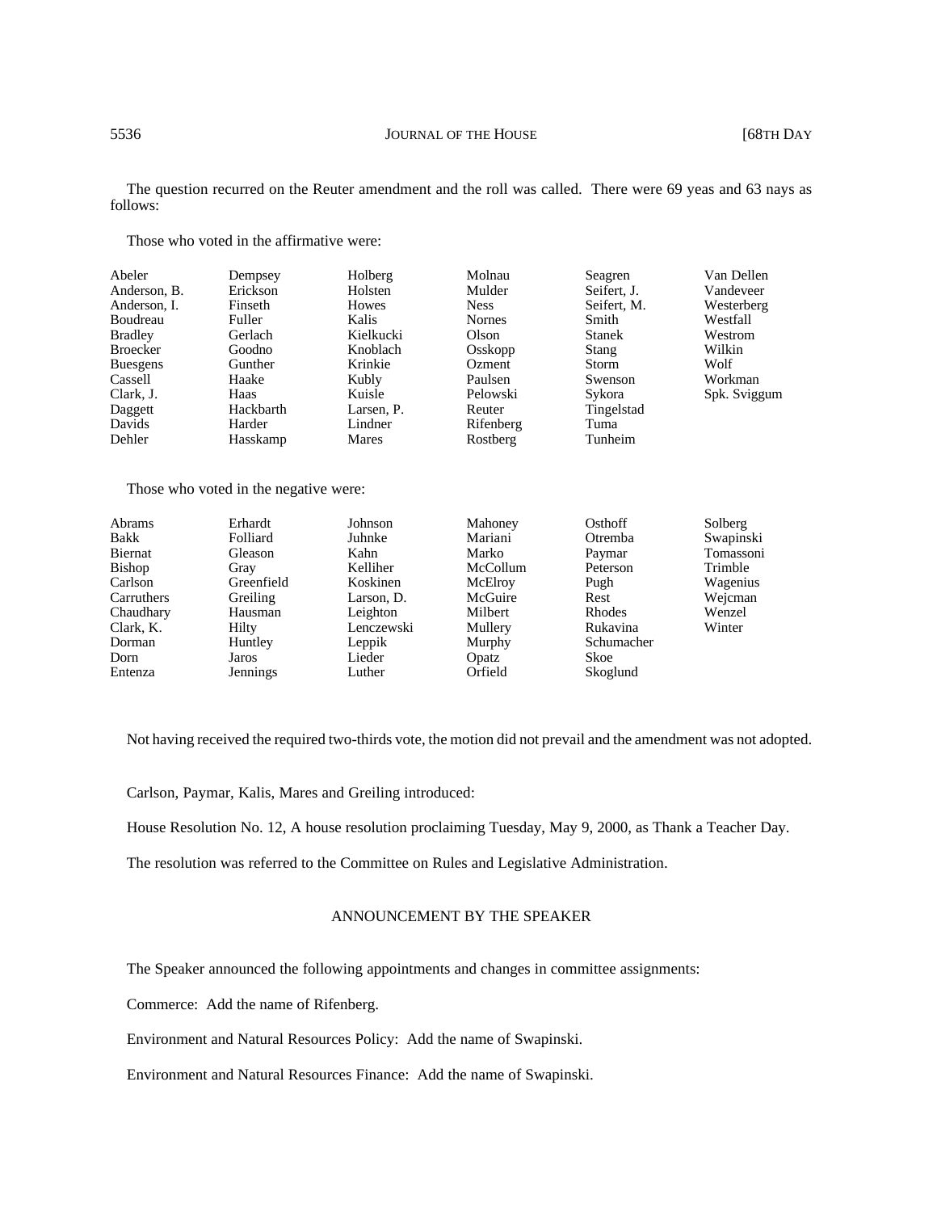The question recurred on the Reuter amendment and the roll was called. There were 69 yeas and 63 nays as follows:

Those who voted in the affirmative were:

| | | | | | |
|---|---|---|---|---|---|
| Abeler | Dempsey | Holberg | Molnau | Seagren | Van Dellen |
| Anderson, B. | Erickson | Holsten | Mulder | Seifert, J. | Vandeveer |
| Anderson, I. | Finseth | Howes | Ness | Seifert, M. | Westerberg |
| Boudreau | Fuller | Kalis | Nornes | Smith | Westfall |
| Bradley | Gerlach | Kielkucki | Olson | Stanek | Westrom |
| Broecker | Goodno | Knoblach | Osskopp | Stang | Wilkin |
| Buesgens | Gunther | Krinkie | Ozment | Storm | Wolf |
| Cassell | Haake | Kubly | Paulsen | Swenson | Workman |
| Clark, J. | Haas | Kuisle | Pelowski | Sykora | Spk. Sviggum |
| Daggett | Hackbarth | Larsen, P. | Reuter | Tingelstad | |
| Davids | Harder | Lindner | Rifenberg | Tuma | |
| Dehler | Hasskamp | Mares | Rostberg | Tunheim | |

Those who voted in the negative were:

| | | | | | |
|---|---|---|---|---|---|
| Abrams | Erhardt | Johnson | Mahoney | Osthoff | Solberg |
| Bakk | Folliard | Juhnke | Mariani | Otremba | Swapinski |
| Biernat | Gleason | Kahn | Marko | Paymar | Tomassoni |
| Bishop | Gray | Kelliher | McCollum | Peterson | Trimble |
| Carlson | Greenfield | Koskinen | McElroy | Pugh | Wagenius |
| Carruthers | Greiling | Larson, D. | McGuire | Rest | Wejcman |
| Chaudhary | Hausman | Leighton | Milbert | Rhodes | Wenzel |
| Clark, K. | Hilty | Lenczewski | Mullery | Rukavina | Winter |
| Dorman | Huntley | Leppik | Murphy | Schumacher | |
| Dorn | Jaros | Lieder | Opatz | Skoe | |
| Entenza | Jennings | Luther | Orfield | Skoglund | |

Not having received the required two-thirds vote, the motion did not prevail and the amendment was not adopted.

Carlson, Paymar, Kalis, Mares and Greiling introduced:

House Resolution No. 12, A house resolution proclaiming Tuesday, May 9, 2000, as Thank a Teacher Day.

The resolution was referred to the Committee on Rules and Legislative Administration.

## ANNOUNCEMENT BY THE SPEAKER

The Speaker announced the following appointments and changes in committee assignments:

Commerce: Add the name of Rifenberg.

Environment and Natural Resources Policy: Add the name of Swapinski.

Environment and Natural Resources Finance: Add the name of Swapinski.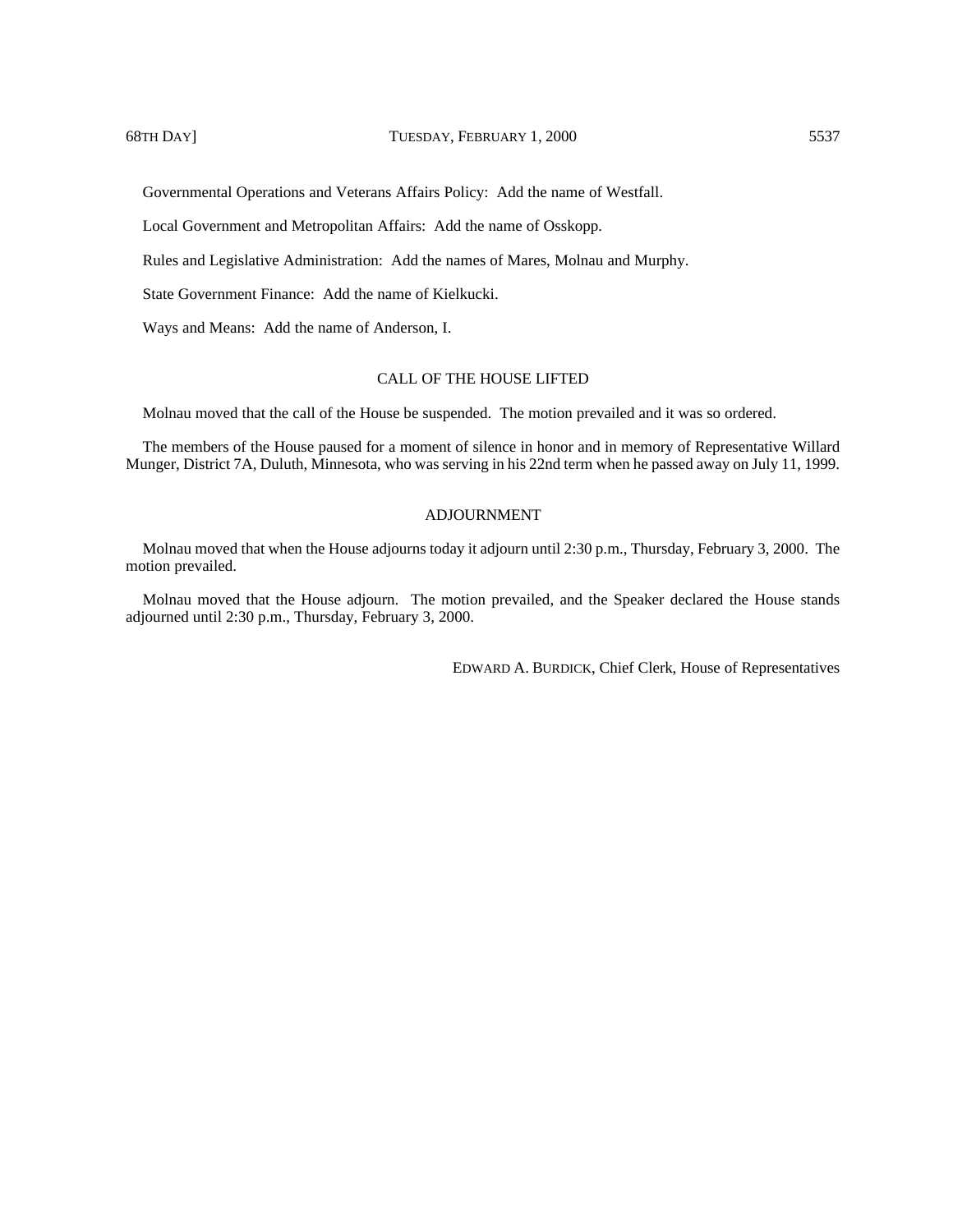Governmental Operations and Veterans Affairs Policy: Add the name of Westfall.

Local Government and Metropolitan Affairs: Add the name of Osskopp.

Rules and Legislative Administration: Add the names of Mares, Molnau and Murphy.

State Government Finance: Add the name of Kielkucki.

Ways and Means: Add the name of Anderson, I.

## CALL OF THE HOUSE LIFTED

Molnau moved that the call of the House be suspended. The motion prevailed and it was so ordered.

The members of the House paused for a moment of silence in honor and in memory of Representative Willard Munger, District 7A, Duluth, Minnesota, who was serving in his 22nd term when he passed away on July 11, 1999.

## ADJOURNMENT

Molnau moved that when the House adjourns today it adjourn until 2:30 p.m., Thursday, February 3, 2000. The motion prevailed.

Molnau moved that the House adjourn. The motion prevailed, and the Speaker declared the House stands adjourned until 2:30 p.m., Thursday, February 3, 2000.

EDWARD A. BURDICK, Chief Clerk, House of Representatives